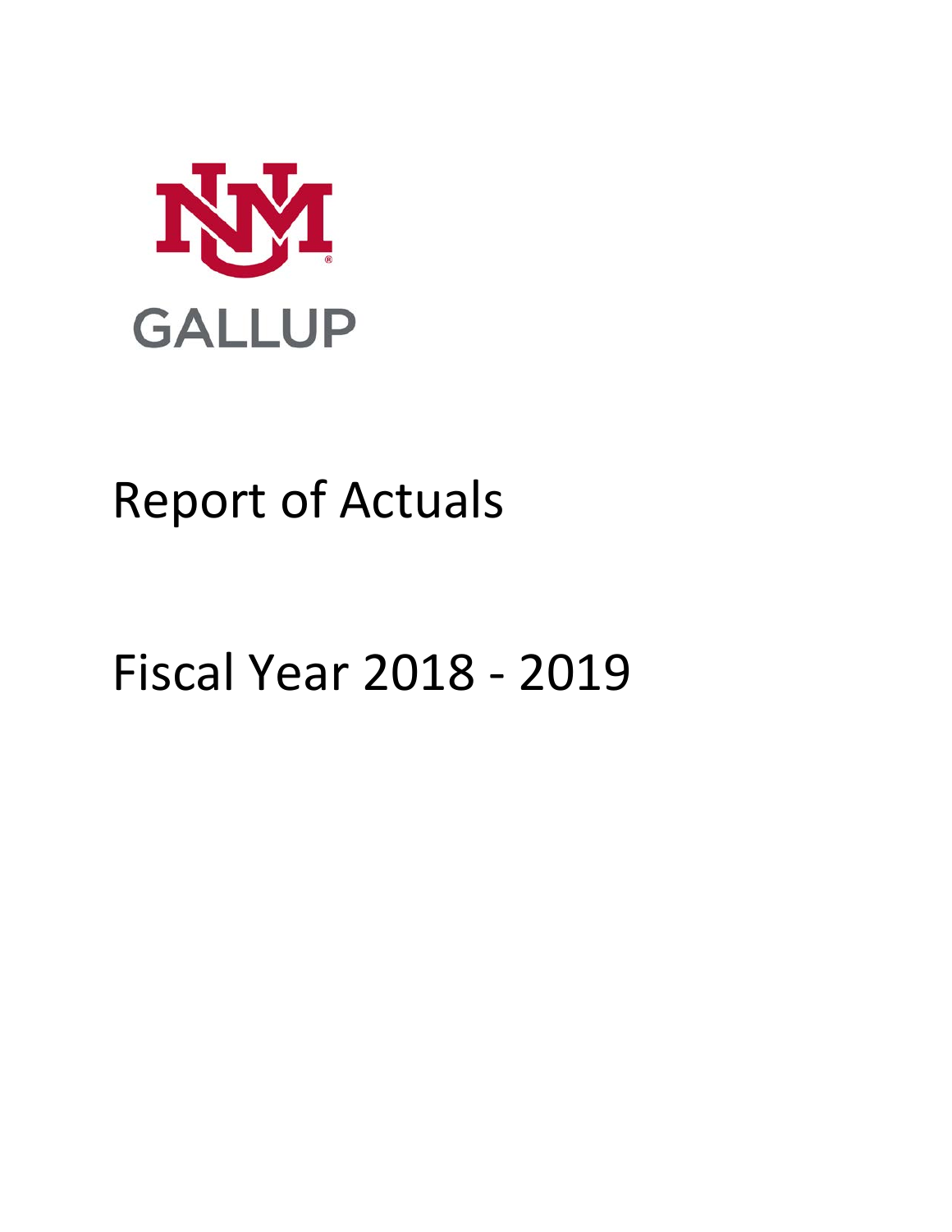GALLUP

# Report of Actuals

# Fiscal Year 2018 - 2019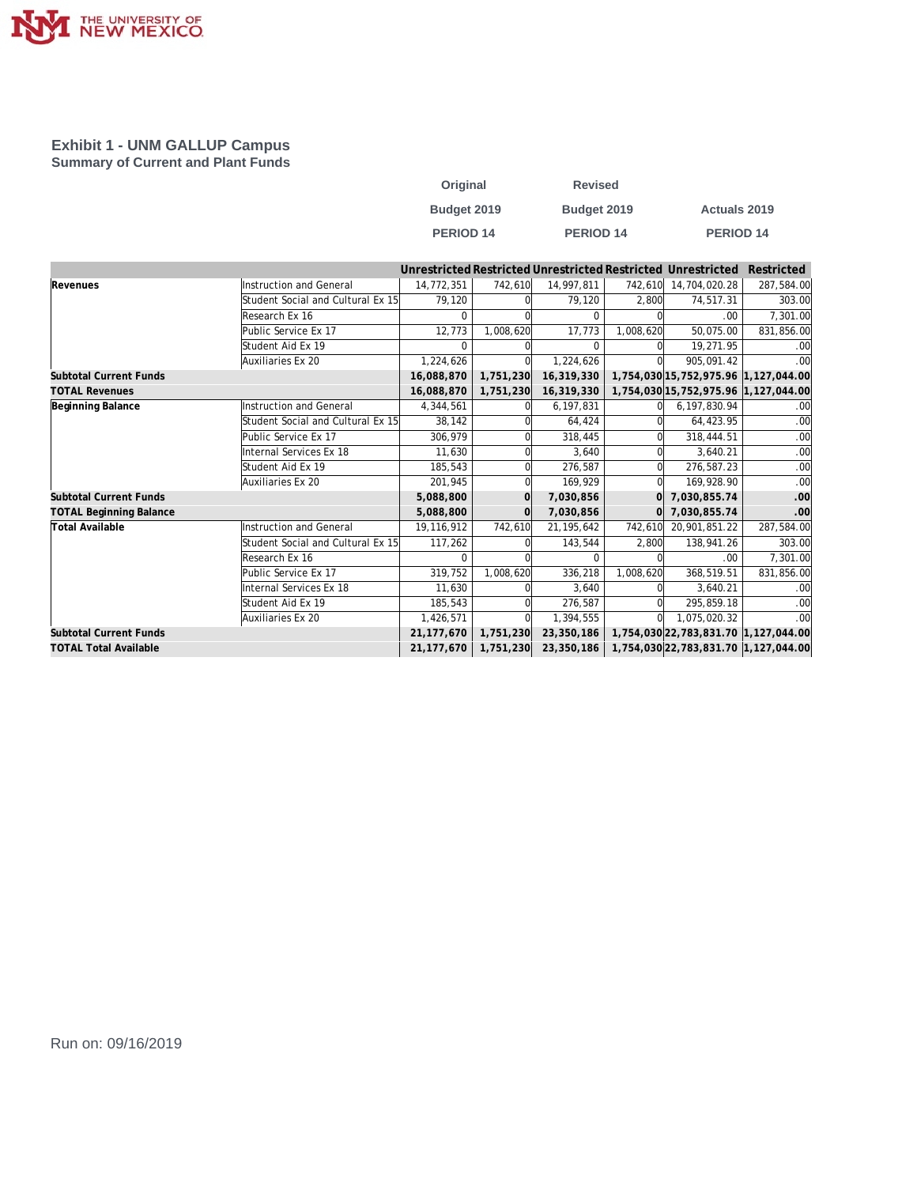THE UNIVERSITY OF NEW MEXICO

## Exhibit 1 - UNM GALLUP Campus

### Summary of Current and Plant Funds

| | | Original Budget 2019 PERIOD 14 | | Revised Budget 2019 PERIOD 14 | | Actuals 2019 PERIOD 14 | |
|---|---|---|---|---|---|---|---|
| | | Unrestricted | Restricted | Unrestricted | Restricted | Unrestricted | Restricted |
| **Revenues** | Instruction and General | 14,772,351 | 742,610 | 14,997,811 | 742,610 | 14,704,020.28 | 287,584.00 |
| | Student Social and Cultural Ex 15 | 79,120 | 0 | 79,120 | 2,800 | 74,517.31 | 303.00 |
| | Research Ex 16 | 0 | 0 | 0 | 0 | .00 | 7,301.00 |
| | Public Service Ex 17 | 12,773 | 1,008,620 | 17,773 | 1,008,620 | 50,075.00 | 831,856.00 |
| | Student Aid Ex 19 | 0 | 0 | 0 | 0 | 19,271.95 | .00 |
| | Auxiliaries Ex 20 | 1,224,626 | 0 | 1,224,626 | 0 | 905,091.42 | .00 |
| **Subtotal Current Funds** | | **16,088,870** | **1,751,230** | **16,319,330** | **1,754,030** | **15,752,975.96** | **1,127,044.00** |
| **TOTAL Revenues** | | **16,088,870** | **1,751,230** | **16,319,330** | **1,754,030** | **15,752,975.96** | **1,127,044.00** |
| **Beginning Balance** | Instruction and General | 4,344,561 | 0 | 6,197,831 | 0 | 6,197,830.94 | .00 |
| | Student Social and Cultural Ex 15 | 38,142 | 0 | 64,424 | 0 | 64,423.95 | .00 |
| | Public Service Ex 17 | 306,979 | 0 | 318,445 | 0 | 318,444.51 | .00 |
| | Internal Services Ex 18 | 11,630 | 0 | 3,640 | 0 | 3,640.21 | .00 |
| | Student Aid Ex 19 | 185,543 | 0 | 276,587 | 0 | 276,587.23 | .00 |
| | Auxiliaries Ex 20 | 201,945 | 0 | 169,929 | 0 | 169,928.90 | .00 |
| **Subtotal Current Funds** | | **5,088,800** | **0** | **7,030,856** | **0** | **7,030,855.74** | **.00** |
| **TOTAL Beginning Balance** | | **5,088,800** | **0** | **7,030,856** | **0** | **7,030,855.74** | **.00** |
| **Total Available** | Instruction and General | 19,116,912 | 742,610 | 21,195,642 | 742,610 | 20,901,851.22 | 287,584.00 |
| | Student Social and Cultural Ex 15 | 117,262 | 0 | 143,544 | 2,800 | 138,941.26 | 303.00 |
| | Research Ex 16 | 0 | 0 | 0 | 0 | .00 | 7,301.00 |
| | Public Service Ex 17 | 319,752 | 1,008,620 | 336,218 | 1,008,620 | 368,519.51 | 831,856.00 |
| | Internal Services Ex 18 | 11,630 | 0 | 3,640 | 0 | 3,640.21 | .00 |
| | Student Aid Ex 19 | 185,543 | 0 | 276,587 | 0 | 295,859.18 | .00 |
| | Auxiliaries Ex 20 | 1,426,571 | 0 | 1,394,555 | 0 | 1,075,020.32 | .00 |
| **Subtotal Current Funds** | | **21,177,670** | **1,751,230** | **23,350,186** | **1,754,030** | **22,783,831.70** | **1,127,044.00** |
| **TOTAL Total Available** | | **21,177,670** | **1,751,230** | **23,350,186** | **1,754,030** | **22,783,831.70** | **1,127,044.00** |

Run on: 09/16/2019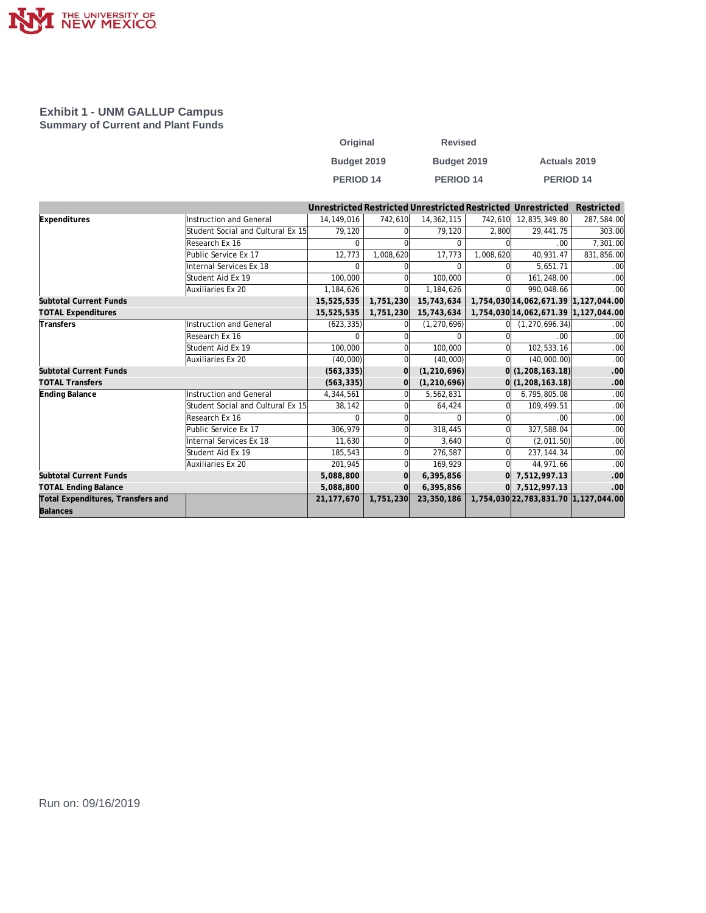# Exhibit 1 - UNM GALLUP Campus

## Summary of Current and Plant Funds

| | | Original Budget 2019 PERIOD 14 | | Revised Budget 2019 PERIOD 14 | | Actuals 2019 PERIOD 14 | |
|---|---|---|---|---|---|---|---|
| | | Unrestricted | Restricted | Unrestricted | Restricted | Unrestricted | Restricted |
| **Expenditures** | Instruction and General | 14,149,016 | 742,610 | 14,362,115 | 742,610 | 12,835,349.80 | 287,584.00 |
| | Student Social and Cultural Ex 15 | 79,120 | 0 | 79,120 | 2,800 | 29,441.75 | 303.00 |
| | Research Ex 16 | 0 | 0 | 0 | 0 | .00 | 7,301.00 |
| | Public Service Ex 17 | 12,773 | 1,008,620 | 17,773 | 1,008,620 | 40,931.47 | 831,856.00 |
| | Internal Services Ex 18 | 0 | 0 | 0 | 0 | 5,651.71 | .00 |
| | Student Aid Ex 19 | 100,000 | 0 | 100,000 | 0 | 161,248.00 | .00 |
| | Auxiliaries Ex 20 | 1,184,626 | 0 | 1,184,626 | 0 | 990,048.66 | .00 |
| **Subtotal Current Funds** | | **15,525,535** | **1,751,230** | **15,743,634** | **1,754,030** | **14,062,671.39** | **1,127,044.00** |
| **TOTAL Expenditures** | | **15,525,535** | **1,751,230** | **15,743,634** | **1,754,030** | **14,062,671.39** | **1,127,044.00** |
| **Transfers** | Instruction and General | (623,335) | 0 | (1,270,696) | 0 | (1,270,696.34) | .00 |
| | Research Ex 16 | 0 | 0 | 0 | 0 | .00 | .00 |
| | Student Aid Ex 19 | 100,000 | 0 | 100,000 | 0 | 102,533.16 | .00 |
| | Auxiliaries Ex 20 | (40,000) | 0 | (40,000) | 0 | (40,000.00) | .00 |
| **Subtotal Current Funds** | | **(563,335)** | **0** | **(1,210,696)** | **0** | **(1,208,163.18)** | **.00** |
| **TOTAL Transfers** | | **(563,335)** | **0** | **(1,210,696)** | **0** | **(1,208,163.18)** | **.00** |
| **Ending Balance** | Instruction and General | 4,344,561 | 0 | 5,562,831 | 0 | 6,795,805.08 | .00 |
| | Student Social and Cultural Ex 15 | 38,142 | 0 | 64,424 | 0 | 109,499.51 | .00 |
| | Research Ex 16 | 0 | 0 | 0 | 0 | .00 | .00 |
| | Public Service Ex 17 | 306,979 | 0 | 318,445 | 0 | 327,588.04 | .00 |
| | Internal Services Ex 18 | 11,630 | 0 | 3,640 | 0 | (2,011.50) | .00 |
| | Student Aid Ex 19 | 185,543 | 0 | 276,587 | 0 | 237,144.34 | .00 |
| | Auxiliaries Ex 20 | 201,945 | 0 | 169,929 | 0 | 44,971.66 | .00 |
| **Subtotal Current Funds** | | **5,088,800** | **0** | **6,395,856** | **0** | **7,512,997.13** | **.00** |
| **TOTAL Ending Balance** | | **5,088,800** | **0** | **6,395,856** | **0** | **7,512,997.13** | **.00** |
| **Total Expenditures, Transfers and Balances** | | **21,177,670** | **1,751,230** | **23,350,186** | **1,754,030** | **22,783,831.70** | **1,127,044.00** |

Run on: 09/16/2019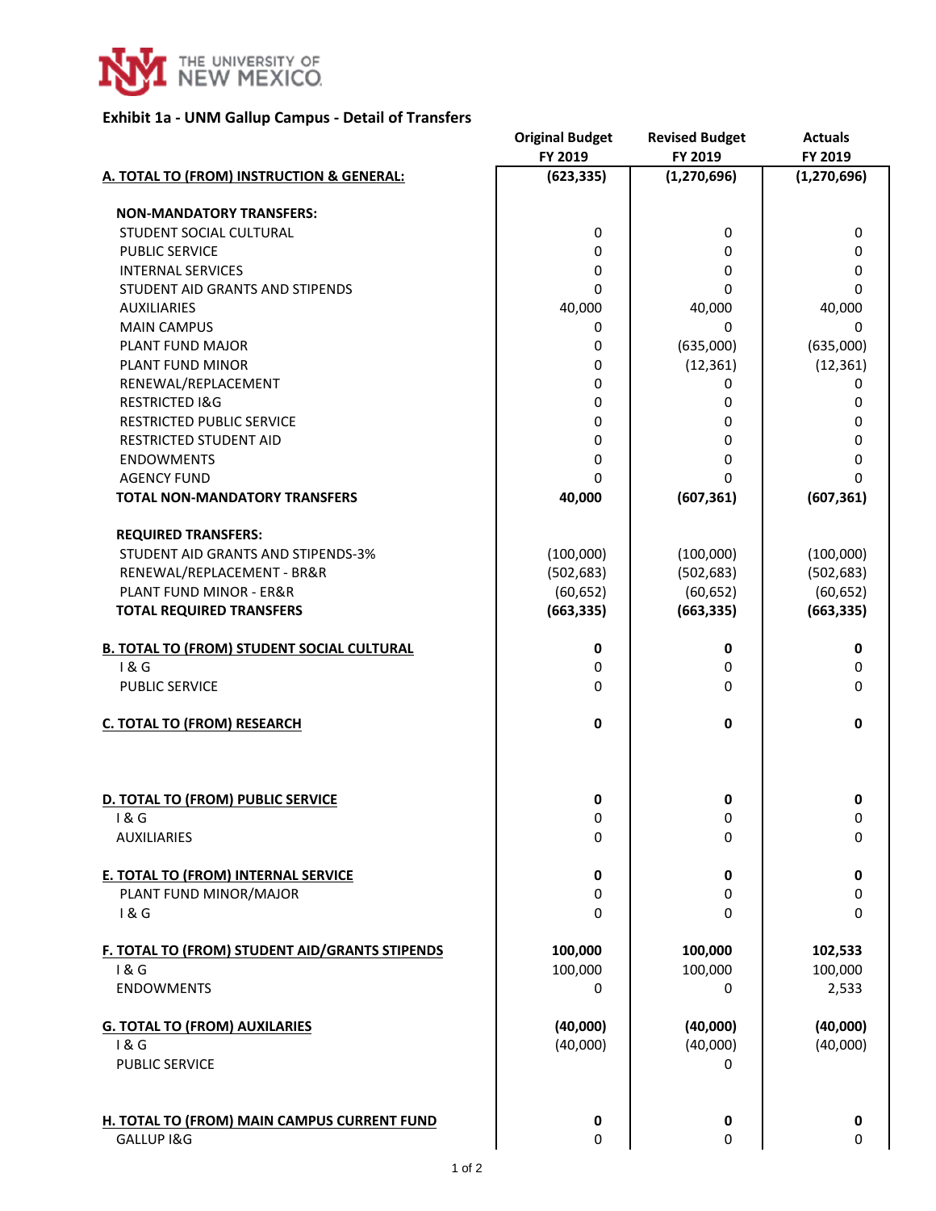THE UNIVERSITY OF NEW MEXICO

**Exhibit 1a - UNM Gallup Campus - Detail of Transfers**

| | Original Budget FY 2019 | Revised Budget FY 2019 | Actuals FY 2019 |
|---|---|---|---|
| **A. TOTAL TO (FROM) INSTRUCTION & GENERAL:** | **(623,335)** | **(1,270,696)** | **(1,270,696)** |
| | | | |
| **NON-MANDATORY TRANSFERS:** | | | |
| STUDENT SOCIAL CULTURAL | 0 | 0 | 0 |
| PUBLIC SERVICE | 0 | 0 | 0 |
| INTERNAL SERVICES | 0 | 0 | 0 |
| STUDENT AID GRANTS AND STIPENDS | 0 | 0 | 0 |
| AUXILIARIES | 40,000 | 40,000 | 40,000 |
| MAIN CAMPUS | 0 | 0 | 0 |
| PLANT FUND MAJOR | 0 | (635,000) | (635,000) |
| PLANT FUND MINOR | 0 | (12,361) | (12,361) |
| RENEWAL/REPLACEMENT | 0 | 0 | 0 |
| RESTRICTED I&G | 0 | 0 | 0 |
| RESTRICTED PUBLIC SERVICE | 0 | 0 | 0 |
| RESTRICTED STUDENT AID | 0 | 0 | 0 |
| ENDOWMENTS | 0 | 0 | 0 |
| AGENCY FUND | 0 | 0 | 0 |
| **TOTAL NON-MANDATORY TRANSFERS** | **40,000** | **(607,361)** | **(607,361)** |
| | | | |
| **REQUIRED TRANSFERS:** | | | |
| STUDENT AID GRANTS AND STIPENDS-3% | (100,000) | (100,000) | (100,000) |
| RENEWAL/REPLACEMENT - BR&R | (502,683) | (502,683) | (502,683) |
| PLANT FUND MINOR - ER&R | (60,652) | (60,652) | (60,652) |
| **TOTAL REQUIRED TRANSFERS** | **(663,335)** | **(663,335)** | **(663,335)** |
| | | | |
| **B. TOTAL TO (FROM) STUDENT SOCIAL CULTURAL** | **0** | **0** | **0** |
| I & G | 0 | 0 | 0 |
| PUBLIC SERVICE | 0 | 0 | 0 |
| | | | |
| **C. TOTAL TO (FROM) RESEARCH** | **0** | **0** | **0** |
| | | | |
| **D. TOTAL TO (FROM) PUBLIC SERVICE** | **0** | **0** | **0** |
| I & G | 0 | 0 | 0 |
| AUXILIARIES | 0 | 0 | 0 |
| | | | |
| **E. TOTAL TO (FROM) INTERNAL SERVICE** | **0** | **0** | **0** |
| PLANT FUND MINOR/MAJOR | 0 | 0 | 0 |
| I & G | 0 | 0 | 0 |
| | | | |
| **F. TOTAL TO (FROM) STUDENT AID/GRANTS STIPENDS** | **100,000** | **100,000** | **102,533** |
| I & G | 100,000 | 100,000 | 100,000 |
| ENDOWMENTS | 0 | 0 | 2,533 |
| | | | |
| **G. TOTAL TO (FROM) AUXILARIES** | **(40,000)** | **(40,000)** | **(40,000)** |
| I & G | (40,000) | (40,000) | (40,000) |
| PUBLIC SERVICE | | 0 | |
| | | | |
| **H. TOTAL TO (FROM) MAIN CAMPUS CURRENT FUND** | **0** | **0** | **0** |
| GALLUP I&G | 0 | 0 | 0 |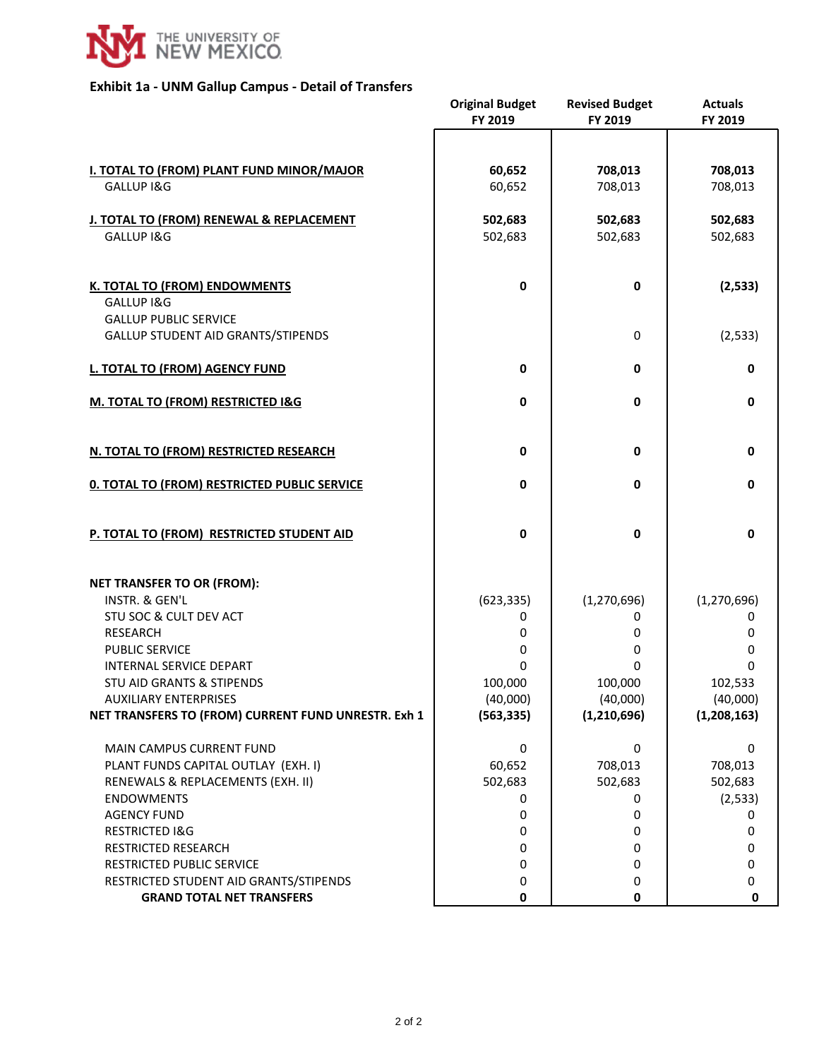THE UNIVERSITY OF NEW MEXICO

## Exhibit 1a - UNM Gallup Campus - Detail of Transfers

| | Original Budget FY 2019 | Revised Budget FY 2019 | Actuals FY 2019 |
|---|---|---|---|
| **I. TOTAL TO (FROM) PLANT FUND MINOR/MAJOR** | **60,652** | **708,013** | **708,013** |
| GALLUP I&G | 60,652 | 708,013 | 708,013 |
| **J. TOTAL TO (FROM) RENEWAL & REPLACEMENT** | **502,683** | **502,683** | **502,683** |
| GALLUP I&G | 502,683 | 502,683 | 502,683 |
| **K. TOTAL TO (FROM) ENDOWMENTS** | **0** | **0** | **(2,533)** |
| GALLUP I&G | | | |
| GALLUP PUBLIC SERVICE | | | |
| GALLUP STUDENT AID GRANTS/STIPENDS | | 0 | (2,533) |
| **L. TOTAL TO (FROM) AGENCY FUND** | **0** | **0** | **0** |
| **M. TOTAL TO (FROM) RESTRICTED I&G** | **0** | **0** | **0** |
| **N. TOTAL TO (FROM) RESTRICTED RESEARCH** | **0** | **0** | **0** |
| **0. TOTAL TO (FROM) RESTRICTED PUBLIC SERVICE** | **0** | **0** | **0** |
| **P. TOTAL TO (FROM) RESTRICTED STUDENT AID** | **0** | **0** | **0** |
| **NET TRANSFER TO OR (FROM):** | | | |
| INSTR. & GEN'L | (623,335) | (1,270,696) | (1,270,696) |
| STU SOC & CULT DEV ACT | 0 | 0 | 0 |
| RESEARCH | 0 | 0 | 0 |
| PUBLIC SERVICE | 0 | 0 | 0 |
| INTERNAL SERVICE DEPART | 0 | 0 | 0 |
| STU AID GRANTS & STIPENDS | 100,000 | 100,000 | 102,533 |
| AUXILIARY ENTERPRISES | (40,000) | (40,000) | (40,000) |
| **NET TRANSFERS TO (FROM) CURRENT FUND UNRESTR. Exh 1** | **(563,335)** | **(1,210,696)** | **(1,208,163)** |
| MAIN CAMPUS CURRENT FUND | 0 | 0 | 0 |
| PLANT FUNDS CAPITAL OUTLAY (EXH. I) | 60,652 | 708,013 | 708,013 |
| RENEWALS & REPLACEMENTS (EXH. II) | 502,683 | 502,683 | 502,683 |
| ENDOWMENTS | 0 | 0 | (2,533) |
| AGENCY FUND | 0 | 0 | 0 |
| RESTRICTED I&G | 0 | 0 | 0 |
| RESTRICTED RESEARCH | 0 | 0 | 0 |
| RESTRICTED PUBLIC SERVICE | 0 | 0 | 0 |
| RESTRICTED STUDENT AID GRANTS/STIPENDS | 0 | 0 | 0 |
| **GRAND TOTAL NET TRANSFERS** | **0** | **0** | **0** |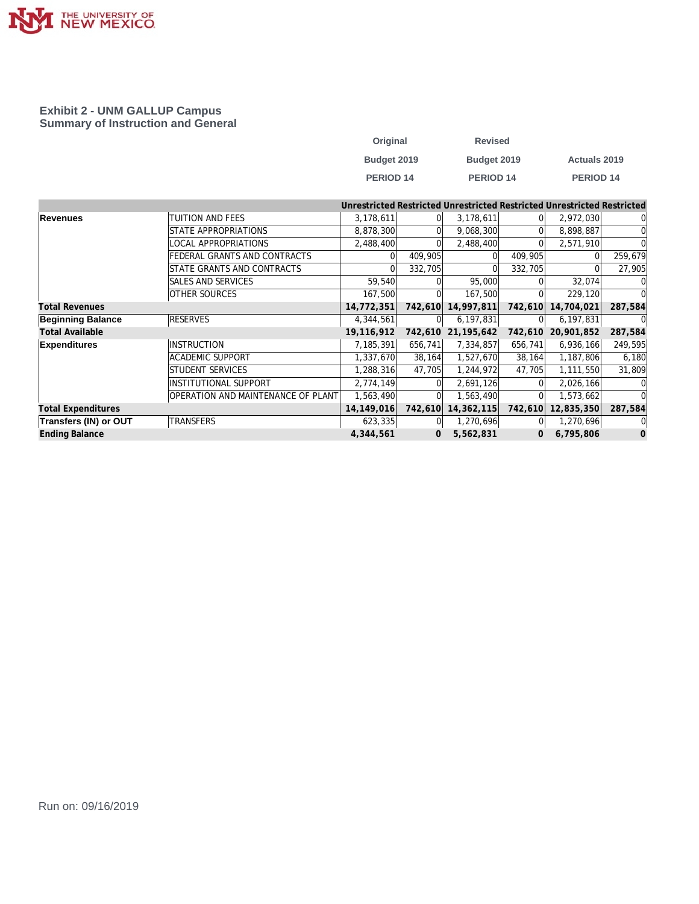## Exhibit 2 - UNM GALLUP Campus
### Summary of Instruction and General

| | | Original Budget 2019 PERIOD 14 | | Revised Budget 2019 PERIOD 14 | | Actuals 2019 PERIOD 14 | |
|---|---|---|---|---|---|---|---|
| | | Unrestricted | Restricted | Unrestricted | Restricted | Unrestricted | Restricted |
| **Revenues** | TUITION AND FEES | 3,178,611 | 0 | 3,178,611 | 0 | 2,972,030 | 0 |
| | STATE APPROPRIATIONS | 8,878,300 | 0 | 9,068,300 | 0 | 8,898,887 | 0 |
| | LOCAL APPROPRIATIONS | 2,488,400 | 0 | 2,488,400 | 0 | 2,571,910 | 0 |
| | FEDERAL GRANTS AND CONTRACTS | 0 | 409,905 | 0 | 409,905 | 0 | 259,679 |
| | STATE GRANTS AND CONTRACTS | 0 | 332,705 | 0 | 332,705 | 0 | 27,905 |
| | SALES AND SERVICES | 59,540 | 0 | 95,000 | 0 | 32,074 | 0 |
| | OTHER SOURCES | 167,500 | 0 | 167,500 | 0 | 229,120 | 0 |
| **Total Revenues** | | **14,772,351** | **742,610** | **14,997,811** | **742,610** | **14,704,021** | **287,584** |
| **Beginning Balance** | RESERVES | 4,344,561 | 0 | 6,197,831 | 0 | 6,197,831 | 0 |
| **Total Available** | | **19,116,912** | **742,610** | **21,195,642** | **742,610** | **20,901,852** | **287,584** |
| **Expenditures** | INSTRUCTION | 7,185,391 | 656,741 | 7,334,857 | 656,741 | 6,936,166 | 249,595 |
| | ACADEMIC SUPPORT | 1,337,670 | 38,164 | 1,527,670 | 38,164 | 1,187,806 | 6,180 |
| | STUDENT SERVICES | 1,288,316 | 47,705 | 1,244,972 | 47,705 | 1,111,550 | 31,809 |
| | INSTITUTIONAL SUPPORT | 2,774,149 | 0 | 2,691,126 | 0 | 2,026,166 | 0 |
| | OPERATION AND MAINTENANCE OF PLANT | 1,563,490 | 0 | 1,563,490 | 0 | 1,573,662 | 0 |
| **Total Expenditures** | | **14,149,016** | **742,610** | **14,362,115** | **742,610** | **12,835,350** | **287,584** |
| **Transfers (IN) or OUT** | TRANSFERS | 623,335 | 0 | 1,270,696 | 0 | 1,270,696 | 0 |
| **Ending Balance** | | **4,344,561** | **0** | **5,562,831** | **0** | **6,795,806** | **0** |

Run on: 09/16/2019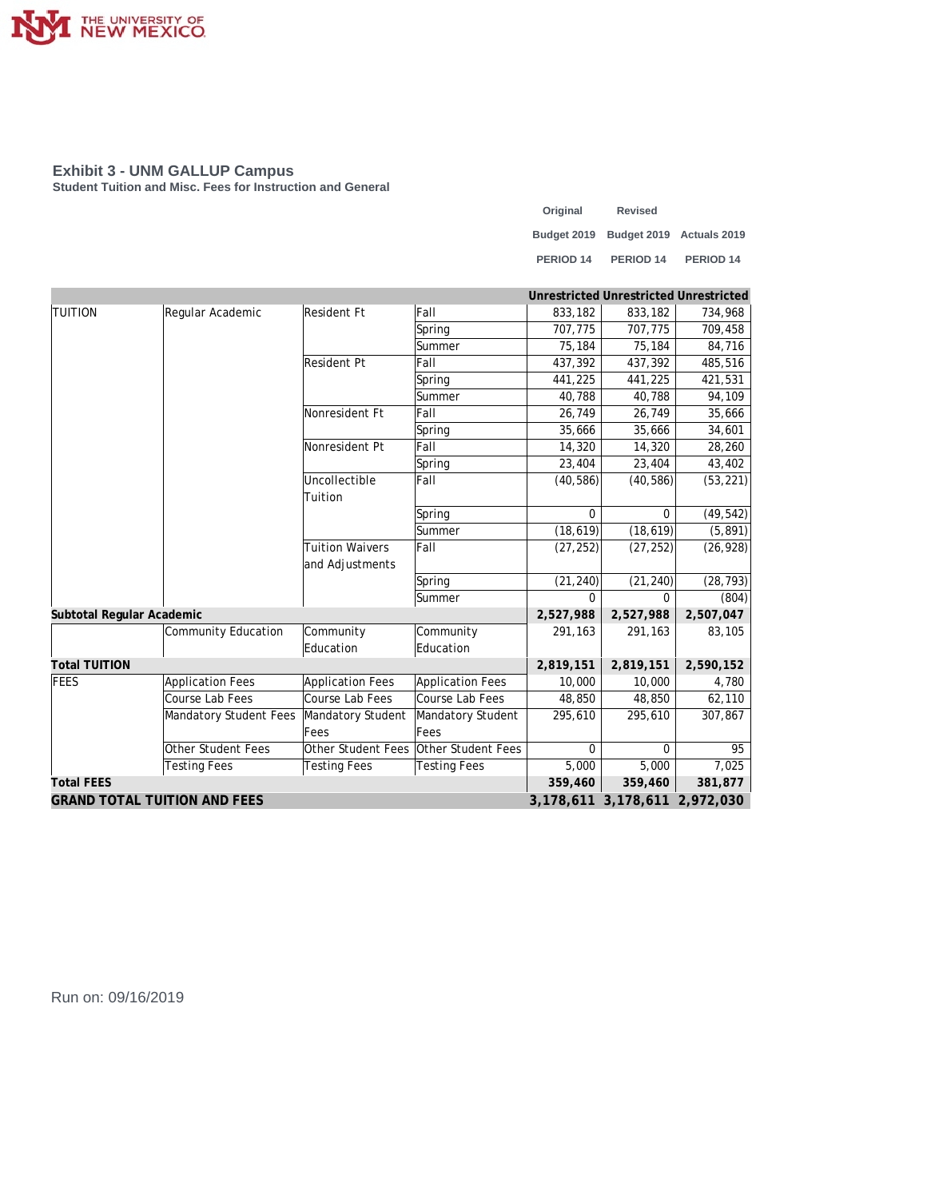## Exhibit 3 - UNM GALLUP Campus

**Student Tuition and Misc. Fees for Instruction and General**

| | | | | Original Budget 2019 PERIOD 14 | Revised Budget 2019 PERIOD 14 | Actuals 2019 PERIOD 14 |
|---|---|---|---|---|---|---|
| | | | | **Unrestricted** | **Unrestricted** | **Unrestricted** |
| TUITION | Regular Academic | Resident Ft | Fall | 833,182 | 833,182 | 734,968 |
| | | | Spring | 707,775 | 707,775 | 709,458 |
| | | | Summer | 75,184 | 75,184 | 84,716 |
| | | Resident Pt | Fall | 437,392 | 437,392 | 485,516 |
| | | | Spring | 441,225 | 441,225 | 421,531 |
| | | | Summer | 40,788 | 40,788 | 94,109 |
| | | Nonresident Ft | Fall | 26,749 | 26,749 | 35,666 |
| | | | Spring | 35,666 | 35,666 | 34,601 |
| | | Nonresident Pt | Fall | 14,320 | 14,320 | 28,260 |
| | | | Spring | 23,404 | 23,404 | 43,402 |
| | | Uncollectible Tuition | Fall | (40,586) | (40,586) | (53,221) |
| | | | Spring | 0 | 0 | (49,542) |
| | | | Summer | (18,619) | (18,619) | (5,891) |
| | | Tuition Waivers and Adjustments | Fall | (27,252) | (27,252) | (26,928) |
| | | | Spring | (21,240) | (21,240) | (28,793) |
| | | | Summer | 0 | 0 | (804) |
| **Subtotal Regular Academic** | | | | **2,527,988** | **2,527,988** | **2,507,047** |
| | Community Education | Community Education | Community Education | 291,163 | 291,163 | 83,105 |
| **Total TUITION** | | | | **2,819,151** | **2,819,151** | **2,590,152** |
| FEES | Application Fees | Application Fees | Application Fees | 10,000 | 10,000 | 4,780 |
| | Course Lab Fees | Course Lab Fees | Course Lab Fees | 48,850 | 48,850 | 62,110 |
| | Mandatory Student Fees | Mandatory Student Fees | Mandatory Student Fees | 295,610 | 295,610 | 307,867 |
| | Other Student Fees | Other Student Fees | Other Student Fees | 0 | 0 | 95 |
| | Testing Fees | Testing Fees | Testing Fees | 5,000 | 5,000 | 7,025 |
| **Total FEES** | | | | **359,460** | **359,460** | **381,877** |
| **GRAND TOTAL TUITION AND FEES** | | | | **3,178,611** | **3,178,611** | **2,972,030** |

Run on: 09/16/2019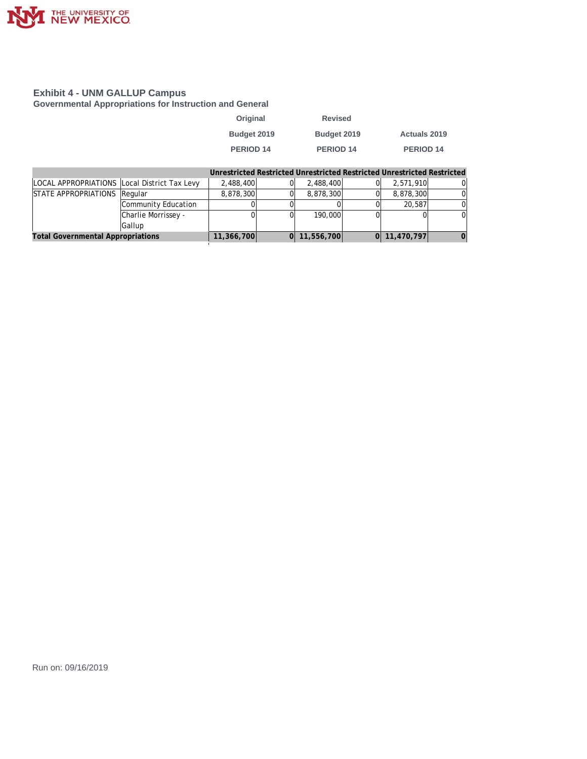THE UNIVERSITY OF NEW MEXICO

## Exhibit 4 - UNM GALLUP Campus

### Governmental Appropriations for Instruction and General

| | | Original Budget 2019 PERIOD 14 | | Revised Budget 2019 PERIOD 14 | | Actuals 2019 PERIOD 14 | |
|---|---|---|---|---|---|---|---|
| | | Unrestricted | Restricted | Unrestricted | Restricted | Unrestricted | Restricted |
| LOCAL APPROPRIATIONS | Local District Tax Levy | 2,488,400 | 0 | 2,488,400 | 0 | 2,571,910 | 0 |
| STATE APPROPRIATIONS | Regular | 8,878,300 | 0 | 8,878,300 | 0 | 8,878,300 | 0 |
| | Community Education | 0 | 0 | 0 | 0 | 20,587 | 0 |
| | Charlie Morrissey - Gallup | 0 | 0 | 190,000 | 0 | 0 | 0 |
| **Total Governmental Appropriations** | | **11,366,700** | **0** | **11,556,700** | **0** | **11,470,797** | **0** |

Run on: 09/16/2019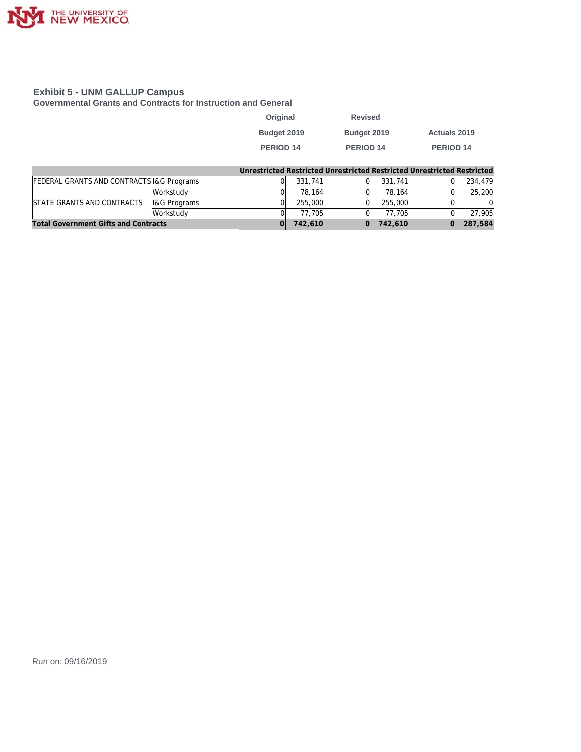# Exhibit 5 - UNM GALLUP Campus

## Governmental Grants and Contracts for Instruction and General

| | | Original Budget 2019 PERIOD 14 | | Revised Budget 2019 PERIOD 14 | | Actuals 2019 PERIOD 14 | |
|---|---|---|---|---|---|---|---|
| | | Unrestricted | Restricted | Unrestricted | Restricted | Unrestricted | Restricted |
| FEDERAL GRANTS AND CONTRACTS | I&G Programs | 0 | 331,741 | 0 | 331,741 | 0 | 234,479 |
| | Workstudy | 0 | 78,164 | 0 | 78,164 | 0 | 25,200 |
| STATE GRANTS AND CONTRACTS | I&G Programs | 0 | 255,000 | 0 | 255,000 | 0 | 0 |
| | Workstudy | 0 | 77,705 | 0 | 77,705 | 0 | 27,905 |
| **Total Government Gifts and Contracts** | | **0** | **742,610** | **0** | **742,610** | **0** | **287,584** |

Run on: 09/16/2019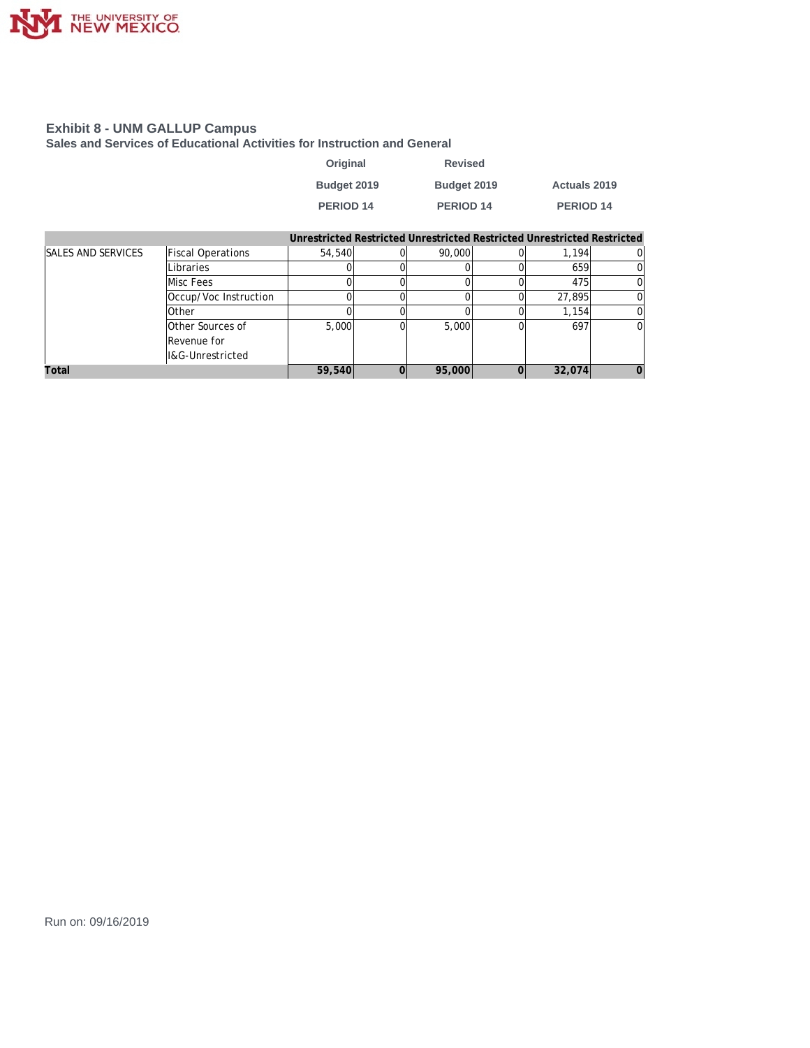## Exhibit 8 - UNM GALLUP Campus

### Sales and Services of Educational Activities for Instruction and General

| | | Original Budget 2019 PERIOD 14 | | Revised Budget 2019 PERIOD 14 | | Actuals 2019 PERIOD 14 | |
|---|---|---|---|---|---|---|---|
| | | Unrestricted | Restricted | Unrestricted | Restricted | Unrestricted | Restricted |
| SALES AND SERVICES | Fiscal Operations | 54,540 | 0 | 90,000 | 0 | 1,194 | 0 |
| | Libraries | 0 | 0 | 0 | 0 | 659 | 0 |
| | Misc Fees | 0 | 0 | 0 | 0 | 475 | 0 |
| | Occup/Voc Instruction | 0 | 0 | 0 | 0 | 27,895 | 0 |
| | Other | 0 | 0 | 0 | 0 | 1,154 | 0 |
| | Other Sources of Revenue for I&G-Unrestricted | 5,000 | 0 | 5,000 | 0 | 697 | 0 |
| **Total** | | **59,540** | **0** | **95,000** | **0** | **32,074** | **0** |

Run on: 09/16/2019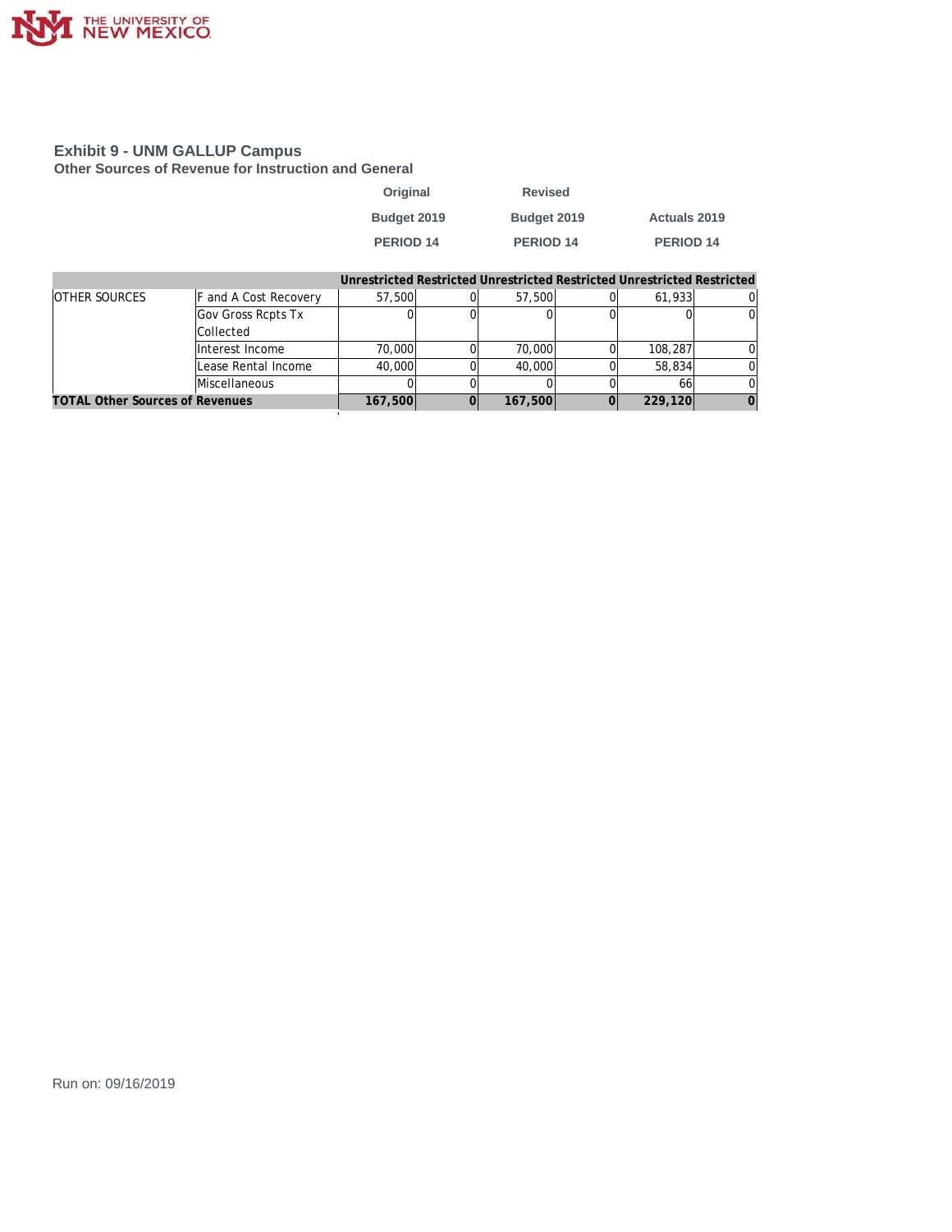## Exhibit 9 - UNM GALLUP Campus

### Other Sources of Revenue for Instruction and General

| | | Original Budget 2019 PERIOD 14 | | Revised Budget 2019 PERIOD 14 | | Actuals 2019 PERIOD 14 | |
|---|---|---|---|---|---|---|---|
| | | Unrestricted | Restricted | Unrestricted | Restricted | Unrestricted | Restricted |
| OTHER SOURCES | F and A Cost Recovery | 57,500 | 0 | 57,500 | 0 | 61,933 | 0 |
| | Gov Gross Rcpts Tx Collected | 0 | 0 | 0 | 0 | 0 | 0 |
| | Interest Income | 70,000 | 0 | 70,000 | 0 | 108,287 | 0 |
| | Lease Rental Income | 40,000 | 0 | 40,000 | 0 | 58,834 | 0 |
| | Miscellaneous | 0 | 0 | 0 | 0 | 66 | 0 |
| **TOTAL Other Sources of Revenues** | | **167,500** | **0** | **167,500** | **0** | **229,120** | **0** |

Run on: 09/16/2019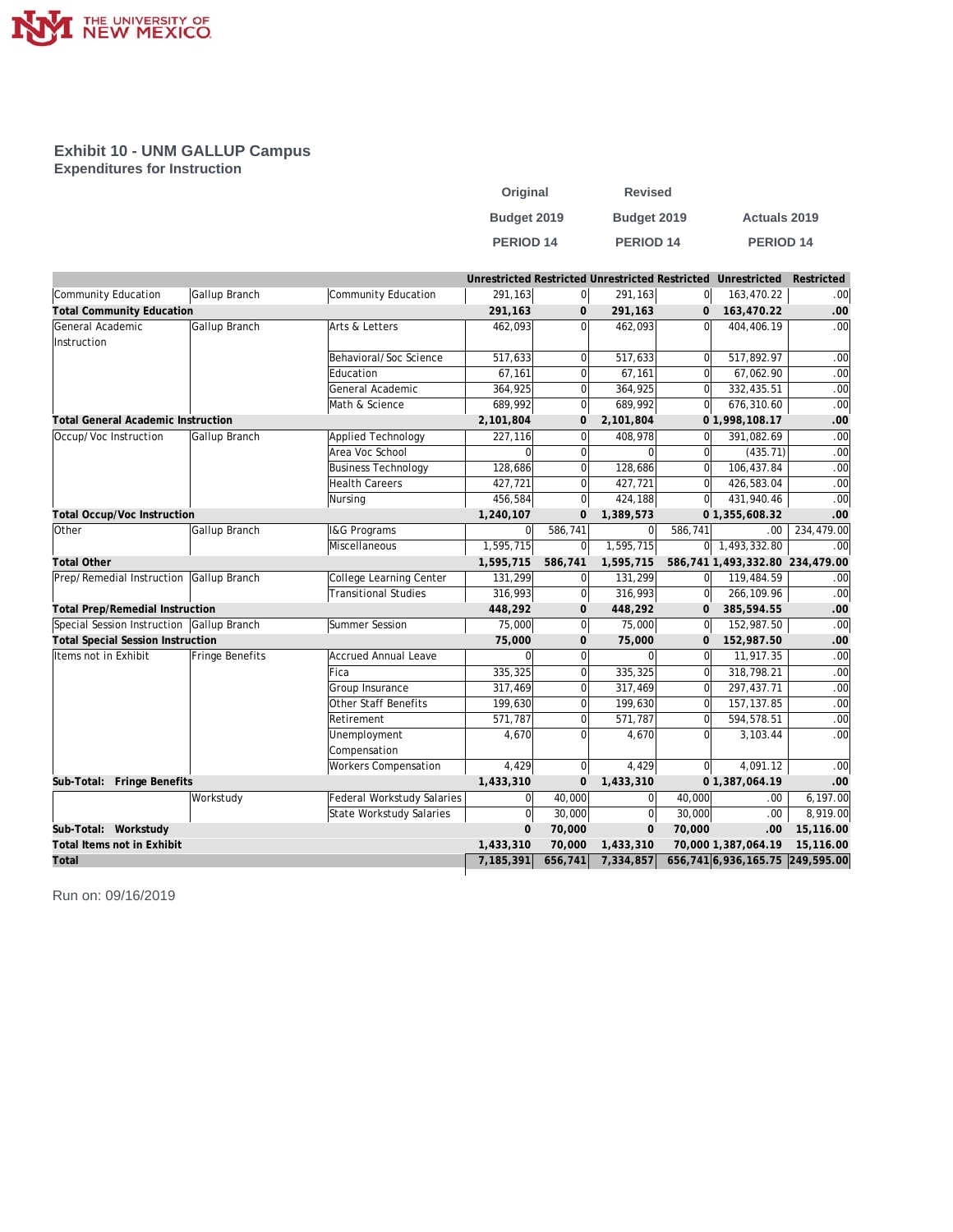# Exhibit 10 - UNM GALLUP Campus

## Expenditures for Instruction

| | | | Original Budget 2019 PERIOD 14 | | Revised Budget 2019 PERIOD 14 | | Actuals 2019 PERIOD 14 | |
|---|---|---|---|---|---|---|---|---|
| | | | Unrestricted | Restricted | Unrestricted | Restricted | Unrestricted | Restricted |
| Community Education | Gallup Branch | Community Education | 291,163 | 0 | 291,163 | 0 | 163,470.22 | .00 |
| **Total Community Education** | | | **291,163** | **0** | **291,163** | **0** | **163,470.22** | **.00** |
| General Academic Instruction | Gallup Branch | Arts & Letters | 462,093 | 0 | 462,093 | 0 | 404,406.19 | .00 |
| | | Behavioral/Soc Science | 517,633 | 0 | 517,633 | 0 | 517,892.97 | .00 |
| | | Education | 67,161 | 0 | 67,161 | 0 | 67,062.90 | .00 |
| | | General Academic | 364,925 | 0 | 364,925 | 0 | 332,435.51 | .00 |
| | | Math & Science | 689,992 | 0 | 689,992 | 0 | 676,310.60 | .00 |
| **Total General Academic Instruction** | | | **2,101,804** | **0** | **2,101,804** | **0** | **1,998,108.17** | **.00** |
| Occup/Voc Instruction | Gallup Branch | Applied Technology | 227,116 | 0 | 408,978 | 0 | 391,082.69 | .00 |
| | | Area Voc School | 0 | 0 | 0 | 0 | (435.71) | .00 |
| | | Business Technology | 128,686 | 0 | 128,686 | 0 | 106,437.84 | .00 |
| | | Health Careers | 427,721 | 0 | 427,721 | 0 | 426,583.04 | .00 |
| | | Nursing | 456,584 | 0 | 424,188 | 0 | 431,940.46 | .00 |
| **Total Occup/Voc Instruction** | | | **1,240,107** | **0** | **1,389,573** | **0** | **1,355,608.32** | **.00** |
| Other | Gallup Branch | I&G Programs | 0 | 586,741 | 0 | 586,741 | .00 | 234,479.00 |
| | | Miscellaneous | 1,595,715 | 0 | 1,595,715 | 0 | 1,493,332.80 | .00 |
| **Total Other** | | | **1,595,715** | **586,741** | **1,595,715** | **586,741** | **1,493,332.80** | **234,479.00** |
| Prep/Remedial Instruction | Gallup Branch | College Learning Center | 131,299 | 0 | 131,299 | 0 | 119,484.59 | .00 |
| | | Transitional Studies | 316,993 | 0 | 316,993 | 0 | 266,109.96 | .00 |
| **Total Prep/Remedial Instruction** | | | **448,292** | **0** | **448,292** | **0** | **385,594.55** | **.00** |
| Special Session Instruction | Gallup Branch | Summer Session | 75,000 | 0 | 75,000 | 0 | 152,987.50 | .00 |
| **Total Special Session Instruction** | | | **75,000** | **0** | **75,000** | **0** | **152,987.50** | **.00** |
| Items not in Exhibit | Fringe Benefits | Accrued Annual Leave | 0 | 0 | 0 | 0 | 11,917.35 | .00 |
| | | Fica | 335,325 | 0 | 335,325 | 0 | 318,798.21 | .00 |
| | | Group Insurance | 317,469 | 0 | 317,469 | 0 | 297,437.71 | .00 |
| | | Other Staff Benefits | 199,630 | 0 | 199,630 | 0 | 157,137.85 | .00 |
| | | Retirement | 571,787 | 0 | 571,787 | 0 | 594,578.51 | .00 |
| | | Unemployment Compensation | 4,670 | 0 | 4,670 | 0 | 3,103.44 | .00 |
| | | Workers Compensation | 4,429 | 0 | 4,429 | 0 | 4,091.12 | .00 |
| **Sub-Total: Fringe Benefits** | | | **1,433,310** | **0** | **1,433,310** | **0** | **1,387,064.19** | **.00** |
| | Workstudy | Federal Workstudy Salaries | 0 | 40,000 | 0 | 40,000 | .00 | 6,197.00 |
| | | State Workstudy Salaries | 0 | 30,000 | 0 | 30,000 | .00 | 8,919.00 |
| **Sub-Total: Workstudy** | | | **0** | **70,000** | **0** | **70,000** | **.00** | **15,116.00** |
| **Total Items not in Exhibit** | | | **1,433,310** | **70,000** | **1,433,310** | **70,000** | **1,387,064.19** | **15,116.00** |
| **Total** | | | **7,185,391** | **656,741** | **7,334,857** | **656,741** | **6,936,165.75** | **249,595.00** |

Run on: 09/16/2019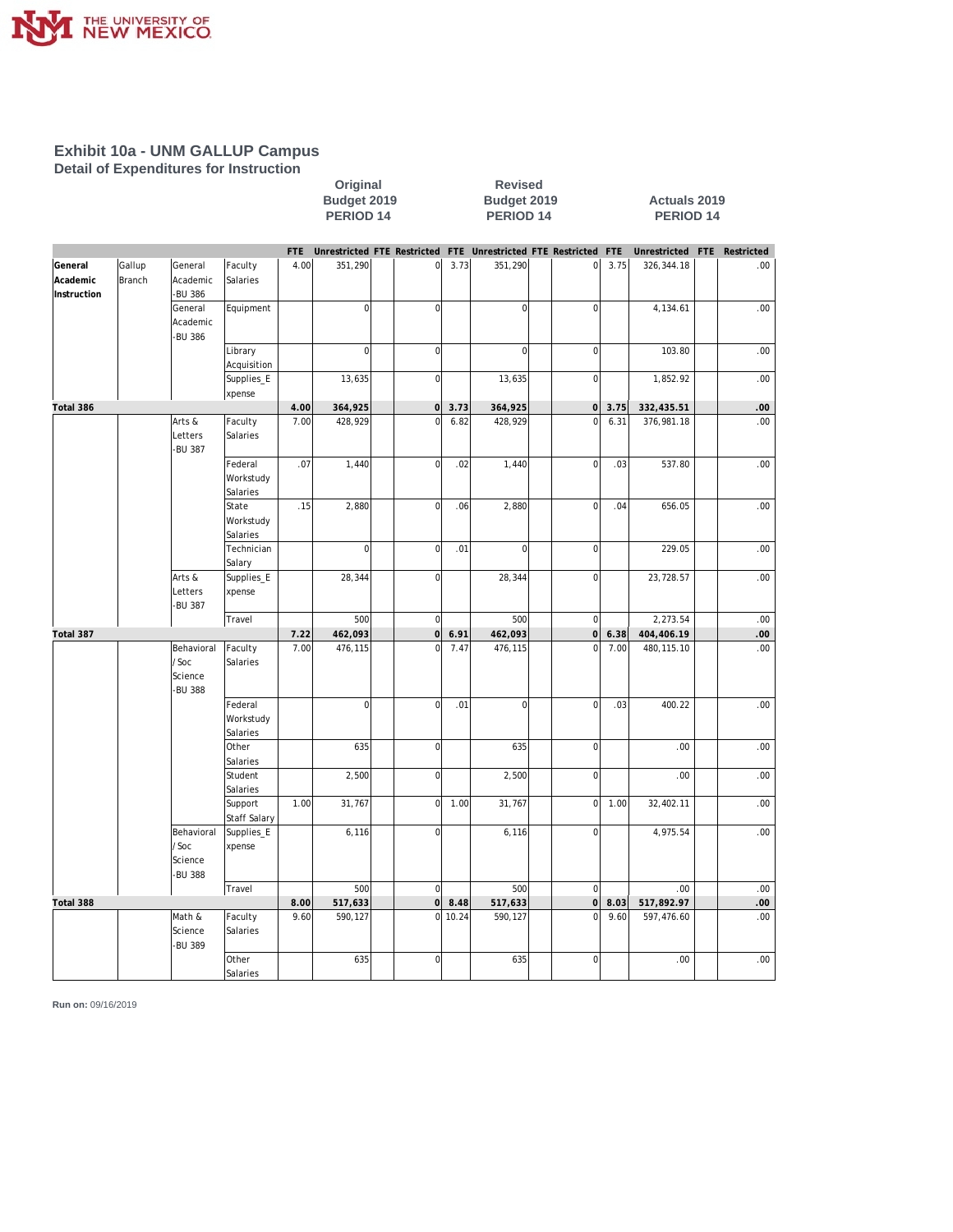## Exhibit 10a - UNM GALLUP Campus

### Detail of Expenditures for Instruction

| | | | | Original Budget 2019 PERIOD 14 | | | | Revised Budget 2019 PERIOD 14 | | | | Actuals 2019 PERIOD 14 | | | |
|---|---|---|---|---|---|---|---|---|---|---|---|---|---|---|---|
| | | | | FTE | Unrestricted | FTE | Restricted | FTE | Unrestricted | FTE | Restricted | FTE | Unrestricted | FTE | Restricted |
| General Academic Instruction | Gallup Branch | General Academic -BU 386 | Faculty Salaries | 4.00 | 351,290 | | 0 | 3.73 | 351,290 | | 0 | 3.75 | 326,344.18 | | .00 |
| | | General Academic -BU 386 | Equipment | | 0 | | 0 | | 0 | | 0 | | 4,134.61 | | .00 |
| | | | Library Acquisition | | 0 | | 0 | | 0 | | 0 | | 103.80 | | .00 |
| | | | Supplies_Expense | | 13,635 | | 0 | | 13,635 | | 0 | | 1,852.92 | | .00 |
| **Total 386** | | | | **4.00** | **364,925** | | **0** | **3.73** | **364,925** | | **0** | **3.75** | **332,435.51** | | **.00** |
| | | Arts & Letters -BU 387 | Faculty Salaries | 7.00 | 428,929 | | 0 | 6.82 | 428,929 | | 0 | 6.31 | 376,981.18 | | .00 |
| | | | Federal Workstudy Salaries | .07 | 1,440 | | 0 | .02 | 1,440 | | 0 | .03 | 537.80 | | .00 |
| | | | State Workstudy Salaries | .15 | 2,880 | | 0 | .06 | 2,880 | | 0 | .04 | 656.05 | | .00 |
| | | | Technician Salary | | 0 | | 0 | .01 | 0 | | 0 | | 229.05 | | .00 |
| | | Arts & Letters -BU 387 | Supplies_Expense | | 28,344 | | 0 | | 28,344 | | 0 | | 23,728.57 | | .00 |
| | | | Travel | | 500 | | 0 | | 500 | | 0 | | 2,273.54 | | .00 |
| **Total 387** | | | | **7.22** | **462,093** | | **0** | **6.91** | **462,093** | | **0** | **6.38** | **404,406.19** | | **.00** |
| | | Behavioral / Soc Science -BU 388 | Faculty Salaries | 7.00 | 476,115 | | 0 | 7.47 | 476,115 | | 0 | 7.00 | 480,115.10 | | .00 |
| | | | Federal Workstudy Salaries | | 0 | | 0 | .01 | 0 | | 0 | .03 | 400.22 | | .00 |
| | | | Other Salaries | | 635 | | 0 | | 635 | | 0 | | .00 | | .00 |
| | | | Student Salaries | | 2,500 | | 0 | | 2,500 | | 0 | | .00 | | .00 |
| | | | Support Staff Salary | 1.00 | 31,767 | | 0 | 1.00 | 31,767 | | 0 | 1.00 | 32,402.11 | | .00 |
| | | Behavioral / Soc Science -BU 388 | Supplies_Expense | | 6,116 | | 0 | | 6,116 | | 0 | | 4,975.54 | | .00 |
| | | | Travel | | 500 | | 0 | | 500 | | 0 | | .00 | | .00 |
| **Total 388** | | | | **8.00** | **517,633** | | **0** | **8.48** | **517,633** | | **0** | **8.03** | **517,892.97** | | **.00** |
| | | Math & Science -BU 389 | Faculty Salaries | 9.60 | 590,127 | | 0 | 10.24 | 590,127 | | 0 | 9.60 | 597,476.60 | | .00 |
| | | | Other Salaries | | 635 | | 0 | | 635 | | 0 | | .00 | | .00 |

**Run on:** 09/16/2019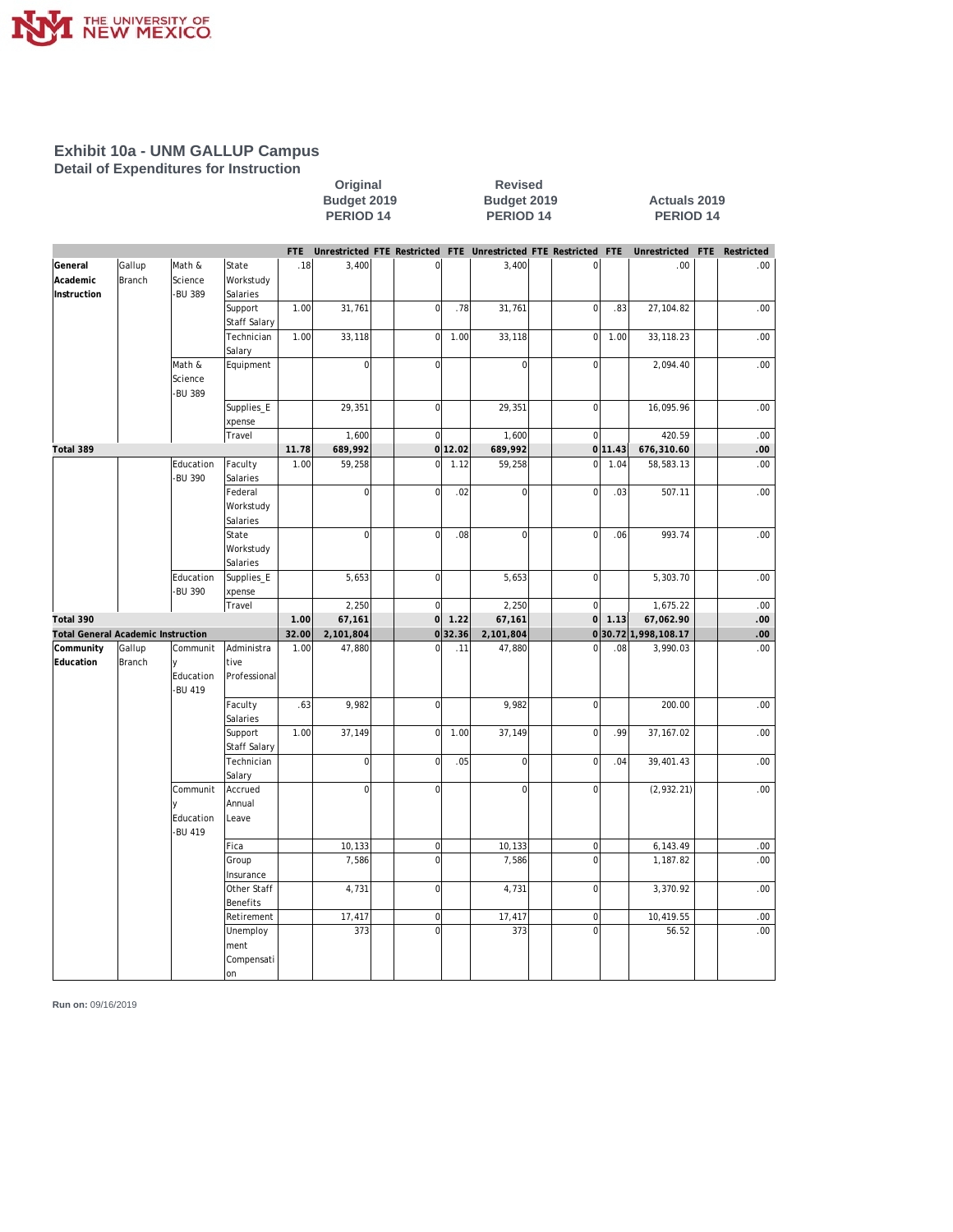# Exhibit 10a - UNM GALLUP Campus

## Detail of Expenditures for Instruction

| | | | | Original Budget 2019 PERIOD 14 | | | | Revised Budget 2019 PERIOD 14 | | | | Actuals 2019 PERIOD 14 | | | |
|---|---|---|---|---|---|---|---|---|---|---|---|---|---|---|---|
| | | | | FTE | Unrestricted | FTE | Restricted | FTE | Unrestricted | FTE | Restricted | FTE | Unrestricted | FTE | Restricted |
| General Academic Instruction | Gallup Branch | Math & Science -BU 389 | State Workstudy Salaries | .18 | 3,400 | | 0 | | 3,400 | | 0 | | .00 | | .00 |
| | | | Support Staff Salary | 1.00 | 31,761 | | 0 | .78 | 31,761 | | 0 | .83 | 27,104.82 | | .00 |
| | | | Technician Salary | 1.00 | 33,118 | | 0 | 1.00 | 33,118 | | 0 | 1.00 | 33,118.23 | | .00 |
| | | Math & Science -BU 389 | Equipment | | 0 | | 0 | | 0 | | 0 | | 2,094.40 | | .00 |
| | | | Supplies_Expense | | 29,351 | | 0 | | 29,351 | | 0 | | 16,095.96 | | .00 |
| | | | Travel | | 1,600 | | 0 | | 1,600 | | 0 | | 420.59 | | .00 |
| **Total 389** | | | | **11.78** | **689,992** | | **0** | **12.02** | **689,992** | | **0** | **11.43** | **676,310.60** | | **.00** |
| | | Education -BU 390 | Faculty Salaries | 1.00 | 59,258 | | 0 | 1.12 | 59,258 | | 0 | 1.04 | 58,583.13 | | .00 |
| | | | Federal Workstudy Salaries | | 0 | | 0 | .02 | 0 | | 0 | .03 | 507.11 | | .00 |
| | | | State Workstudy Salaries | | 0 | | 0 | .08 | 0 | | 0 | .06 | 993.74 | | .00 |
| | | Education -BU 390 | Supplies_Expense | | 5,653 | | 0 | | 5,653 | | 0 | | 5,303.70 | | .00 |
| | | | Travel | | 2,250 | | 0 | | 2,250 | | 0 | | 1,675.22 | | .00 |
| **Total 390** | | | | **1.00** | **67,161** | | **0** | **1.22** | **67,161** | | **0** | **1.13** | **67,062.90** | | **.00** |
| **Total General Academic Instruction** | | | | **32.00** | **2,101,804** | | **0** | **32.36** | **2,101,804** | | **0** | **30.72** | **1,998,108.17** | | **.00** |
| Community Education | Gallup Branch | Community Education -BU 419 | Administrative Professional | 1.00 | 47,880 | | 0 | .11 | 47,880 | | 0 | .08 | 3,990.03 | | .00 |
| | | | Faculty Salaries | .63 | 9,982 | | 0 | | 9,982 | | 0 | | 200.00 | | .00 |
| | | | Support Staff Salary | 1.00 | 37,149 | | 0 | 1.00 | 37,149 | | 0 | .99 | 37,167.02 | | .00 |
| | | | Technician Salary | | 0 | | 0 | .05 | 0 | | 0 | .04 | 39,401.43 | | .00 |
| | | Community Education -BU 419 | Accrued Annual Leave | | 0 | | 0 | | 0 | | 0 | | (2,932.21) | | .00 |
| | | | Fica | | 10,133 | | 0 | | 10,133 | | 0 | | 6,143.49 | | .00 |
| | | | Group Insurance | | 7,586 | | 0 | | 7,586 | | 0 | | 1,187.82 | | .00 |
| | | | Other Staff Benefits | | 4,731 | | 0 | | 4,731 | | 0 | | 3,370.92 | | .00 |
| | | | Retirement | | 17,417 | | 0 | | 17,417 | | 0 | | 10,419.55 | | .00 |
| | | | Unemployment Compensation | | 373 | | 0 | | 373 | | 0 | | 56.52 | | .00 |

**Run on:** 09/16/2019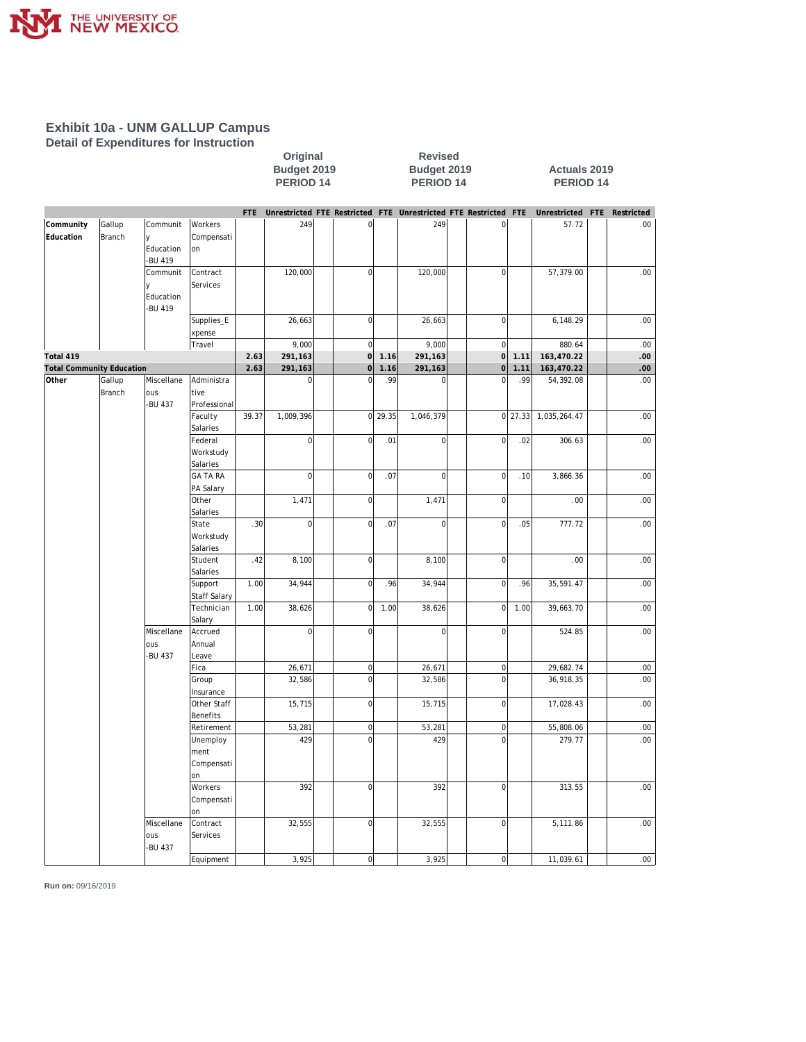# Exhibit 10a - UNM GALLUP Campus

## Detail of Expenditures for Instruction

| | | | | Original Budget 2019 PERIOD 14 | | | | Revised Budget 2019 PERIOD 14 | | | | Actuals 2019 PERIOD 14 | | | |
|---|---|---|---|---|---|---|---|---|---|---|---|---|---|---|---|
| | | | | FTE | Unrestricted | FTE | Restricted | FTE | Unrestricted | FTE | Restricted | FTE | Unrestricted | FTE | Restricted |
| Community Education | Gallup Branch | Community Education -BU 419 | Workers Compensation | | 249 | | 0 | | 249 | | 0 | | 57.72 | | .00 |
| | | Community Education -BU 419 | Contract Services | | 120,000 | | 0 | | 120,000 | | 0 | | 57,379.00 | | .00 |
| | | | Supplies_Expense | | 26,663 | | 0 | | 26,663 | | 0 | | 6,148.29 | | .00 |
| | | | Travel | | 9,000 | | 0 | | 9,000 | | 0 | | 880.64 | | .00 |
| **Total 419** | | | | **2.63** | **291,163** | | **0** | **1.16** | **291,163** | | **0** | **1.11** | **163,470.22** | | **.00** |
| **Total Community Education** | | | | **2.63** | **291,163** | | **0** | **1.16** | **291,163** | | **0** | **1.11** | **163,470.22** | | **.00** |
| Other | Gallup Branch | Miscellaneous -BU 437 | Administrative Professional | | 0 | | 0 | .99 | 0 | | 0 | .99 | 54,392.08 | | .00 |
| | | | Faculty Salaries | 39.37 | 1,009,396 | | 0 | 29.35 | 1,046,379 | | 0 | 27.33 | 1,035,264.47 | | .00 |
| | | | Federal Workstudy Salaries | | 0 | | 0 | .01 | 0 | | 0 | .02 | 306.63 | | .00 |
| | | | GA TA RA PA Salary | | 0 | | 0 | .07 | 0 | | 0 | .10 | 3,866.36 | | .00 |
| | | | Other Salaries | | 1,471 | | 0 | | 1,471 | | 0 | | .00 | | .00 |
| | | | State Workstudy Salaries | .30 | 0 | | 0 | .07 | 0 | | 0 | .05 | 777.72 | | .00 |
| | | | Student Salaries | .42 | 8,100 | | 0 | | 8,100 | | 0 | | .00 | | .00 |
| | | | Support Staff Salary | 1.00 | 34,944 | | 0 | .96 | 34,944 | | 0 | .96 | 35,591.47 | | .00 |
| | | | Technician Salary | 1.00 | 38,626 | | 0 | 1.00 | 38,626 | | 0 | 1.00 | 39,663.70 | | .00 |
| | | Miscellaneous -BU 437 | Accrued Annual Leave | | 0 | | 0 | | 0 | | 0 | | 524.85 | | .00 |
| | | | Fica | | 26,671 | | 0 | | 26,671 | | 0 | | 29,682.74 | | .00 |
| | | | Group Insurance | | 32,586 | | 0 | | 32,586 | | 0 | | 36,918.35 | | .00 |
| | | | Other Staff Benefits | | 15,715 | | 0 | | 15,715 | | 0 | | 17,028.43 | | .00 |
| | | | Retirement | | 53,281 | | 0 | | 53,281 | | 0 | | 55,808.06 | | .00 |
| | | | Unemployment Compensation | | 429 | | 0 | | 429 | | 0 | | 279.77 | | .00 |
| | | | Workers Compensation | | 392 | | 0 | | 392 | | 0 | | 313.55 | | .00 |
| | | Miscellaneous -BU 437 | Contract Services | | 32,555 | | 0 | | 32,555 | | 0 | | 5,111.86 | | .00 |
| | | | Equipment | | 3,925 | | 0 | | 3,925 | | 0 | | 11,039.61 | | .00 |

**Run on:** 09/16/2019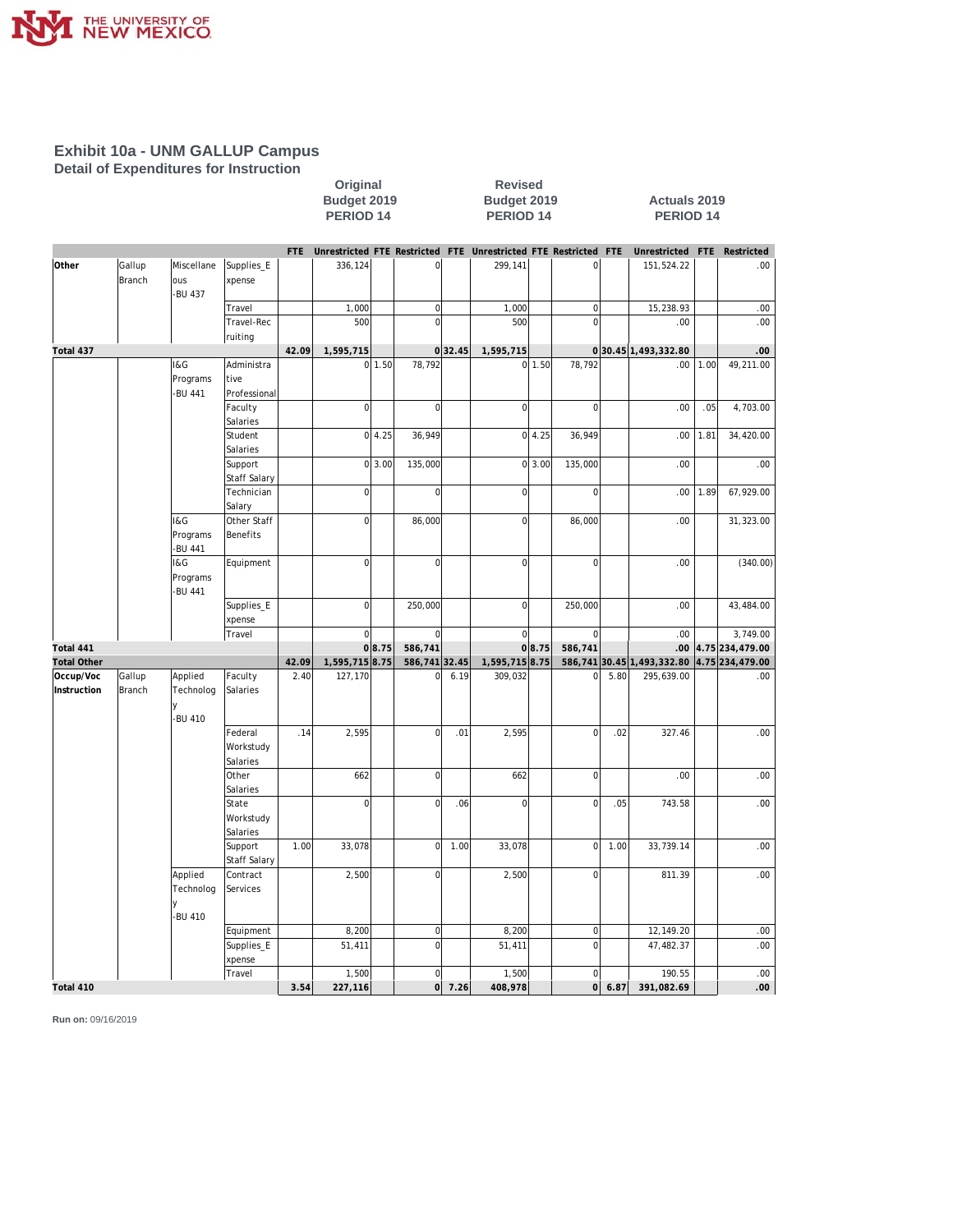## Exhibit 10a - UNM GALLUP Campus

### Detail of Expenditures for Instruction

| | | | | Original Budget 2019 PERIOD 14 | | | | Revised Budget 2019 PERIOD 14 | | | | Actuals 2019 PERIOD 14 | | | |
|---|---|---|---|---|---|---|---|---|---|---|---|---|---|---|---|
| | | | | FTE | Unrestricted | FTE | Restricted | FTE | Unrestricted | FTE | Restricted | FTE | Unrestricted | FTE | Restricted |
| Other | Gallup Branch | Miscellaneous -BU 437 | Supplies_Expense | | 336,124 | | 0 | | 299,141 | | 0 | | 151,524.22 | | .00 |
| | | | Travel | | 1,000 | | 0 | | 1,000 | | 0 | | 15,238.93 | | .00 |
| | | | Travel-Recruiting | | 500 | | 0 | | 500 | | 0 | | .00 | | .00 |
| Total 437 | | | | 42.09 | 1,595,715 | | 0 | 32.45 | 1,595,715 | | 0 | 30.45 | 1,493,332.80 | | .00 |
| | | I&G Programs -BU 441 | Administrative Professional | | 0 | 1.50 | 78,792 | | 0 | 1.50 | 78,792 | | .00 | 1.00 | 49,211.00 |
| | | | Faculty Salaries | | 0 | | 0 | | 0 | | 0 | | .00 | .05 | 4,703.00 |
| | | | Student Salaries | | 0 | 4.25 | 36,949 | | 0 | 4.25 | 36,949 | | .00 | 1.81 | 34,420.00 |
| | | | Support Staff Salary | | 0 | 3.00 | 135,000 | | 0 | 3.00 | 135,000 | | .00 | | .00 |
| | | | Technician Salary | | 0 | | 0 | | 0 | | 0 | | .00 | 1.89 | 67,929.00 |
| | | I&G Programs -BU 441 | Other Staff Benefits | | 0 | | 86,000 | | 0 | | 86,000 | | .00 | | 31,323.00 |
| | | I&G Programs -BU 441 | Equipment | | 0 | | 0 | | 0 | | 0 | | .00 | | (340.00) |
| | | | Supplies_Expense | | 0 | | 250,000 | | 0 | | 250,000 | | .00 | | 43,484.00 |
| | | | Travel | | 0 | | 0 | | 0 | | 0 | | .00 | | 3,749.00 |
| Total 441 | | | | | 0 | 8.75 | 586,741 | | 0 | 8.75 | 586,741 | | .00 | 4.75 | 234,479.00 |
| Total Other | | | | 42.09 | 1,595,715 | 8.75 | 586,741 | 32.45 | 1,595,715 | 8.75 | 586,741 | 30.45 | 1,493,332.80 | 4.75 | 234,479.00 |
| Occup/Voc Instruction | Gallup Branch | Applied Technology -BU 410 | Faculty Salaries | 2.40 | 127,170 | | 0 | 6.19 | 309,032 | | 0 | 5.80 | 295,639.00 | | .00 |
| | | | Federal Workstudy Salaries | .14 | 2,595 | | 0 | .01 | 2,595 | | 0 | .02 | 327.46 | | .00 |
| | | | Other Salaries | | 662 | | 0 | | 662 | | 0 | | .00 | | .00 |
| | | | State Workstudy Salaries | | 0 | | 0 | .06 | 0 | | 0 | .05 | 743.58 | | .00 |
| | | | Support Staff Salary | 1.00 | 33,078 | | 0 | 1.00 | 33,078 | | 0 | 1.00 | 33,739.14 | | .00 |
| | | Applied Technology -BU 410 | Contract Services | | 2,500 | | 0 | | 2,500 | | 0 | | 811.39 | | .00 |
| | | | Equipment | | 8,200 | | 0 | | 8,200 | | 0 | | 12,149.20 | | .00 |
| | | | Supplies_Expense | | 51,411 | | 0 | | 51,411 | | 0 | | 47,482.37 | | .00 |
| | | | Travel | | 1,500 | | 0 | | 1,500 | | 0 | | 190.55 | | .00 |
| Total 410 | | | | 3.54 | 227,116 | | 0 | 7.26 | 408,978 | | 0 | 6.87 | 391,082.69 | | .00 |

Run on: 09/16/2019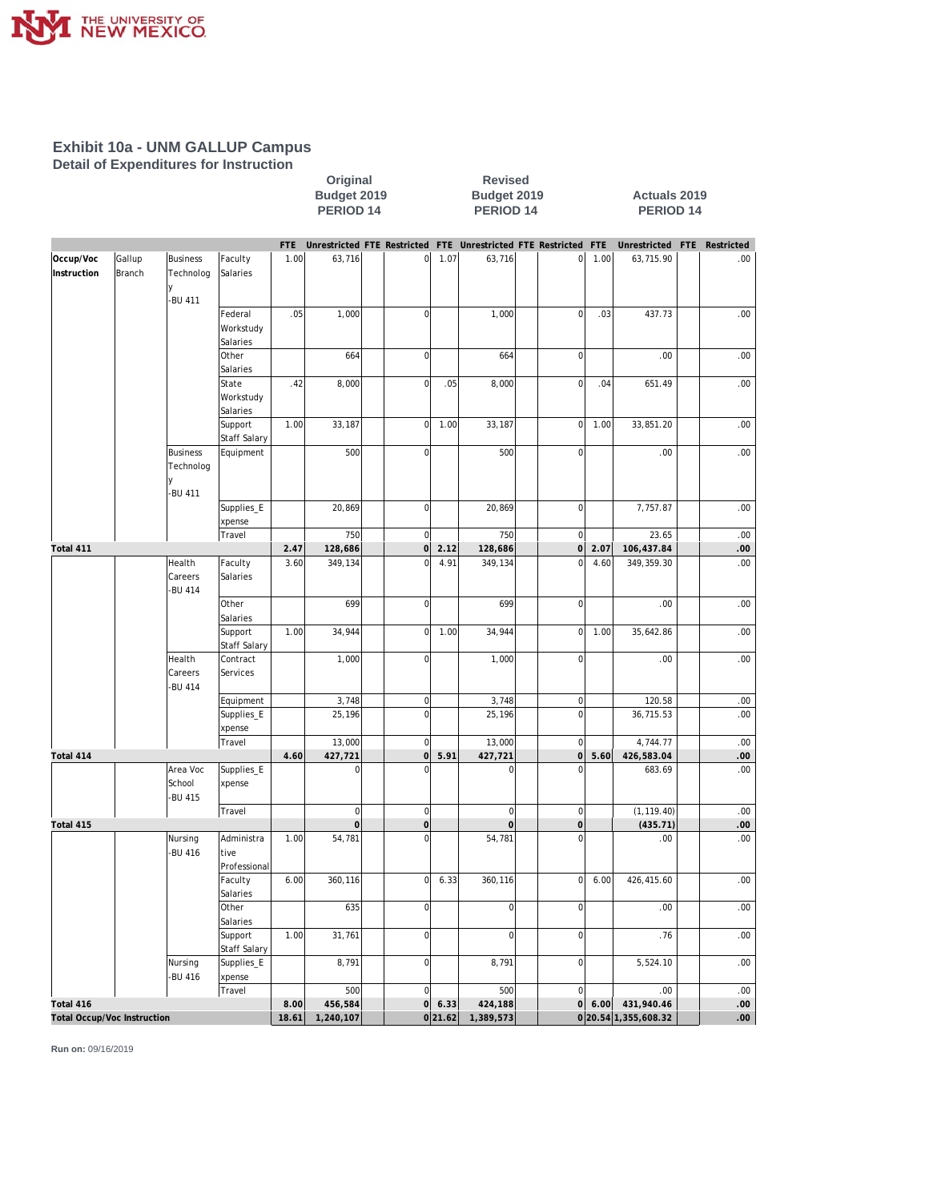# Exhibit 10a - UNM GALLUP Campus

## Detail of Expenditures for Instruction

| | | | | Original Budget 2019 PERIOD 14 | | | | Revised Budget 2019 PERIOD 14 | | | | Actuals 2019 PERIOD 14 | | | |
|---|---|---|---|---|---|---|---|---|---|---|---|---|---|---|---|
| | | | | FTE | Unrestricted | FTE | Restricted | FTE | Unrestricted | FTE | Restricted | FTE | Unrestricted | FTE | Restricted |
| Occup/Voc Instruction | Gallup Branch | Business Technology -BU 411 | Faculty Salaries | 1.00 | 63,716 | | 0 | 1.07 | 63,716 | | 0 | 1.00 | 63,715.90 | | .00 |
| | | | Federal Workstudy Salaries | .05 | 1,000 | | 0 | | 1,000 | | 0 | .03 | 437.73 | | .00 |
| | | | Other Salaries | | 664 | | 0 | | 664 | | 0 | | .00 | | .00 |
| | | | State Workstudy Salaries | .42 | 8,000 | | 0 | .05 | 8,000 | | 0 | .04 | 651.49 | | .00 |
| | | | Support Staff Salary | 1.00 | 33,187 | | 0 | 1.00 | 33,187 | | 0 | 1.00 | 33,851.20 | | .00 |
| | | Business Technology -BU 411 | Equipment | | 500 | | 0 | | 500 | | 0 | | .00 | | .00 |
| | | | Supplies_Expense | | 20,869 | | 0 | | 20,869 | | 0 | | 7,757.87 | | .00 |
| | | | Travel | | 750 | | 0 | | 750 | | 0 | | 23.65 | | .00 |
| **Total 411** | | | | **2.47** | **128,686** | | **0** | **2.12** | **128,686** | | **0** | **2.07** | **106,437.84** | | **.00** |
| | | Health Careers -BU 414 | Faculty Salaries | 3.60 | 349,134 | | 0 | 4.91 | 349,134 | | 0 | 4.60 | 349,359.30 | | .00 |
| | | | Other Salaries | | 699 | | 0 | | 699 | | 0 | | .00 | | .00 |
| | | | Support Staff Salary | 1.00 | 34,944 | | 0 | 1.00 | 34,944 | | 0 | 1.00 | 35,642.86 | | .00 |
| | | Health Careers -BU 414 | Contract Services | | 1,000 | | 0 | | 1,000 | | 0 | | .00 | | .00 |
| | | | Equipment | | 3,748 | | 0 | | 3,748 | | 0 | | 120.58 | | .00 |
| | | | Supplies_Expense | | 25,196 | | 0 | | 25,196 | | 0 | | 36,715.53 | | .00 |
| | | | Travel | | 13,000 | | 0 | | 13,000 | | 0 | | 4,744.77 | | .00 |
| **Total 414** | | | | **4.60** | **427,721** | | **0** | **5.91** | **427,721** | | **0** | **5.60** | **426,583.04** | | **.00** |
| | | Area Voc School -BU 415 | Supplies_Expense | | 0 | | 0 | | 0 | | 0 | | 683.69 | | .00 |
| | | | Travel | | 0 | | 0 | | 0 | | 0 | | (1,119.40) | | .00 |
| **Total 415** | | | | | **0** | | **0** | | **0** | | **0** | | **(435.71)** | | **.00** |
| | | Nursing -BU 416 | Administrative Professional | 1.00 | 54,781 | | 0 | | 54,781 | | 0 | | .00 | | .00 |
| | | | Faculty Salaries | 6.00 | 360,116 | | 0 | 6.33 | 360,116 | | 0 | 6.00 | 426,415.60 | | .00 |
| | | | Other Salaries | | 635 | | 0 | | 0 | | 0 | | .00 | | .00 |
| | | | Support Staff Salary | 1.00 | 31,761 | | 0 | | 0 | | 0 | | .76 | | .00 |
| | | Nursing -BU 416 | Supplies_Expense | | 8,791 | | 0 | | 8,791 | | 0 | | 5,524.10 | | .00 |
| | | | Travel | | 500 | | 0 | | 500 | | 0 | | .00 | | .00 |
| **Total 416** | | | | **8.00** | **456,584** | | **0** | **6.33** | **424,188** | | **0** | **6.00** | **431,940.46** | | **.00** |
| **Total Occup/Voc Instruction** | | | | **18.61** | **1,240,107** | | **0** | **21.62** | **1,389,573** | | **0** | **20.54** | **1,355,608.32** | | **.00** |

**Run on:** 09/16/2019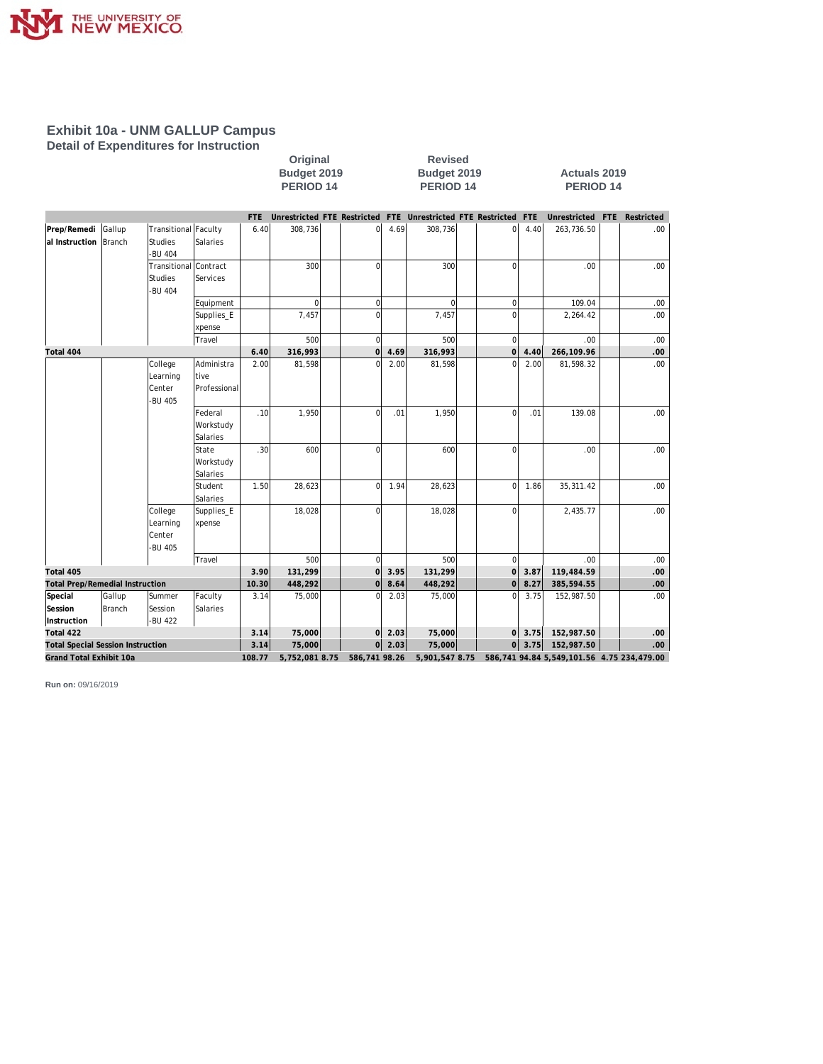# Exhibit 10a - UNM GALLUP Campus

## Detail of Expenditures for Instruction

| | | | | Original Budget 2019 PERIOD 14 | | | | Revised Budget 2019 PERIOD 14 | | | | Actuals 2019 PERIOD 14 | | | |
|---|---|---|---|---|---|---|---|---|---|---|---|---|---|---|---|
| | | | | FTE | Unrestricted | FTE | Restricted | FTE | Unrestricted | FTE | Restricted | FTE | Unrestricted | FTE | Restricted |
| Prep/Remedial Instruction | Gallup Branch | Transitional Studies -BU 404 | Faculty Salaries | 6.40 | 308,736 | | 0 | 4.69 | 308,736 | | 0 | 4.40 | 263,736.50 | | .00 |
| | | Transitional Studies -BU 404 | Contract Services | | 300 | | 0 | | 300 | | 0 | | .00 | | .00 |
| | | | Equipment | | 0 | | 0 | | 0 | | 0 | | 109.04 | | .00 |
| | | | Supplies_Expense | | 7,457 | | 0 | | 7,457 | | 0 | | 2,264.42 | | .00 |
| | | | Travel | | 500 | | 0 | | 500 | | 0 | | .00 | | .00 |
| **Total 404** | | | | **6.40** | **316,993** | | **0** | **4.69** | **316,993** | | **0** | **4.40** | **266,109.96** | | **.00** |
| | | College Learning Center -BU 405 | Administrative Professional | 2.00 | 81,598 | | 0 | 2.00 | 81,598 | | 0 | 2.00 | 81,598.32 | | .00 |
| | | | Federal Workstudy Salaries | .10 | 1,950 | | 0 | .01 | 1,950 | | 0 | .01 | 139.08 | | .00 |
| | | | State Workstudy Salaries | .30 | 600 | | 0 | | 600 | | 0 | | .00 | | .00 |
| | | | Student Salaries | 1.50 | 28,623 | | 0 | 1.94 | 28,623 | | 0 | 1.86 | 35,311.42 | | .00 |
| | | College Learning Center -BU 405 | Supplies_Expense | | 18,028 | | 0 | | 18,028 | | 0 | | 2,435.77 | | .00 |
| | | | Travel | | 500 | | 0 | | 500 | | 0 | | .00 | | .00 |
| **Total 405** | | | | **3.90** | **131,299** | | **0** | **3.95** | **131,299** | | **0** | **3.87** | **119,484.59** | | **.00** |
| **Total Prep/Remedial Instruction** | | | | **10.30** | **448,292** | | **0** | **8.64** | **448,292** | | **0** | **8.27** | **385,594.55** | | **.00** |
| Special Session Instruction | Gallup Branch | Summer Session -BU 422 | Faculty Salaries | 3.14 | 75,000 | | 0 | 2.03 | 75,000 | | 0 | 3.75 | 152,987.50 | | .00 |
| **Total 422** | | | | **3.14** | **75,000** | | **0** | **2.03** | **75,000** | | **0** | **3.75** | **152,987.50** | | **.00** |
| **Total Special Session Instruction** | | | | **3.14** | **75,000** | | **0** | **2.03** | **75,000** | | **0** | **3.75** | **152,987.50** | | **.00** |
| **Grand Total Exhibit 10a** | | | | **108.77** | **5,752,081** | **8.75** | **586,741** | **98.26** | **5,901,547** | **8.75** | **586,741** | **94.84** | **5,549,101.56** | **4.75** | **234,479.00** |

**Run on:** 09/16/2019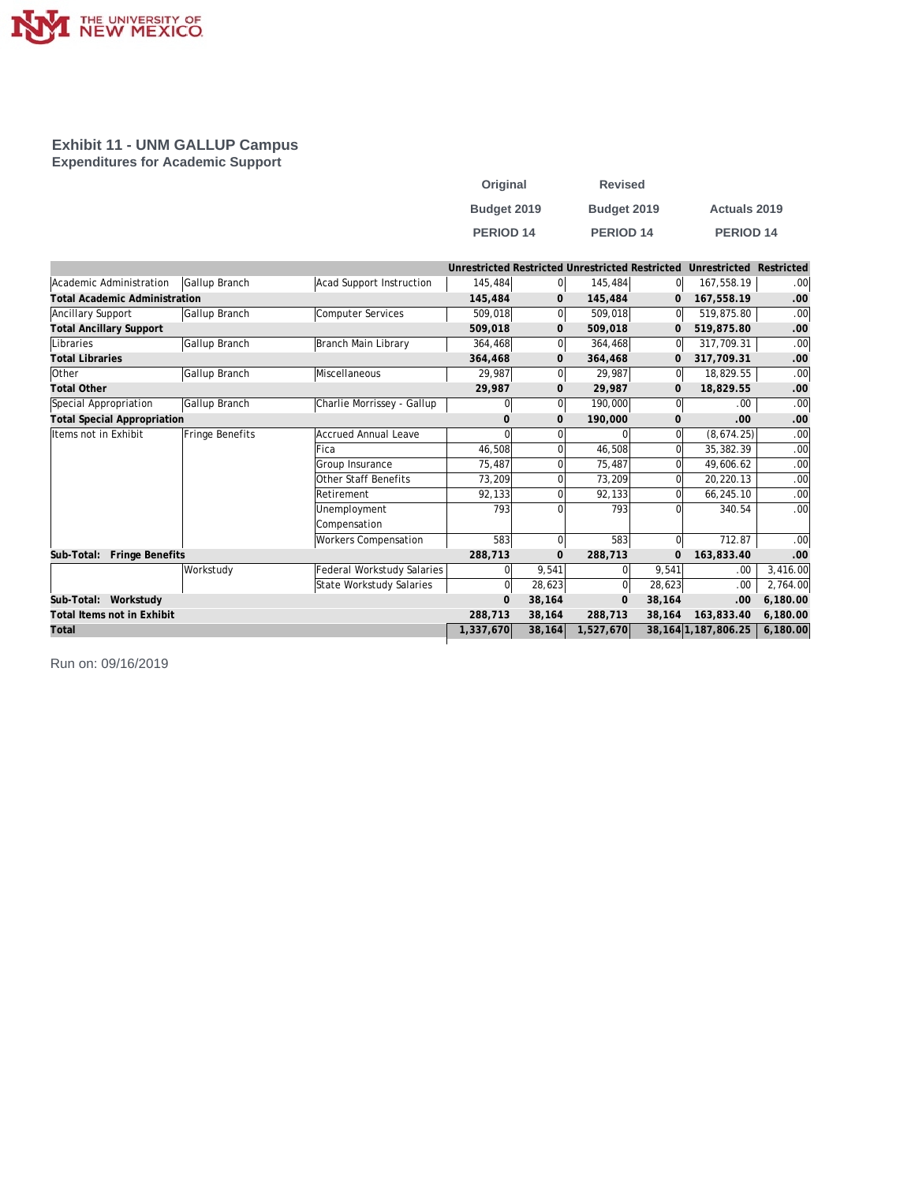# Exhibit 11 - UNM GALLUP Campus
## Expenditures for Academic Support

| | | | Original Budget 2019 PERIOD 14 | | Revised Budget 2019 PERIOD 14 | | Actuals 2019 PERIOD 14 | |
|---|---|---|---|---|---|---|---|---|
| | | | Unrestricted | Restricted | Unrestricted | Restricted | Unrestricted | Restricted |
| Academic Administration | Gallup Branch | Acad Support Instruction | 145,484 | 0 | 145,484 | 0 | 167,558.19 | .00 |
| **Total Academic Administration** | | | **145,484** | **0** | **145,484** | **0** | **167,558.19** | **.00** |
| Ancillary Support | Gallup Branch | Computer Services | 509,018 | 0 | 509,018 | 0 | 519,875.80 | .00 |
| **Total Ancillary Support** | | | **509,018** | **0** | **509,018** | **0** | **519,875.80** | **.00** |
| Libraries | Gallup Branch | Branch Main Library | 364,468 | 0 | 364,468 | 0 | 317,709.31 | .00 |
| **Total Libraries** | | | **364,468** | **0** | **364,468** | **0** | **317,709.31** | **.00** |
| Other | Gallup Branch | Miscellaneous | 29,987 | 0 | 29,987 | 0 | 18,829.55 | .00 |
| **Total Other** | | | **29,987** | **0** | **29,987** | **0** | **18,829.55** | **.00** |
| Special Appropriation | Gallup Branch | Charlie Morrissey - Gallup | 0 | 0 | 190,000 | 0 | .00 | .00 |
| **Total Special Appropriation** | | | **0** | **0** | **190,000** | **0** | **.00** | **.00** |
| Items not in Exhibit | Fringe Benefits | Accrued Annual Leave | 0 | 0 | 0 | 0 | (8,674.25) | .00 |
| | | Fica | 46,508 | 0 | 46,508 | 0 | 35,382.39 | .00 |
| | | Group Insurance | 75,487 | 0 | 75,487 | 0 | 49,606.62 | .00 |
| | | Other Staff Benefits | 73,209 | 0 | 73,209 | 0 | 20,220.13 | .00 |
| | | Retirement | 92,133 | 0 | 92,133 | 0 | 66,245.10 | .00 |
| | | Unemployment Compensation | 793 | 0 | 793 | 0 | 340.54 | .00 |
| | | Workers Compensation | 583 | 0 | 583 | 0 | 712.87 | .00 |
| **Sub-Total: Fringe Benefits** | | | **288,713** | **0** | **288,713** | **0** | **163,833.40** | **.00** |
| | Workstudy | Federal Workstudy Salaries | 0 | 9,541 | 0 | 9,541 | .00 | 3,416.00 |
| | | State Workstudy Salaries | 0 | 28,623 | 0 | 28,623 | .00 | 2,764.00 |
| **Sub-Total: Workstudy** | | | **0** | **38,164** | **0** | **38,164** | **.00** | **6,180.00** |
| **Total Items not in Exhibit** | | | **288,713** | **38,164** | **288,713** | **38,164** | **163,833.40** | **6,180.00** |
| **Total** | | | **1,337,670** | **38,164** | **1,527,670** | **38,164** | **1,187,806.25** | **6,180.00** |

Run on: 09/16/2019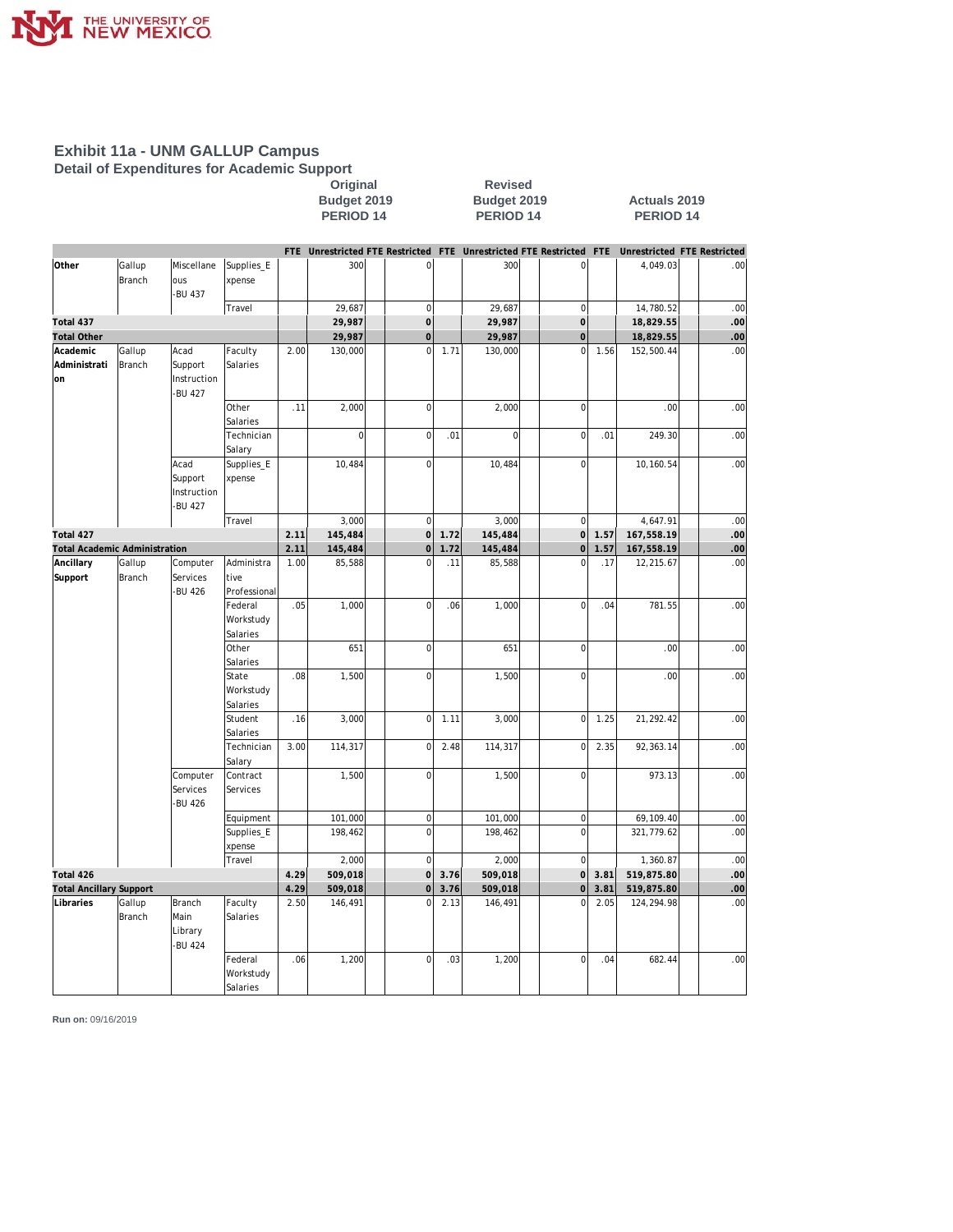# Exhibit 11a - UNM GALLUP Campus

## Detail of Expenditures for Academic Support

| | | | | Original Budget 2019 PERIOD 14 | | | | Revised Budget 2019 PERIOD 14 | | | | Actuals 2019 PERIOD 14 | | | |
|---|---|---|---|---|---|---|---|---|---|---|---|---|---|---|---|
| | | | | FTE | Unrestricted | FTE | Restricted | FTE | Unrestricted | FTE | Restricted | FTE | Unrestricted | FTE | Restricted |
| **Other** | Gallup Branch | Miscellaneous -BU 437 | Supplies_Expense | | 300 | | 0 | | 300 | | 0 | | 4,049.03 | | .00 |
| | | | Travel | | 29,687 | | 0 | | 29,687 | | 0 | | 14,780.52 | | .00 |
| **Total 437** | | | | | **29,987** | | **0** | | **29,987** | | **0** | | **18,829.55** | | **.00** |
| **Total Other** | | | | | **29,987** | | **0** | | **29,987** | | **0** | | **18,829.55** | | **.00** |
| **Academic Administration** | Gallup Branch | Acad Support Instruction -BU 427 | Faculty Salaries | 2.00 | 130,000 | | 0 | 1.71 | 130,000 | | 0 | 1.56 | 152,500.44 | | .00 |
| | | | Other Salaries | .11 | 2,000 | | 0 | | 2,000 | | 0 | | .00 | | .00 |
| | | | Technician Salary | | 0 | | 0 | .01 | 0 | | 0 | .01 | 249.30 | | .00 |
| | | Acad Support Instruction -BU 427 | Supplies_Expense | | 10,484 | | 0 | | 10,484 | | 0 | | 10,160.54 | | .00 |
| | | | Travel | | 3,000 | | 0 | | 3,000 | | 0 | | 4,647.91 | | .00 |
| **Total 427** | | | | **2.11** | **145,484** | | **0** | **1.72** | **145,484** | | **0** | **1.57** | **167,558.19** | | **.00** |
| **Total Academic Administration** | | | | **2.11** | **145,484** | | **0** | **1.72** | **145,484** | | **0** | **1.57** | **167,558.19** | | **.00** |
| **Ancillary Support** | Gallup Branch | Computer Services -BU 426 | Administrative Professional | 1.00 | 85,588 | | 0 | .11 | 85,588 | | 0 | .17 | 12,215.67 | | .00 |
| | | | Federal Workstudy Salaries | .05 | 1,000 | | 0 | .06 | 1,000 | | 0 | .04 | 781.55 | | .00 |
| | | | Other Salaries | | 651 | | 0 | | 651 | | 0 | | .00 | | .00 |
| | | | State Workstudy Salaries | .08 | 1,500 | | 0 | | 1,500 | | 0 | | .00 | | .00 |
| | | | Student Salaries | .16 | 3,000 | | 0 | 1.11 | 3,000 | | 0 | 1.25 | 21,292.42 | | .00 |
| | | | Technician Salary | 3.00 | 114,317 | | 0 | 2.48 | 114,317 | | 0 | 2.35 | 92,363.14 | | .00 |
| | | Computer Services -BU 426 | Contract Services | | 1,500 | | 0 | | 1,500 | | 0 | | 973.13 | | .00 |
| | | | Equipment | | 101,000 | | 0 | | 101,000 | | 0 | | 69,109.40 | | .00 |
| | | | Supplies_Expense | | 198,462 | | 0 | | 198,462 | | 0 | | 321,779.62 | | .00 |
| | | | Travel | | 2,000 | | 0 | | 2,000 | | 0 | | 1,360.87 | | .00 |
| **Total 426** | | | | **4.29** | **509,018** | | **0** | **3.76** | **509,018** | | **0** | **3.81** | **519,875.80** | | **.00** |
| **Total Ancillary Support** | | | | **4.29** | **509,018** | | **0** | **3.76** | **509,018** | | **0** | **3.81** | **519,875.80** | | **.00** |
| **Libraries** | Gallup Branch | Branch Main Library -BU 424 | Faculty Salaries | 2.50 | 146,491 | | 0 | 2.13 | 146,491 | | 0 | 2.05 | 124,294.98 | | .00 |
| | | | Federal Workstudy Salaries | .06 | 1,200 | | 0 | .03 | 1,200 | | 0 | .04 | 682.44 | | .00 |

**Run on:** 09/16/2019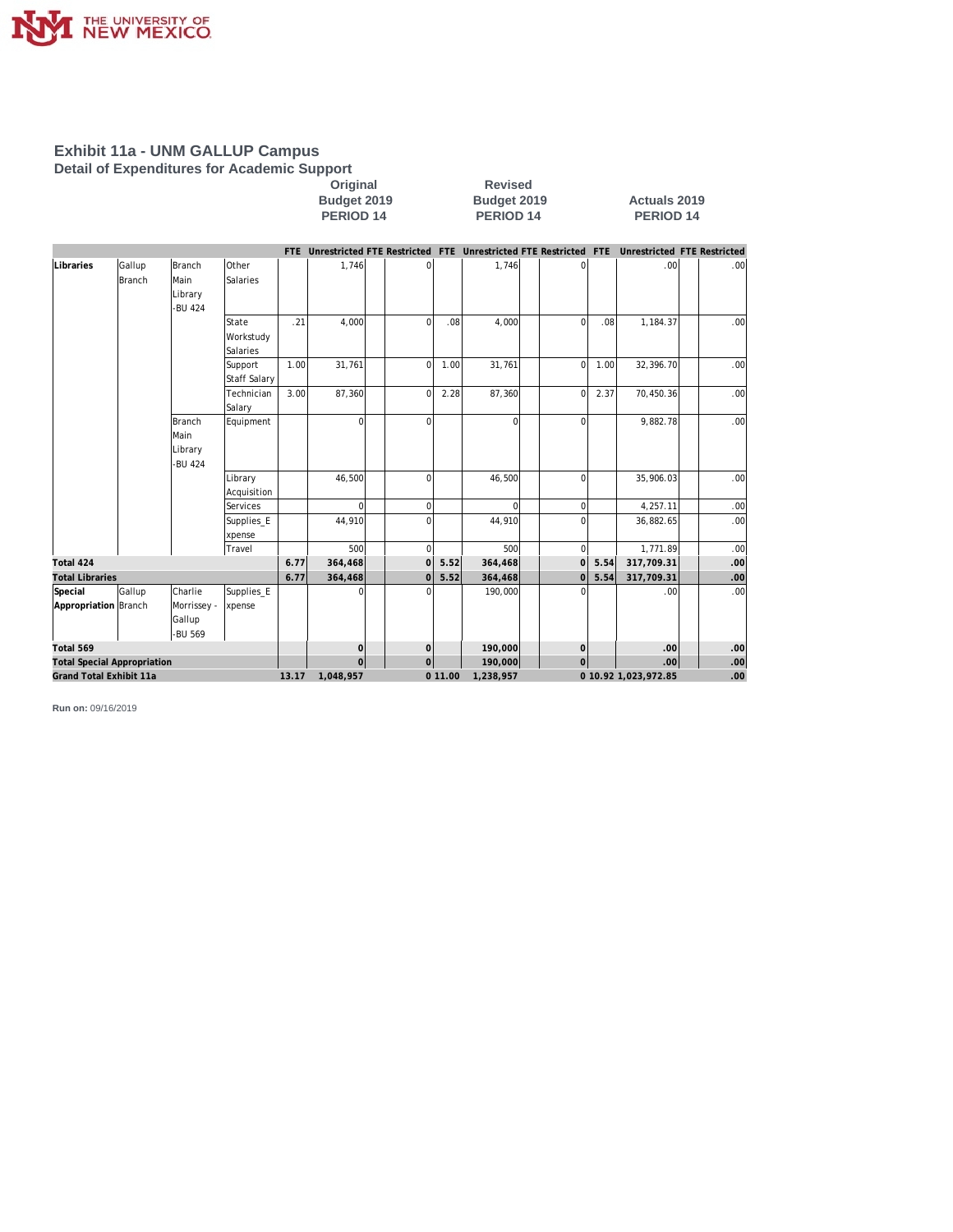# Exhibit 11a - UNM GALLUP Campus

## Detail of Expenditures for Academic Support

| | | | | Original Budget 2019 PERIOD 14 | | | | Revised Budget 2019 PERIOD 14 | | | | Actuals 2019 PERIOD 14 | | | |
|---|---|---|---|---|---|---|---|---|---|---|---|---|---|---|---|
| | | | | FTE | Unrestricted | FTE | Restricted | FTE | Unrestricted | FTE | Restricted | FTE | Unrestricted | FTE | Restricted |
| Libraries | Gallup Branch | Branch Main Library -BU 424 | Other Salaries | | 1,746 | | 0 | | 1,746 | | 0 | | .00 | | .00 |
| | | | State Workstudy Salaries | .21 | 4,000 | | 0 | .08 | 4,000 | | 0 | .08 | 1,184.37 | | .00 |
| | | | Support Staff Salary | 1.00 | 31,761 | | 0 | 1.00 | 31,761 | | 0 | 1.00 | 32,396.70 | | .00 |
| | | | Technician Salary | 3.00 | 87,360 | | 0 | 2.28 | 87,360 | | 0 | 2.37 | 70,450.36 | | .00 |
| | | Branch Main Library -BU 424 | Equipment | | 0 | | 0 | | 0 | | 0 | | 9,882.78 | | .00 |
| | | | Library Acquisition | | 46,500 | | 0 | | 46,500 | | 0 | | 35,906.03 | | .00 |
| | | | Services | | 0 | | 0 | | 0 | | 0 | | 4,257.11 | | .00 |
| | | | Supplies_Expense | | 44,910 | | 0 | | 44,910 | | 0 | | 36,882.65 | | .00 |
| | | | Travel | | 500 | | 0 | | 500 | | 0 | | 1,771.89 | | .00 |
| **Total 424** | | | | **6.77** | **364,468** | | **0** | **5.52** | **364,468** | | **0** | **5.54** | **317,709.31** | | **.00** |
| **Total Libraries** | | | | **6.77** | **364,468** | | **0** | **5.52** | **364,468** | | **0** | **5.54** | **317,709.31** | | **.00** |
| Special Appropriation | Gallup Branch | Charlie Morrissey - Gallup -BU 569 | Supplies_Expense | | 0 | | 0 | | 190,000 | | 0 | | .00 | | .00 |
| **Total 569** | | | | | **0** | | **0** | | **190,000** | | **0** | | **.00** | | **.00** |
| **Total Special Appropriation** | | | | | **0** | | **0** | | **190,000** | | **0** | | **.00** | | **.00** |
| **Grand Total Exhibit 11a** | | | | **13.17** | **1,048,957** | | **0** | **11.00** | **1,238,957** | | **0** | **10.92** | **1,023,972.85** | | **.00** |

**Run on:** 09/16/2019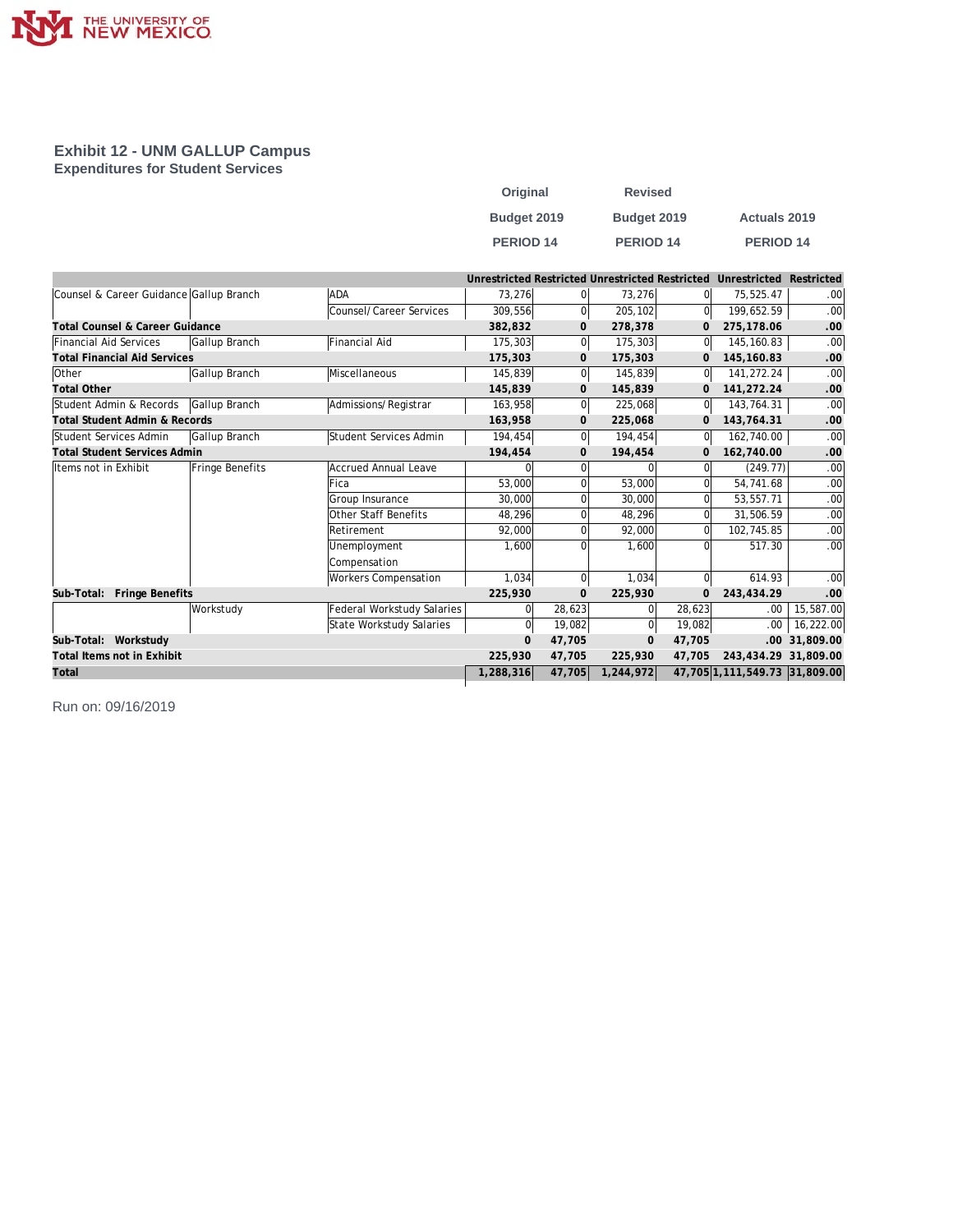THE UNIVERSITY OF NEW MEXICO

## Exhibit 12 - UNM GALLUP Campus
### Expenditures for Student Services

| | | | Original Budget 2019 PERIOD 14 | | Revised Budget 2019 PERIOD 14 | | Actuals 2019 PERIOD 14 | |
|---|---|---|---|---|---|---|---|---|
| | | | Unrestricted | Restricted | Unrestricted | Restricted | Unrestricted | Restricted |
| Counsel & Career Guidance | Gallup Branch | ADA | 73,276 | 0 | 73,276 | 0 | 75,525.47 | .00 |
| | | Counsel/Career Services | 309,556 | 0 | 205,102 | 0 | 199,652.59 | .00 |
| **Total Counsel & Career Guidance** | | | **382,832** | **0** | **278,378** | **0** | **275,178.06** | **.00** |
| Financial Aid Services | Gallup Branch | Financial Aid | 175,303 | 0 | 175,303 | 0 | 145,160.83 | .00 |
| **Total Financial Aid Services** | | | **175,303** | **0** | **175,303** | **0** | **145,160.83** | **.00** |
| Other | Gallup Branch | Miscellaneous | 145,839 | 0 | 145,839 | 0 | 141,272.24 | .00 |
| **Total Other** | | | **145,839** | **0** | **145,839** | **0** | **141,272.24** | **.00** |
| Student Admin & Records | Gallup Branch | Admissions/Registrar | 163,958 | 0 | 225,068 | 0 | 143,764.31 | .00 |
| **Total Student Admin & Records** | | | **163,958** | **0** | **225,068** | **0** | **143,764.31** | **.00** |
| Student Services Admin | Gallup Branch | Student Services Admin | 194,454 | 0 | 194,454 | 0 | 162,740.00 | .00 |
| **Total Student Services Admin** | | | **194,454** | **0** | **194,454** | **0** | **162,740.00** | **.00** |
| Items not in Exhibit | Fringe Benefits | Accrued Annual Leave | 0 | 0 | 0 | 0 | (249.77) | .00 |
| | | Fica | 53,000 | 0 | 53,000 | 0 | 54,741.68 | .00 |
| | | Group Insurance | 30,000 | 0 | 30,000 | 0 | 53,557.71 | .00 |
| | | Other Staff Benefits | 48,296 | 0 | 48,296 | 0 | 31,506.59 | .00 |
| | | Retirement | 92,000 | 0 | 92,000 | 0 | 102,745.85 | .00 |
| | | Unemployment Compensation | 1,600 | 0 | 1,600 | 0 | 517.30 | .00 |
| | | Workers Compensation | 1,034 | 0 | 1,034 | 0 | 614.93 | .00 |
| **Sub-Total: Fringe Benefits** | | | **225,930** | **0** | **225,930** | **0** | **243,434.29** | **.00** |
| | Workstudy | Federal Workstudy Salaries | 0 | 28,623 | 0 | 28,623 | .00 | 15,587.00 |
| | | State Workstudy Salaries | 0 | 19,082 | 0 | 19,082 | .00 | 16,222.00 |
| **Sub-Total: Workstudy** | | | **0** | **47,705** | **0** | **47,705** | **.00** | **31,809.00** |
| **Total Items not in Exhibit** | | | **225,930** | **47,705** | **225,930** | **47,705** | **243,434.29** | **31,809.00** |
| **Total** | | | **1,288,316** | **47,705** | **1,244,972** | **47,705** | **1,111,549.73** | **31,809.00** |

Run on: 09/16/2019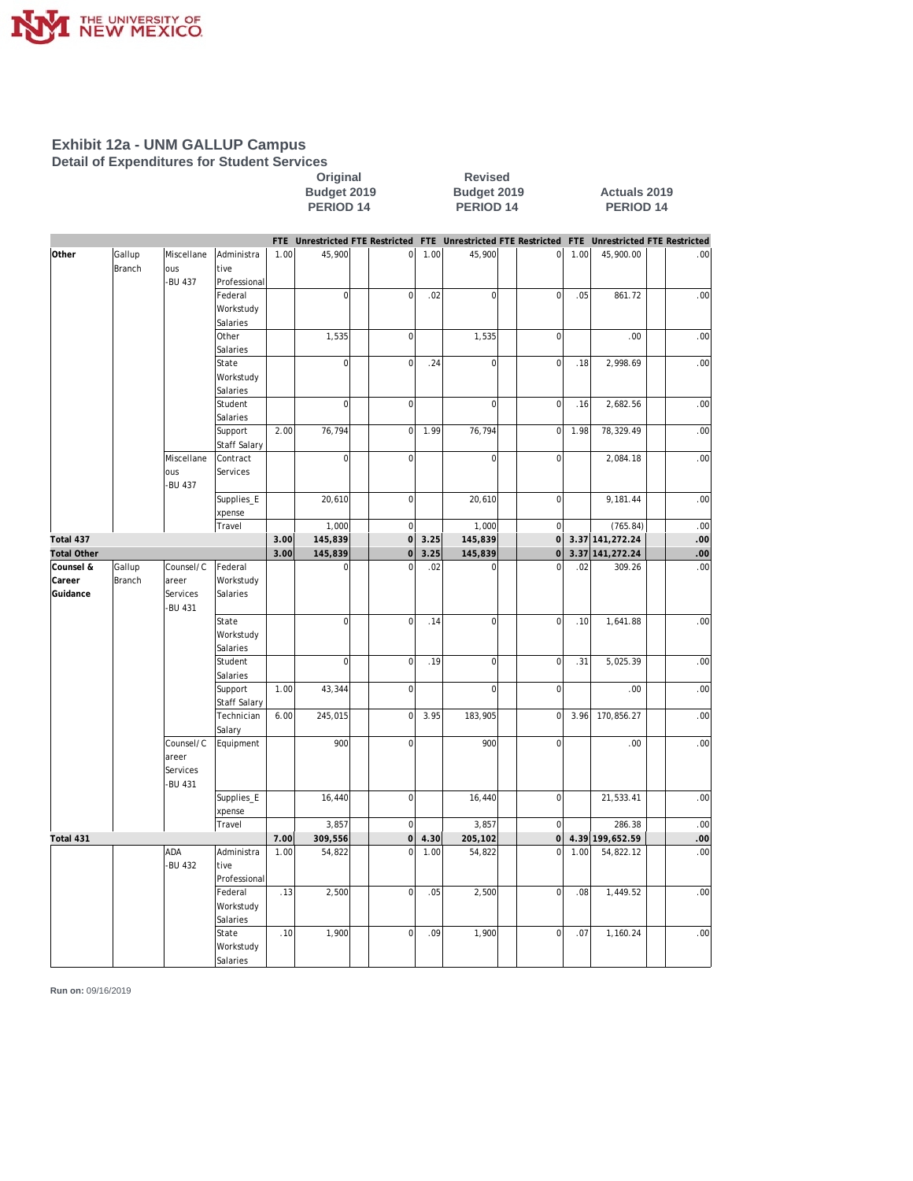# Exhibit 12a - UNM GALLUP Campus

## Detail of Expenditures for Student Services

| | | | | Original Budget 2019 PERIOD 14 | | | | Revised Budget 2019 PERIOD 14 | | | | Actuals 2019 PERIOD 14 | | | |
|---|---|---|---|---|---|---|---|---|---|---|---|---|---|---|---|
| | | | | FTE | Unrestricted | FTE | Restricted | FTE | Unrestricted | FTE | Restricted | FTE | Unrestricted | FTE | Restricted |
| Other | Gallup Branch | Miscellaneous -BU 437 | Administrative Professional | 1.00 | 45,900 | | 0 | 1.00 | 45,900 | | 0 | 1.00 | 45,900.00 | | .00 |
| | | | Federal Workstudy Salaries | | 0 | | 0 | .02 | 0 | | 0 | .05 | 861.72 | | .00 |
| | | | Other Salaries | | 1,535 | | 0 | | 1,535 | | 0 | | .00 | | .00 |
| | | | State Workstudy Salaries | | 0 | | 0 | .24 | 0 | | 0 | .18 | 2,998.69 | | .00 |
| | | | Student Salaries | | 0 | | 0 | | 0 | | 0 | .16 | 2,682.56 | | .00 |
| | | | Support Staff Salary | 2.00 | 76,794 | | 0 | 1.99 | 76,794 | | 0 | 1.98 | 78,329.49 | | .00 |
| | | Miscellaneous -BU 437 | Contract Services | | 0 | | 0 | | 0 | | 0 | | 2,084.18 | | .00 |
| | | | Supplies_Expense | | 20,610 | | 0 | | 20,610 | | 0 | | 9,181.44 | | .00 |
| | | | Travel | | 1,000 | | 0 | | 1,000 | | 0 | | (765.84) | | .00 |
| **Total 437** | | | | **3.00** | **145,839** | | **0** | **3.25** | **145,839** | | **0** | **3.37** | **141,272.24** | | **.00** |
| **Total Other** | | | | **3.00** | **145,839** | | **0** | **3.25** | **145,839** | | **0** | **3.37** | **141,272.24** | | **.00** |
| Counsel & Career Guidance | Gallup Branch | Counsel/Career Services -BU 431 | Federal Workstudy Salaries | | 0 | | 0 | .02 | 0 | | 0 | .02 | 309.26 | | .00 |
| | | | State Workstudy Salaries | | 0 | | 0 | .14 | 0 | | 0 | .10 | 1,641.88 | | .00 |
| | | | Student Salaries | | 0 | | 0 | .19 | 0 | | 0 | .31 | 5,025.39 | | .00 |
| | | | Support Staff Salary | 1.00 | 43,344 | | 0 | | 0 | | 0 | | .00 | | .00 |
| | | | Technician Salary | 6.00 | 245,015 | | 0 | 3.95 | 183,905 | | 0 | 3.96 | 170,856.27 | | .00 |
| | | Counsel/Career Services -BU 431 | Equipment | | 900 | | 0 | | 900 | | 0 | | .00 | | .00 |
| | | | Supplies_Expense | | 16,440 | | 0 | | 16,440 | | 0 | | 21,533.41 | | .00 |
| | | | Travel | | 3,857 | | 0 | | 3,857 | | 0 | | 286.38 | | .00 |
| **Total 431** | | | | **7.00** | **309,556** | | **0** | **4.30** | **205,102** | | **0** | **4.39** | **199,652.59** | | **.00** |
| | | ADA -BU 432 | Administrative Professional | 1.00 | 54,822 | | 0 | 1.00 | 54,822 | | 0 | 1.00 | 54,822.12 | | .00 |
| | | | Federal Workstudy Salaries | .13 | 2,500 | | 0 | .05 | 2,500 | | 0 | .08 | 1,449.52 | | .00 |
| | | | State Workstudy Salaries | .10 | 1,900 | | 0 | .09 | 1,900 | | 0 | .07 | 1,160.24 | | .00 |

**Run on:** 09/16/2019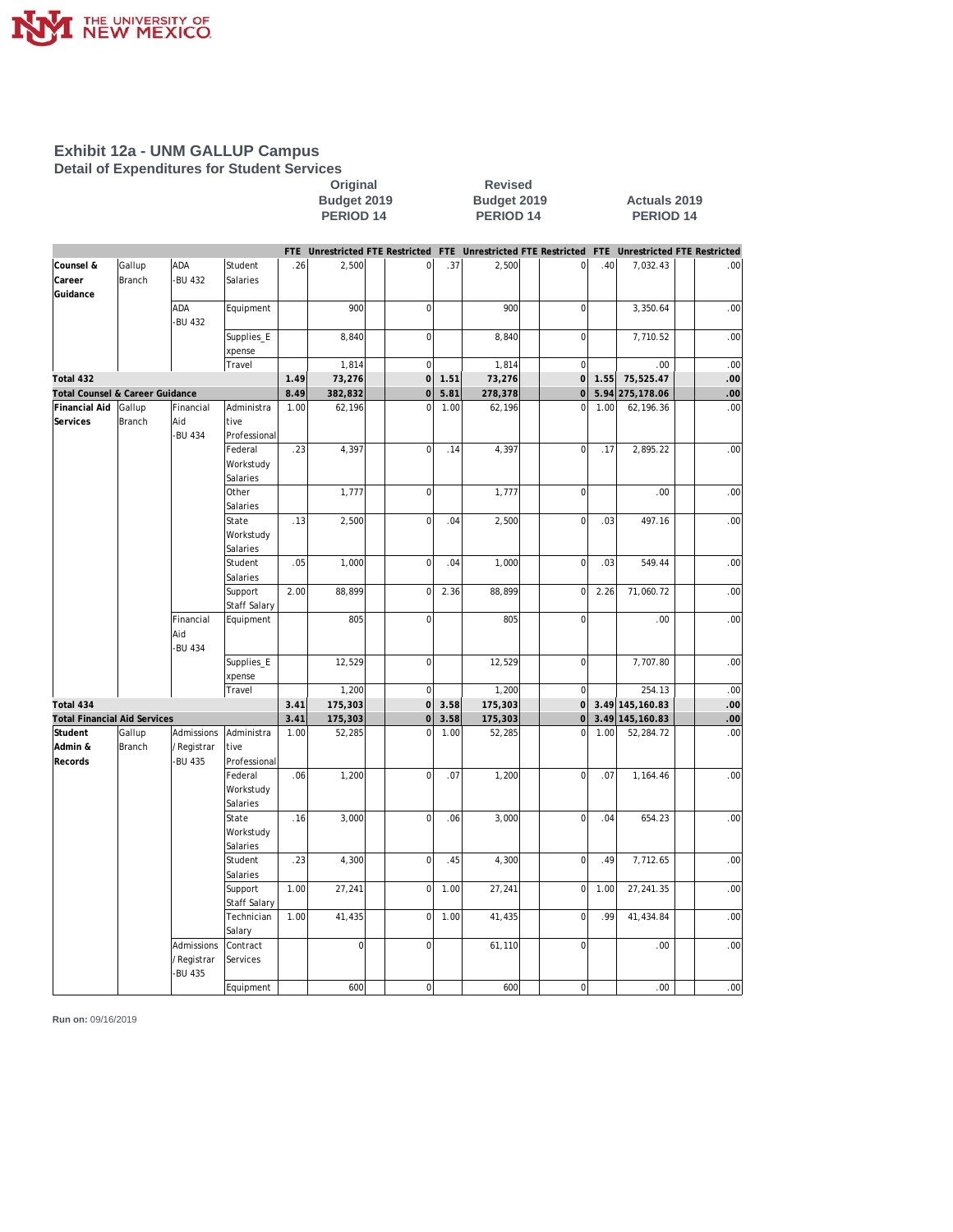## Exhibit 12a - UNM GALLUP Campus

### Detail of Expenditures for Student Services

| | | | | Original Budget 2019 PERIOD 14 | | | | Revised Budget 2019 PERIOD 14 | | | | Actuals 2019 PERIOD 14 | | | |
|---|---|---|---|---|---|---|---|---|---|---|---|---|---|---|---|
| | | | | FTE | Unrestricted | FTE | Restricted | FTE | Unrestricted | FTE | Restricted | FTE | Unrestricted | FTE | Restricted |
| Counsel & Career Guidance | Gallup Branch | ADA -BU 432 | Student Salaries | .26 | 2,500 | | 0 | .37 | 2,500 | | 0 | .40 | 7,032.43 | | .00 |
| | | ADA -BU 432 | Equipment | | 900 | | 0 | | 900 | | 0 | | 3,350.64 | | .00 |
| | | | Supplies_Expense | | 8,840 | | 0 | | 8,840 | | 0 | | 7,710.52 | | .00 |
| | | | Travel | | 1,814 | | 0 | | 1,814 | | 0 | | .00 | | .00 |
| **Total 432** | | | | **1.49** | **73,276** | | **0** | **1.51** | **73,276** | | **0** | **1.55** | **75,525.47** | | **.00** |
| **Total Counsel & Career Guidance** | | | | **8.49** | **382,832** | | **0** | **5.81** | **278,378** | | **0** | **5.94** | **275,178.06** | | **.00** |
| Financial Aid Services | Gallup Branch | Financial Aid -BU 434 | Administrative Professional | 1.00 | 62,196 | | 0 | 1.00 | 62,196 | | 0 | 1.00 | 62,196.36 | | .00 |
| | | | Federal Workstudy Salaries | .23 | 4,397 | | 0 | .14 | 4,397 | | 0 | .17 | 2,895.22 | | .00 |
| | | | Other Salaries | | 1,777 | | 0 | | 1,777 | | 0 | | .00 | | .00 |
| | | | State Workstudy Salaries | .13 | 2,500 | | 0 | .04 | 2,500 | | 0 | .03 | 497.16 | | .00 |
| | | | Student Salaries | .05 | 1,000 | | 0 | .04 | 1,000 | | 0 | .03 | 549.44 | | .00 |
| | | | Support Staff Salary | 2.00 | 88,899 | | 0 | 2.36 | 88,899 | | 0 | 2.26 | 71,060.72 | | .00 |
| | | Financial Aid -BU 434 | Equipment | | 805 | | 0 | | 805 | | 0 | | .00 | | .00 |
| | | | Supplies_Expense | | 12,529 | | 0 | | 12,529 | | 0 | | 7,707.80 | | .00 |
| | | | Travel | | 1,200 | | 0 | | 1,200 | | 0 | | 254.13 | | .00 |
| **Total 434** | | | | **3.41** | **175,303** | | **0** | **3.58** | **175,303** | | **0** | **3.49** | **145,160.83** | | **.00** |
| **Total Financial Aid Services** | | | | **3.41** | **175,303** | | **0** | **3.58** | **175,303** | | **0** | **3.49** | **145,160.83** | | **.00** |
| Student Admin & Records | Gallup Branch | Admissions / Registrar -BU 435 | Administrative Professional | 1.00 | 52,285 | | 0 | 1.00 | 52,285 | | 0 | 1.00 | 52,284.72 | | .00 |
| | | | Federal Workstudy Salaries | .06 | 1,200 | | 0 | .07 | 1,200 | | 0 | .07 | 1,164.46 | | .00 |
| | | | State Workstudy Salaries | .16 | 3,000 | | 0 | .06 | 3,000 | | 0 | .04 | 654.23 | | .00 |
| | | | Student Salaries | .23 | 4,300 | | 0 | .45 | 4,300 | | 0 | .49 | 7,712.65 | | .00 |
| | | | Support Staff Salary | 1.00 | 27,241 | | 0 | 1.00 | 27,241 | | 0 | 1.00 | 27,241.35 | | .00 |
| | | | Technician Salary | 1.00 | 41,435 | | 0 | 1.00 | 41,435 | | 0 | .99 | 41,434.84 | | .00 |
| | | Admissions / Registrar -BU 435 | Contract Services | | 0 | | 0 | | 61,110 | | 0 | | .00 | | .00 |
| | | | Equipment | | 600 | | 0 | | 600 | | 0 | | .00 | | .00 |

Run on: 09/16/2019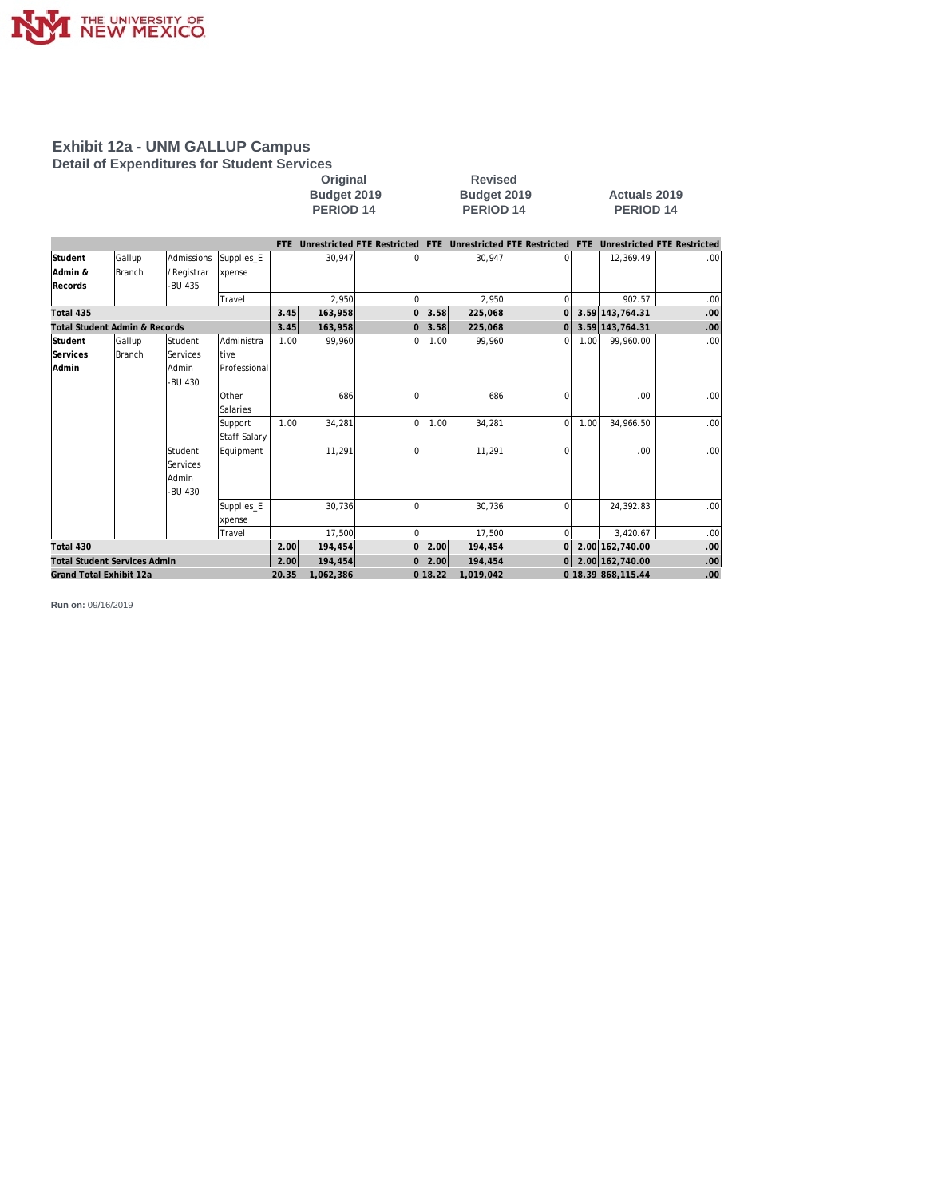# Exhibit 12a - UNM GALLUP Campus

## Detail of Expenditures for Student Services

| | | | | Original Budget 2019 PERIOD 14 | | | | Revised Budget 2019 PERIOD 14 | | | | Actuals 2019 PERIOD 14 | | | |
|---|---|---|---|---|---|---|---|---|---|---|---|---|---|---|---|
| | | | | FTE | Unrestricted | FTE | Restricted | FTE | Unrestricted | FTE | Restricted | FTE | Unrestricted | FTE | Restricted |
| Student Admin & Records | Gallup Branch | Admissions / Registrar -BU 435 | Supplies_Expense | | 30,947 | | 0 | | 30,947 | | 0 | | 12,369.49 | | .00 |
| | | | Travel | | 2,950 | | 0 | | 2,950 | | 0 | | 902.57 | | .00 |
| **Total 435** | | | | **3.45** | **163,958** | | **0** | **3.58** | **225,068** | | **0** | **3.59** | **143,764.31** | | **.00** |
| **Total Student Admin & Records** | | | | **3.45** | **163,958** | | **0** | **3.58** | **225,068** | | **0** | **3.59** | **143,764.31** | | **.00** |
| Student Services Admin | Gallup Branch | Student Services Admin -BU 430 | Administrative Professional | 1.00 | 99,960 | | 0 | 1.00 | 99,960 | | 0 | 1.00 | 99,960.00 | | .00 |
| | | | Other Salaries | | 686 | | 0 | | 686 | | 0 | | .00 | | .00 |
| | | | Support Staff Salary | 1.00 | 34,281 | | 0 | 1.00 | 34,281 | | 0 | 1.00 | 34,966.50 | | .00 |
| | | Student Services Admin -BU 430 | Equipment | | 11,291 | | 0 | | 11,291 | | 0 | | .00 | | .00 |
| | | | Supplies_Expense | | 30,736 | | 0 | | 30,736 | | 0 | | 24,392.83 | | .00 |
| | | | Travel | | 17,500 | | 0 | | 17,500 | | 0 | | 3,420.67 | | .00 |
| **Total 430** | | | | **2.00** | **194,454** | | **0** | **2.00** | **194,454** | | **0** | **2.00** | **162,740.00** | | **.00** |
| **Total Student Services Admin** | | | | **2.00** | **194,454** | | **0** | **2.00** | **194,454** | | **0** | **2.00** | **162,740.00** | | **.00** |
| **Grand Total Exhibit 12a** | | | | **20.35** | **1,062,386** | | **0** | **18.22** | **1,019,042** | | **0** | **18.39** | **868,115.44** | | **.00** |

**Run on:** 09/16/2019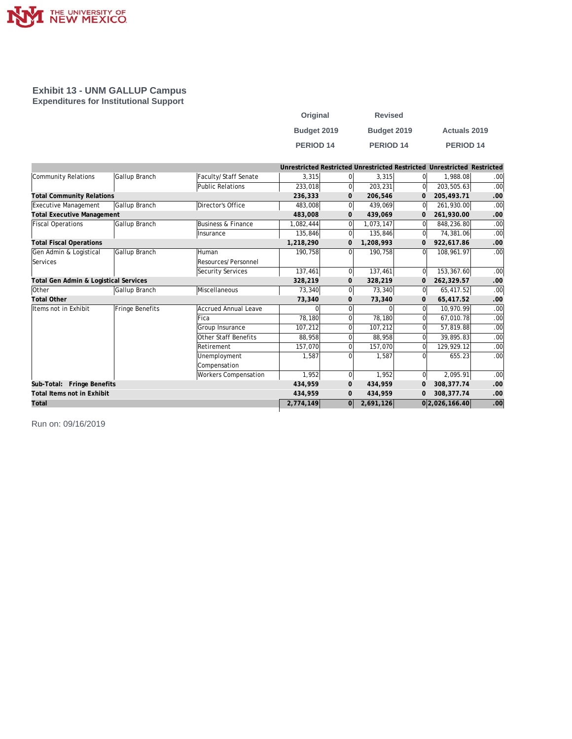THE UNIVERSITY OF NEW MEXICO

## Exhibit 13 - UNM GALLUP Campus
### Expenditures for Institutional Support

| | | | Original Budget 2019 PERIOD 14 | | Revised Budget 2019 PERIOD 14 | | Actuals 2019 PERIOD 14 | |
|---|---|---|---|---|---|---|---|---|
| | | | Unrestricted | Restricted | Unrestricted | Restricted | Unrestricted | Restricted |
| Community Relations | Gallup Branch | Faculty/ Staff Senate | 3,315 | 0 | 3,315 | 0 | 1,988.08 | .00 |
| | | Public Relations | 233,018 | 0 | 203,231 | 0 | 203,505.63 | .00 |
| **Total Community Relations** | | | **236,333** | **0** | **206,546** | **0** | **205,493.71** | **.00** |
| Executive Management | Gallup Branch | Director's Office | 483,008 | 0 | 439,069 | 0 | 261,930.00 | .00 |
| **Total Executive Management** | | | **483,008** | **0** | **439,069** | **0** | **261,930.00** | **.00** |
| Fiscal Operations | Gallup Branch | Business & Finance | 1,082,444 | 0 | 1,073,147 | 0 | 848,236.80 | .00 |
| | | Insurance | 135,846 | 0 | 135,846 | 0 | 74,381.06 | .00 |
| **Total Fiscal Operations** | | | **1,218,290** | **0** | **1,208,993** | **0** | **922,617.86** | **.00** |
| Gen Admin & Logistical Services | Gallup Branch | Human Resources/ Personnel | 190,758 | 0 | 190,758 | 0 | 108,961.97 | .00 |
| | | Security Services | 137,461 | 0 | 137,461 | 0 | 153,367.60 | .00 |
| **Total Gen Admin & Logistical Services** | | | **328,219** | **0** | **328,219** | **0** | **262,329.57** | **.00** |
| Other | Gallup Branch | Miscellaneous | 73,340 | 0 | 73,340 | 0 | 65,417.52 | .00 |
| **Total Other** | | | **73,340** | **0** | **73,340** | **0** | **65,417.52** | **.00** |
| Items not in Exhibit | Fringe Benefits | Accrued Annual Leave | 0 | 0 | 0 | 0 | 10,970.99 | .00 |
| | | Fica | 78,180 | 0 | 78,180 | 0 | 67,010.78 | .00 |
| | | Group Insurance | 107,212 | 0 | 107,212 | 0 | 57,819.88 | .00 |
| | | Other Staff Benefits | 88,958 | 0 | 88,958 | 0 | 39,895.83 | .00 |
| | | Retirement | 157,070 | 0 | 157,070 | 0 | 129,929.12 | .00 |
| | | Unemployment Compensation | 1,587 | 0 | 1,587 | 0 | 655.23 | .00 |
| | | Workers Compensation | 1,952 | 0 | 1,952 | 0 | 2,095.91 | .00 |
| **Sub-Total: Fringe Benefits** | | | **434,959** | **0** | **434,959** | **0** | **308,377.74** | **.00** |
| **Total Items not in Exhibit** | | | **434,959** | **0** | **434,959** | **0** | **308,377.74** | **.00** |
| **Total** | | | **2,774,149** | **0** | **2,691,126** | **0** | **2,026,166.40** | **.00** |

Run on: 09/16/2019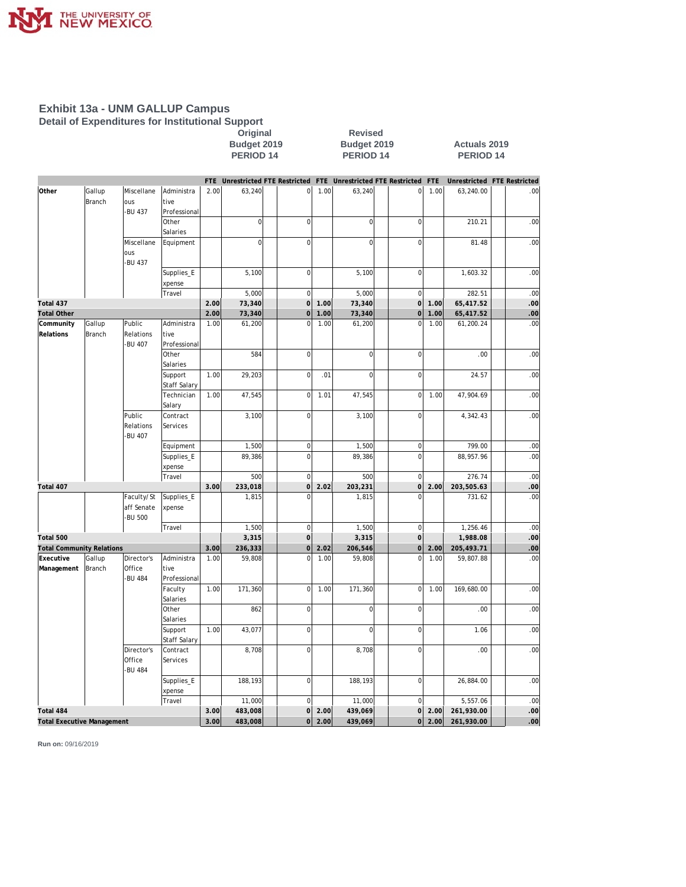# Exhibit 13a - UNM GALLUP Campus

## Detail of Expenditures for Institutional Support

| | | | | Original Budget 2019 PERIOD 14 | | | | Revised Budget 2019 PERIOD 14 | | | | Actuals 2019 PERIOD 14 | | | |
|---|---|---|---|---|---|---|---|---|---|---|---|---|---|---|---|
| | | | | FTE | Unrestricted | FTE | Restricted | FTE | Unrestricted | FTE | Restricted | FTE | Unrestricted | FTE | Restricted |
| Other | Gallup Branch | Miscellaneous -BU 437 | Administrative Professional | 2.00 | 63,240 | | 0 | 1.00 | 63,240 | | 0 | 1.00 | 63,240.00 | | .00 |
| | | | Other Salaries | | 0 | | 0 | | 0 | | 0 | | 210.21 | | .00 |
| | | Miscellaneous -BU 437 | Equipment | | 0 | | 0 | | 0 | | 0 | | 81.48 | | .00 |
| | | | Supplies_Expense | | 5,100 | | 0 | | 5,100 | | 0 | | 1,603.32 | | .00 |
| | | | Travel | | 5,000 | | 0 | | 5,000 | | 0 | | 282.51 | | .00 |
| **Total 437** | | | | **2.00** | **73,340** | | **0** | **1.00** | **73,340** | | **0** | **1.00** | **65,417.52** | | **.00** |
| **Total Other** | | | | **2.00** | **73,340** | | **0** | **1.00** | **73,340** | | **0** | **1.00** | **65,417.52** | | **.00** |
| Community Relations | Gallup Branch | Public Relations -BU 407 | Administrative Professional | 1.00 | 61,200 | | 0 | 1.00 | 61,200 | | 0 | 1.00 | 61,200.24 | | .00 |
| | | | Other Salaries | | 584 | | 0 | | 0 | | 0 | | .00 | | .00 |
| | | | Support Staff Salary | 1.00 | 29,203 | | 0 | .01 | 0 | | 0 | | 24.57 | | .00 |
| | | | Technician Salary | 1.00 | 47,545 | | 0 | 1.01 | 47,545 | | 0 | 1.00 | 47,904.69 | | .00 |
| | | Public Relations -BU 407 | Contract Services | | 3,100 | | 0 | | 3,100 | | 0 | | 4,342.43 | | .00 |
| | | | Equipment | | 1,500 | | 0 | | 1,500 | | 0 | | 799.00 | | .00 |
| | | | Supplies_Expense | | 89,386 | | 0 | | 89,386 | | 0 | | 88,957.96 | | .00 |
| | | | Travel | | 500 | | 0 | | 500 | | 0 | | 276.74 | | .00 |
| **Total 407** | | | | **3.00** | **233,018** | | **0** | **2.02** | **203,231** | | **0** | **2.00** | **203,505.63** | | **.00** |
| | | Faculty/Staff Senate -BU 500 | Supplies_Expense | | 1,815 | | 0 | | 1,815 | | 0 | | 731.62 | | .00 |
| | | | Travel | | 1,500 | | 0 | | 1,500 | | 0 | | 1,256.46 | | .00 |
| **Total 500** | | | | | **3,315** | | **0** | | **3,315** | | **0** | | **1,988.08** | | **.00** |
| **Total Community Relations** | | | | **3.00** | **236,333** | | **0** | **2.02** | **206,546** | | **0** | **2.00** | **205,493.71** | | **.00** |
| Executive Management | Gallup Branch | Director's Office -BU 484 | Administrative Professional | 1.00 | 59,808 | | 0 | 1.00 | 59,808 | | 0 | 1.00 | 59,807.88 | | .00 |
| | | | Faculty Salaries | 1.00 | 171,360 | | 0 | 1.00 | 171,360 | | 0 | 1.00 | 169,680.00 | | .00 |
| | | | Other Salaries | | 862 | | 0 | | 0 | | 0 | | .00 | | .00 |
| | | | Support Staff Salary | 1.00 | 43,077 | | 0 | | 0 | | 0 | | 1.06 | | .00 |
| | | Director's Office -BU 484 | Contract Services | | 8,708 | | 0 | | 8,708 | | 0 | | .00 | | .00 |
| | | | Supplies_Expense | | 188,193 | | 0 | | 188,193 | | 0 | | 26,884.00 | | .00 |
| | | | Travel | | 11,000 | | 0 | | 11,000 | | 0 | | 5,557.06 | | .00 |
| **Total 484** | | | | **3.00** | **483,008** | | **0** | **2.00** | **439,069** | | **0** | **2.00** | **261,930.00** | | **.00** |
| **Total Executive Management** | | | | **3.00** | **483,008** | | **0** | **2.00** | **439,069** | | **0** | **2.00** | **261,930.00** | | **.00** |

**Run on:** 09/16/2019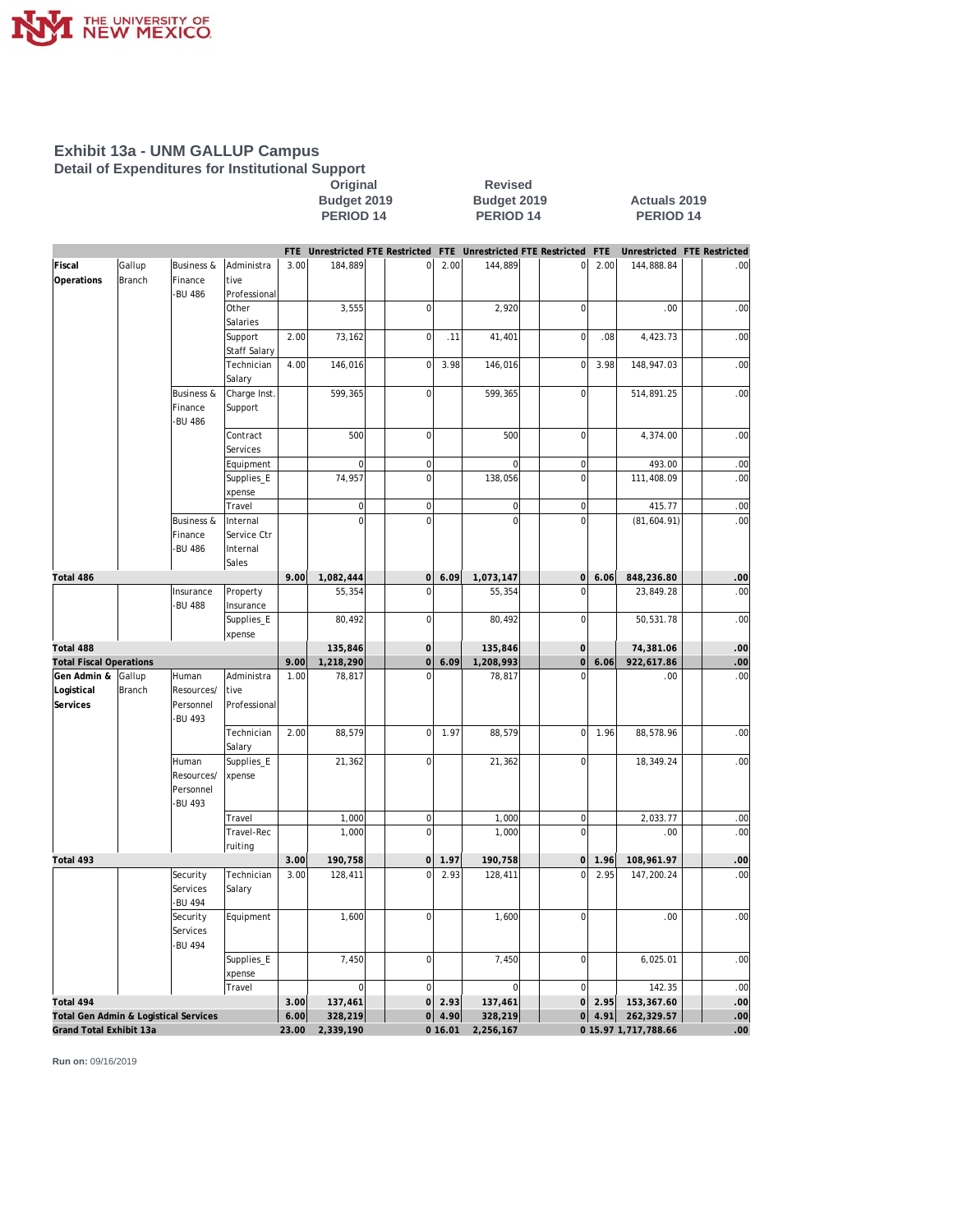## Exhibit 13a - UNM GALLUP Campus

### Detail of Expenditures for Institutional Support

| | | | | Original Budget 2019 PERIOD 14 | | | | Revised Budget 2019 PERIOD 14 | | | | Actuals 2019 PERIOD 14 | | | |
|---|---|---|---|---|---|---|---|---|---|---|---|---|---|---|---|
| | | | | FTE | Unrestricted | FTE | Restricted | FTE | Unrestricted | FTE | Restricted | FTE | Unrestricted | FTE | Restricted |
| Fiscal Operations | Gallup Branch | Business & Finance -BU 486 | Administrative Professional | 3.00 | 184,889 | | 0 | 2.00 | 144,889 | | 0 | 2.00 | 144,888.84 | | .00 |
| | | | Other Salaries | | 3,555 | | 0 | | 2,920 | | 0 | | .00 | | .00 |
| | | | Support Staff Salary | 2.00 | 73,162 | | 0 | .11 | 41,401 | | 0 | .08 | 4,423.73 | | .00 |
| | | | Technician Salary | 4.00 | 146,016 | | 0 | 3.98 | 146,016 | | 0 | 3.98 | 148,947.03 | | .00 |
| | | Business & Finance -BU 486 | Charge Inst. Support | | 599,365 | | 0 | | 599,365 | | 0 | | 514,891.25 | | .00 |
| | | | Contract Services | | 500 | | 0 | | 500 | | 0 | | 4,374.00 | | .00 |
| | | | Equipment | | 0 | | 0 | | 0 | | 0 | | 493.00 | | .00 |
| | | | Supplies_Expense | | 74,957 | | 0 | | 138,056 | | 0 | | 111,408.09 | | .00 |
| | | | Travel | | 0 | | 0 | | 0 | | 0 | | 415.77 | | .00 |
| | | Business & Finance -BU 486 | Internal Service Ctr Internal Sales | | 0 | | 0 | | 0 | | 0 | | (81,604.91) | | .00 |
| Total 486 | | | | 9.00 | 1,082,444 | | 0 | 6.09 | 1,073,147 | | 0 | 6.06 | 848,236.80 | | .00 |
| | | Insurance -BU 488 | Property Insurance | | 55,354 | | 0 | | 55,354 | | 0 | | 23,849.28 | | .00 |
| | | | Supplies_Expense | | 80,492 | | 0 | | 80,492 | | 0 | | 50,531.78 | | .00 |
| Total 488 | | | | | 135,846 | | 0 | | 135,846 | | 0 | | 74,381.06 | | .00 |
| Total Fiscal Operations | | | | 9.00 | 1,218,290 | | 0 | 6.09 | 1,208,993 | | 0 | 6.06 | 922,617.86 | | .00 |
| Gen Admin & Logistical Services | Gallup Branch | Human Resources/ Personnel -BU 493 | Administrative Professional | 1.00 | 78,817 | | 0 | | 78,817 | | 0 | | .00 | | .00 |
| | | | Technician Salary | 2.00 | 88,579 | | 0 | 1.97 | 88,579 | | 0 | 1.96 | 88,578.96 | | .00 |
| | | Human Resources/ Personnel -BU 493 | Supplies_Expense | | 21,362 | | 0 | | 21,362 | | 0 | | 18,349.24 | | .00 |
| | | | Travel | | 1,000 | | 0 | | 1,000 | | 0 | | 2,033.77 | | .00 |
| | | | Travel-Recruiting | | 1,000 | | 0 | | 1,000 | | 0 | | .00 | | .00 |
| Total 493 | | | | 3.00 | 190,758 | | 0 | 1.97 | 190,758 | | 0 | 1.96 | 108,961.97 | | .00 |
| | | Security Services -BU 494 | Technician Salary | 3.00 | 128,411 | | 0 | 2.93 | 128,411 | | 0 | 2.95 | 147,200.24 | | .00 |
| | | Security Services -BU 494 | Equipment | | 1,600 | | 0 | | 1,600 | | 0 | | .00 | | .00 |
| | | | Supplies_Expense | | 7,450 | | 0 | | 7,450 | | 0 | | 6,025.01 | | .00 |
| | | | Travel | | 0 | | 0 | | 0 | | 0 | | 142.35 | | .00 |
| Total 494 | | | | 3.00 | 137,461 | | 0 | 2.93 | 137,461 | | 0 | 2.95 | 153,367.60 | | .00 |
| Total Gen Admin & Logistical Services | | | | 6.00 | 328,219 | | 0 | 4.90 | 328,219 | | 0 | 4.91 | 262,329.57 | | .00 |
| Grand Total Exhibit 13a | | | | 23.00 | 2,339,190 | | 0 | 16.01 | 2,256,167 | | 0 | 15.97 | 1,717,788.66 | | .00 |

**Run on:** 09/16/2019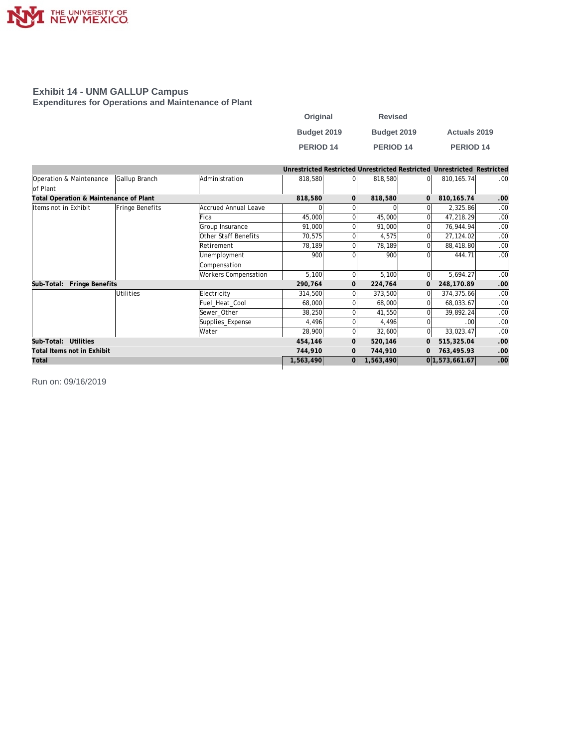## Exhibit 14 - UNM GALLUP Campus
### Expenditures for Operations and Maintenance of Plant

| | | | Original Budget 2019 PERIOD 14 | | Revised Budget 2019 PERIOD 14 | | Actuals 2019 PERIOD 14 | |
|---|---|---|---|---|---|---|---|---|
| | | | Unrestricted | Restricted | Unrestricted | Restricted | Unrestricted | Restricted |
| Operation & Maintenance of Plant | Gallup Branch | Administration | 818,580 | 0 | 818,580 | 0 | 810,165.74 | .00 |
| **Total Operation & Maintenance of Plant** | | | **818,580** | **0** | **818,580** | **0** | **810,165.74** | **.00** |
| Items not in Exhibit | Fringe Benefits | Accrued Annual Leave | 0 | 0 | 0 | 0 | 2,325.86 | .00 |
| | | Fica | 45,000 | 0 | 45,000 | 0 | 47,218.29 | .00 |
| | | Group Insurance | 91,000 | 0 | 91,000 | 0 | 76,944.94 | .00 |
| | | Other Staff Benefits | 70,575 | 0 | 4,575 | 0 | 27,124.02 | .00 |
| | | Retirement | 78,189 | 0 | 78,189 | 0 | 88,418.80 | .00 |
| | | Unemployment Compensation | 900 | 0 | 900 | 0 | 444.71 | .00 |
| | | Workers Compensation | 5,100 | 0 | 5,100 | 0 | 5,694.27 | .00 |
| **Sub-Total: Fringe Benefits** | | | **290,764** | **0** | **224,764** | **0** | **248,170.89** | **.00** |
| | Utilities | Electricity | 314,500 | 0 | 373,500 | 0 | 374,375.66 | .00 |
| | | Fuel_Heat_Cool | 68,000 | 0 | 68,000 | 0 | 68,033.67 | .00 |
| | | Sewer_Other | 38,250 | 0 | 41,550 | 0 | 39,892.24 | .00 |
| | | Supplies_Expense | 4,496 | 0 | 4,496 | 0 | .00 | .00 |
| | | Water | 28,900 | 0 | 32,600 | 0 | 33,023.47 | .00 |
| **Sub-Total: Utilities** | | | **454,146** | **0** | **520,146** | **0** | **515,325.04** | **.00** |
| **Total Items not in Exhibit** | | | **744,910** | **0** | **744,910** | **0** | **763,495.93** | **.00** |
| **Total** | | | **1,563,490** | **0** | **1,563,490** | **0** | **1,573,661.67** | **.00** |

Run on: 09/16/2019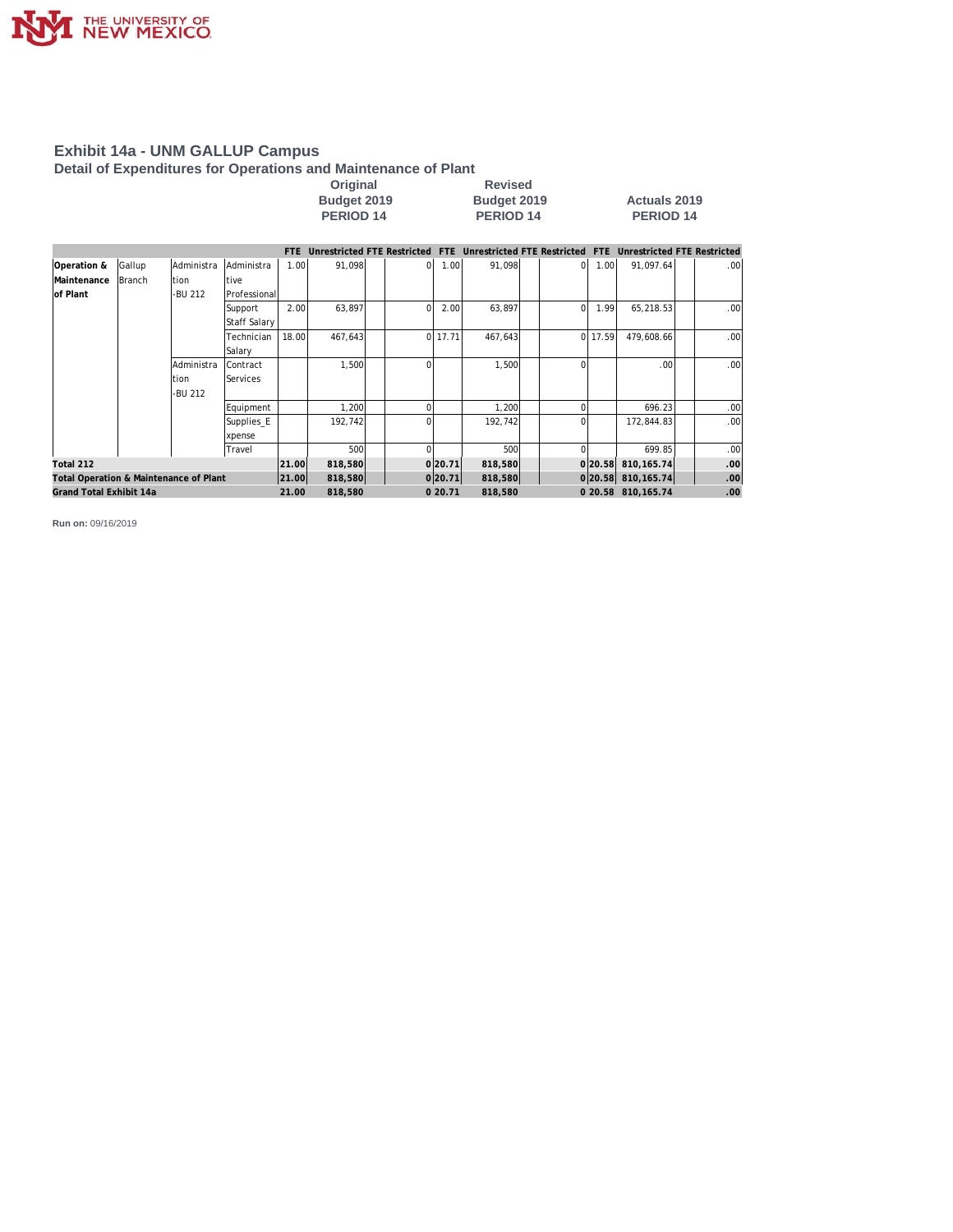# Exhibit 14a - UNM GALLUP Campus

## Detail of Expenditures for Operations and Maintenance of Plant

| | | | | Original Budget 2019 PERIOD 14 | | | | Revised Budget 2019 PERIOD 14 | | | | Actuals 2019 PERIOD 14 | | | |
|---|---|---|---|---|---|---|---|---|---|---|---|---|---|---|---|
| | | | | FTE | Unrestricted | FTE | Restricted | FTE | Unrestricted | FTE | Restricted | FTE | Unrestricted | FTE | Restricted |
| Operation & Maintenance of Plant | Gallup Branch | Administration -BU 212 | Administrative Professional | 1.00 | 91,098 | | 0 | 1.00 | 91,098 | | 0 | 1.00 | 91,097.64 | | .00 |
| | | | Support Staff Salary | 2.00 | 63,897 | | 0 | 2.00 | 63,897 | | 0 | 1.99 | 65,218.53 | | .00 |
| | | | Technician Salary | 18.00 | 467,643 | | 0 | 17.71 | 467,643 | | 0 | 17.59 | 479,608.66 | | .00 |
| | | Administration -BU 212 | Contract Services | | 1,500 | | 0 | | 1,500 | | 0 | | .00 | | .00 |
| | | | Equipment | | 1,200 | | 0 | | 1,200 | | 0 | | 696.23 | | .00 |
| | | | Supplies_Expense | | 192,742 | | 0 | | 192,742 | | 0 | | 172,844.83 | | .00 |
| | | | Travel | | 500 | | 0 | | 500 | | 0 | | 699.85 | | .00 |
| **Total 212** | | | | **21.00** | **818,580** | | **0** | **20.71** | **818,580** | | **0** | **20.58** | **810,165.74** | | **.00** |
| **Total Operation & Maintenance of Plant** | | | | **21.00** | **818,580** | | **0** | **20.71** | **818,580** | | **0** | **20.58** | **810,165.74** | | **.00** |
| **Grand Total Exhibit 14a** | | | | **21.00** | **818,580** | | **0** | **20.71** | **818,580** | | **0** | **20.58** | **810,165.74** | | **.00** |

**Run on:** 09/16/2019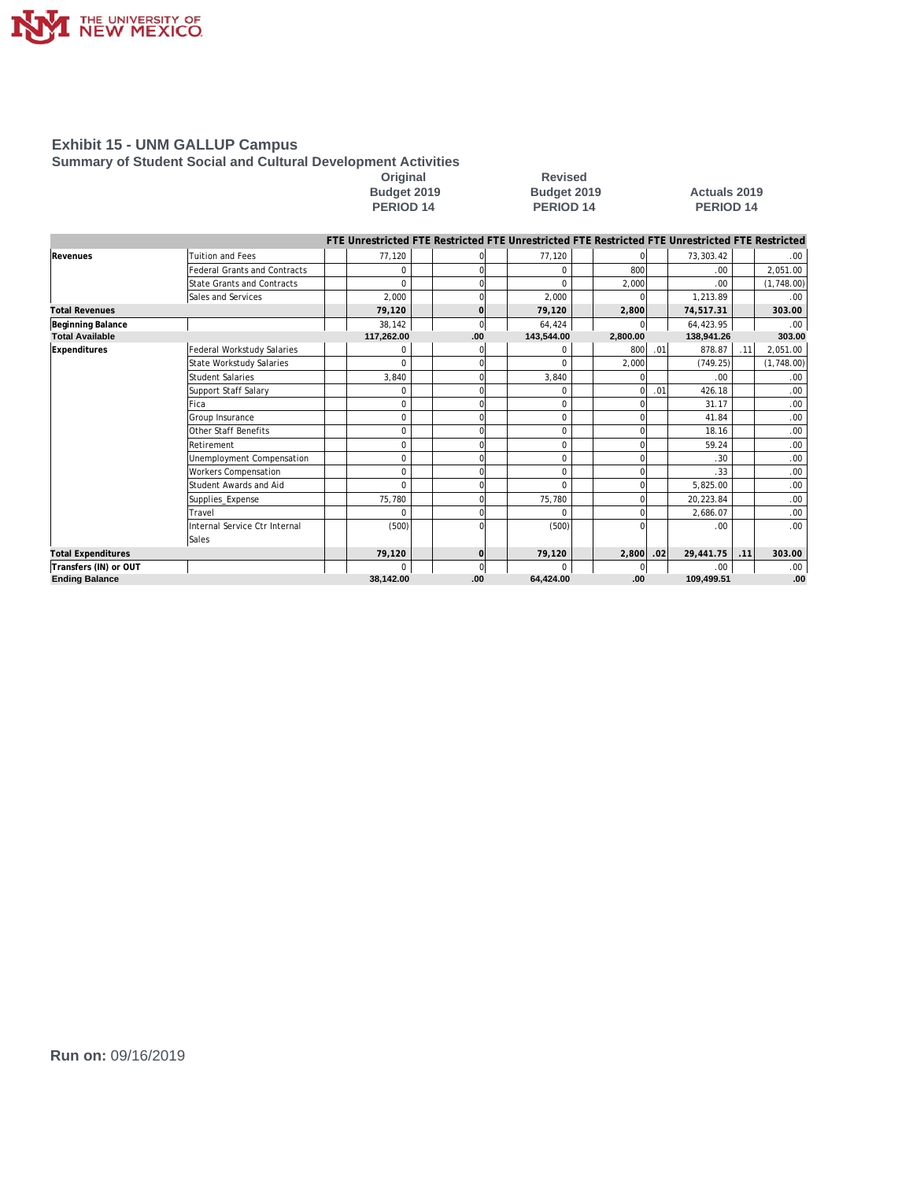# Exhibit 15 - UNM GALLUP Campus

## Summary of Student Social and Cultural Development Activities

| | | Original Budget 2019 PERIOD 14 | | | | Revised Budget 2019 PERIOD 14 | | | | Actuals 2019 PERIOD 14 | | | |
|---|---|---|---|---|---|---|---|---|---|---|---|---|---|
| | | FTE | Unrestricted | FTE | Restricted | FTE | Unrestricted | FTE | Restricted | FTE | Unrestricted | FTE | Restricted |
| Revenues | Tuition and Fees | | 77,120 | | 0 | | 77,120 | | 0 | | 73,303.42 | | .00 |
| | Federal Grants and Contracts | | 0 | | 0 | | 0 | | 800 | | .00 | | 2,051.00 |
| | State Grants and Contracts | | 0 | | 0 | | 0 | | 2,000 | | .00 | | (1,748.00) |
| | Sales and Services | | 2,000 | | 0 | | 2,000 | | 0 | | 1,213.89 | | .00 |
| **Total Revenues** | | | **79,120** | | **0** | | **79,120** | | **2,800** | | **74,517.31** | | **303.00** |
| Beginning Balance | | | 38,142 | | 0 | | 64,424 | | 0 | | 64,423.95 | | .00 |
| **Total Available** | | | **117,262.00** | | **.00** | | **143,544.00** | | **2,800.00** | | **138,941.26** | | **303.00** |
| Expenditures | Federal Workstudy Salaries | | 0 | | 0 | | 0 | | 800 | .01 | 878.87 | .11 | 2,051.00 |
| | State Workstudy Salaries | | 0 | | 0 | | 0 | | 2,000 | | (749.25) | | (1,748.00) |
| | Student Salaries | | 3,840 | | 0 | | 3,840 | | 0 | | .00 | | .00 |
| | Support Staff Salary | | 0 | | 0 | | 0 | | 0 | .01 | 426.18 | | .00 |
| | Fica | | 0 | | 0 | | 0 | | 0 | | 31.17 | | .00 |
| | Group Insurance | | 0 | | 0 | | 0 | | 0 | | 41.84 | | .00 |
| | Other Staff Benefits | | 0 | | 0 | | 0 | | 0 | | 18.16 | | .00 |
| | Retirement | | 0 | | 0 | | 0 | | 0 | | 59.24 | | .00 |
| | Unemployment Compensation | | 0 | | 0 | | 0 | | 0 | | .30 | | .00 |
| | Workers Compensation | | 0 | | 0 | | 0 | | 0 | | .33 | | .00 |
| | Student Awards and Aid | | 0 | | 0 | | 0 | | 0 | | 5,825.00 | | .00 |
| | Supplies_Expense | | 75,780 | | 0 | | 75,780 | | 0 | | 20,223.84 | | .00 |
| | Travel | | 0 | | 0 | | 0 | | 0 | | 2,686.07 | | .00 |
| | Internal Service Ctr Internal Sales | | (500) | | 0 | | (500) | | 0 | | .00 | | .00 |
| **Total Expenditures** | | | **79,120** | | **0** | | **79,120** | | **2,800** | **.02** | **29,441.75** | **.11** | **303.00** |
| Transfers (IN) or OUT | | | 0 | | 0 | | 0 | | 0 | | .00 | | .00 |
| **Ending Balance** | | | **38,142.00** | | **.00** | | **64,424.00** | | **.00** | | **109,499.51** | | **.00** |

**Run on:** 09/16/2019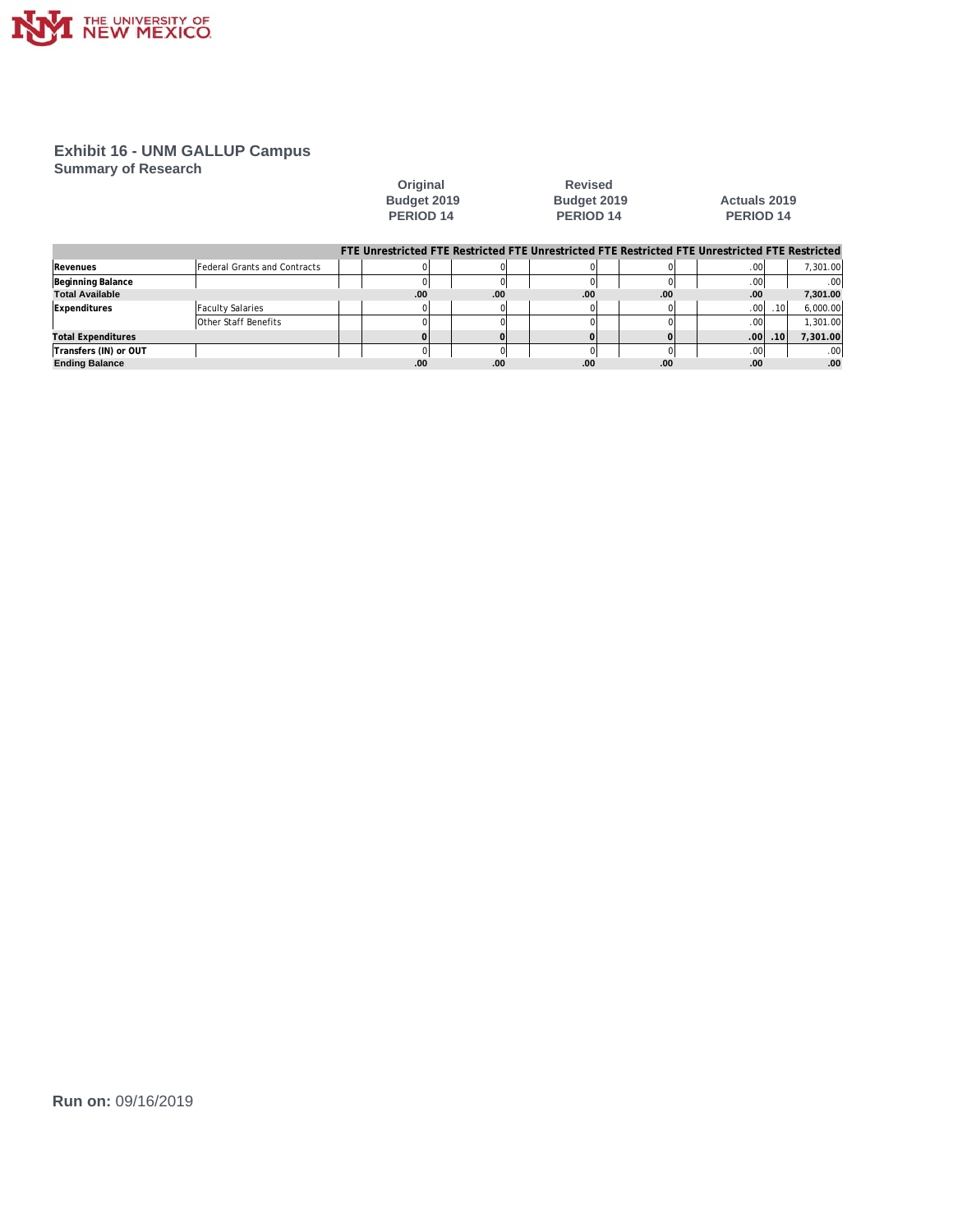## Exhibit 16 - UNM GALLUP Campus

### Summary of Research

| | | Original Budget 2019 PERIOD 14 | | | | Revised Budget 2019 PERIOD 14 | | | | Actuals 2019 PERIOD 14 | | | |
|---|---|---|---|---|---|---|---|---|---|---|---|---|---|
| | | FTE | Unrestricted | FTE | Restricted | FTE | Unrestricted | FTE | Restricted | FTE | Unrestricted | FTE | Restricted |
| **Revenues** | Federal Grants and Contracts | | 0 | | 0 | | 0 | | 0 | | .00 | | 7,301.00 |
| **Beginning Balance** | | | 0 | | 0 | | 0 | | 0 | | .00 | | .00 |
| **Total Available** | | | .00 | | .00 | | .00 | | .00 | | .00 | | 7,301.00 |
| **Expenditures** | Faculty Salaries | | 0 | | 0 | | 0 | | 0 | | .00 | .10 | 6,000.00 |
| | Other Staff Benefits | | 0 | | 0 | | 0 | | 0 | | .00 | | 1,301.00 |
| **Total Expenditures** | | | 0 | | 0 | | 0 | | 0 | | .00 | .10 | 7,301.00 |
| **Transfers (IN) or OUT** | | | 0 | | 0 | | 0 | | 0 | | .00 | | .00 |
| **Ending Balance** | | | .00 | | .00 | | .00 | | .00 | | .00 | | .00 |

**Run on:** 09/16/2019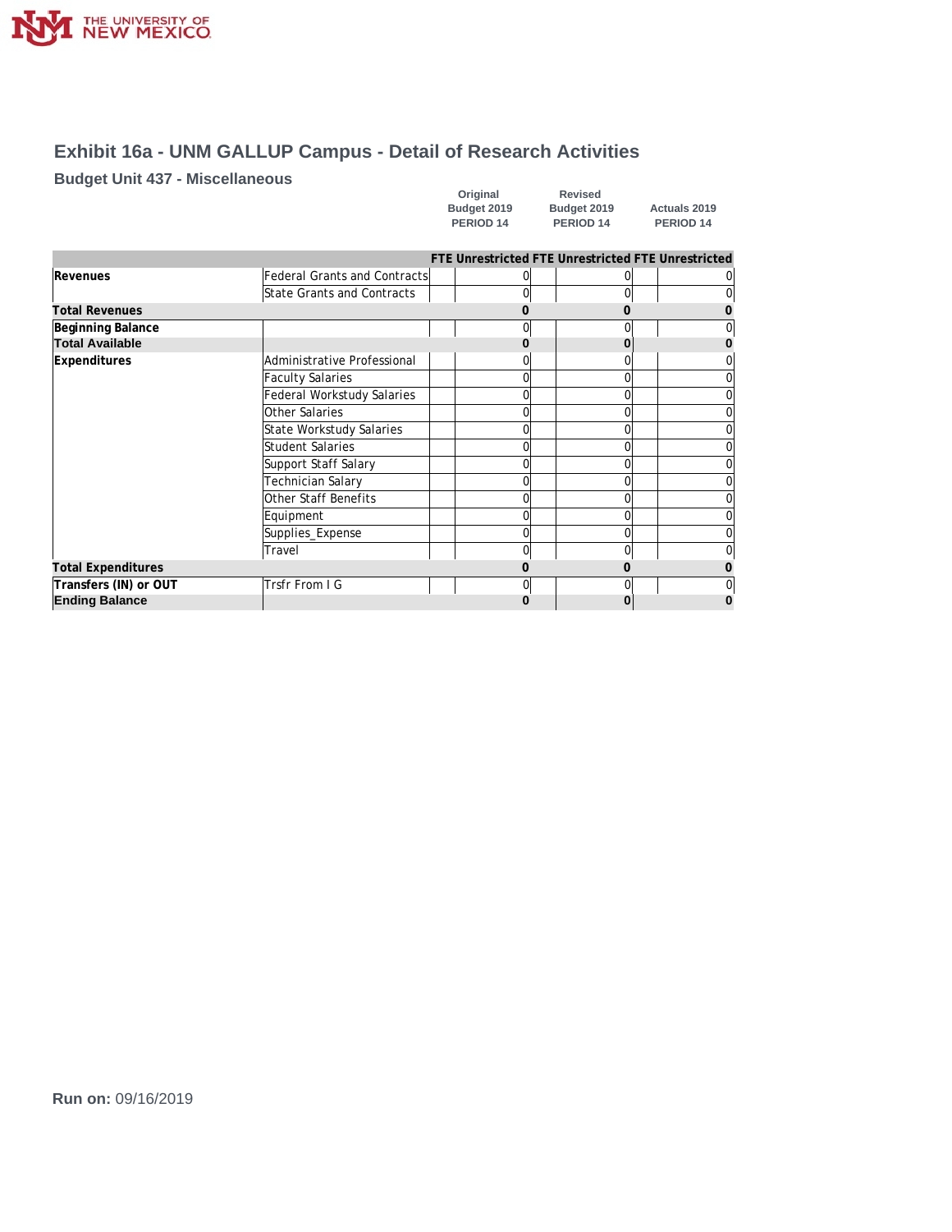# Exhibit 16a - UNM GALLUP Campus - Detail of Research Activities

## Budget Unit 437 - Miscellaneous

| | | Original Budget 2019 PERIOD 14 | | Revised Budget 2019 PERIOD 14 | | Actuals 2019 PERIOD 14 | |
|---|---|---|---|---|---|---|---|
| | | FTE | Unrestricted | FTE | Unrestricted | FTE | Unrestricted |
| **Revenues** | Federal Grants and Contracts | | 0 | | 0 | | 0 |
| | State Grants and Contracts | | 0 | | 0 | | 0 |
| **Total Revenues** | | | **0** | | **0** | | **0** |
| **Beginning Balance** | | | 0 | | 0 | | 0 |
| **Total Available** | | | **0** | | **0** | | **0** |
| **Expenditures** | Administrative Professional | | 0 | | 0 | | 0 |
| | Faculty Salaries | | 0 | | 0 | | 0 |
| | Federal Workstudy Salaries | | 0 | | 0 | | 0 |
| | Other Salaries | | 0 | | 0 | | 0 |
| | State Workstudy Salaries | | 0 | | 0 | | 0 |
| | Student Salaries | | 0 | | 0 | | 0 |
| | Support Staff Salary | | 0 | | 0 | | 0 |
| | Technician Salary | | 0 | | 0 | | 0 |
| | Other Staff Benefits | | 0 | | 0 | | 0 |
| | Equipment | | 0 | | 0 | | 0 |
| | Supplies_Expense | | 0 | | 0 | | 0 |
| | Travel | | 0 | | 0 | | 0 |
| **Total Expenditures** | | | **0** | | **0** | | **0** |
| **Transfers (IN) or OUT** | Trsfr From I G | | 0 | | 0 | | 0 |
| **Ending Balance** | | | **0** | | **0** | | **0** |

**Run on:** 09/16/2019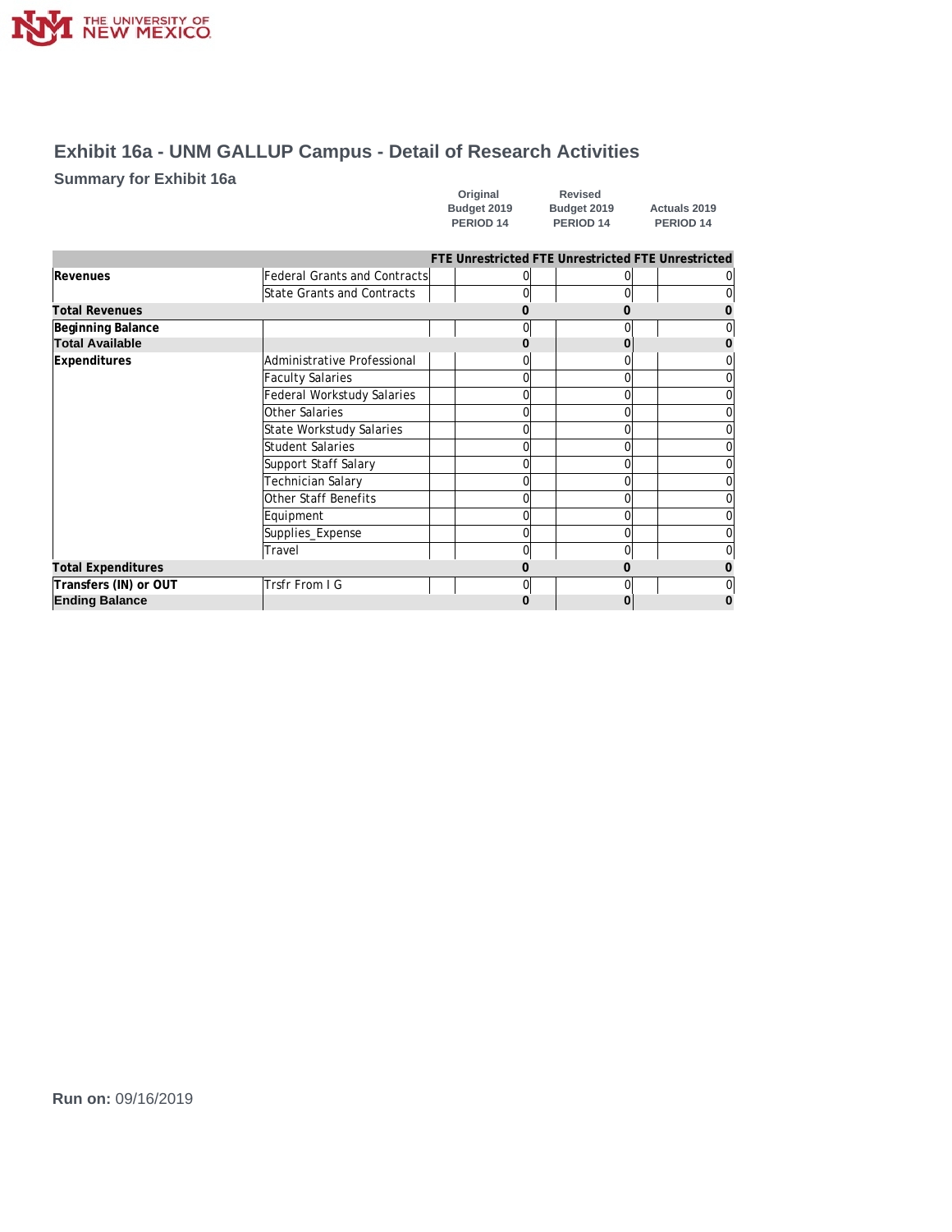# Exhibit 16a - UNM GALLUP Campus - Detail of Research Activities

## Summary for Exhibit 16a

| | | Original Budget 2019 PERIOD 14 | | Revised Budget 2019 PERIOD 14 | | Actuals 2019 PERIOD 14 | |
|---|---|---|---|---|---|---|---|
| | | FTE | Unrestricted | FTE | Unrestricted | FTE | Unrestricted |
| **Revenues** | Federal Grants and Contracts | | 0 | | 0 | | 0 |
| | State Grants and Contracts | | 0 | | 0 | | 0 |
| **Total Revenues** | | | **0** | | **0** | | **0** |
| **Beginning Balance** | | | 0 | | 0 | | 0 |
| **Total Available** | | | **0** | | **0** | | **0** |
| **Expenditures** | Administrative Professional | | 0 | | 0 | | 0 |
| | Faculty Salaries | | 0 | | 0 | | 0 |
| | Federal Workstudy Salaries | | 0 | | 0 | | 0 |
| | Other Salaries | | 0 | | 0 | | 0 |
| | State Workstudy Salaries | | 0 | | 0 | | 0 |
| | Student Salaries | | 0 | | 0 | | 0 |
| | Support Staff Salary | | 0 | | 0 | | 0 |
| | Technician Salary | | 0 | | 0 | | 0 |
| | Other Staff Benefits | | 0 | | 0 | | 0 |
| | Equipment | | 0 | | 0 | | 0 |
| | Supplies_Expense | | 0 | | 0 | | 0 |
| | Travel | | 0 | | 0 | | 0 |
| **Total Expenditures** | | | **0** | | **0** | | **0** |
| **Transfers (IN) or OUT** | Trsfr From I G | | 0 | | 0 | | 0 |
| **Ending Balance** | | | **0** | | **0** | | **0** |

**Run on:** 09/16/2019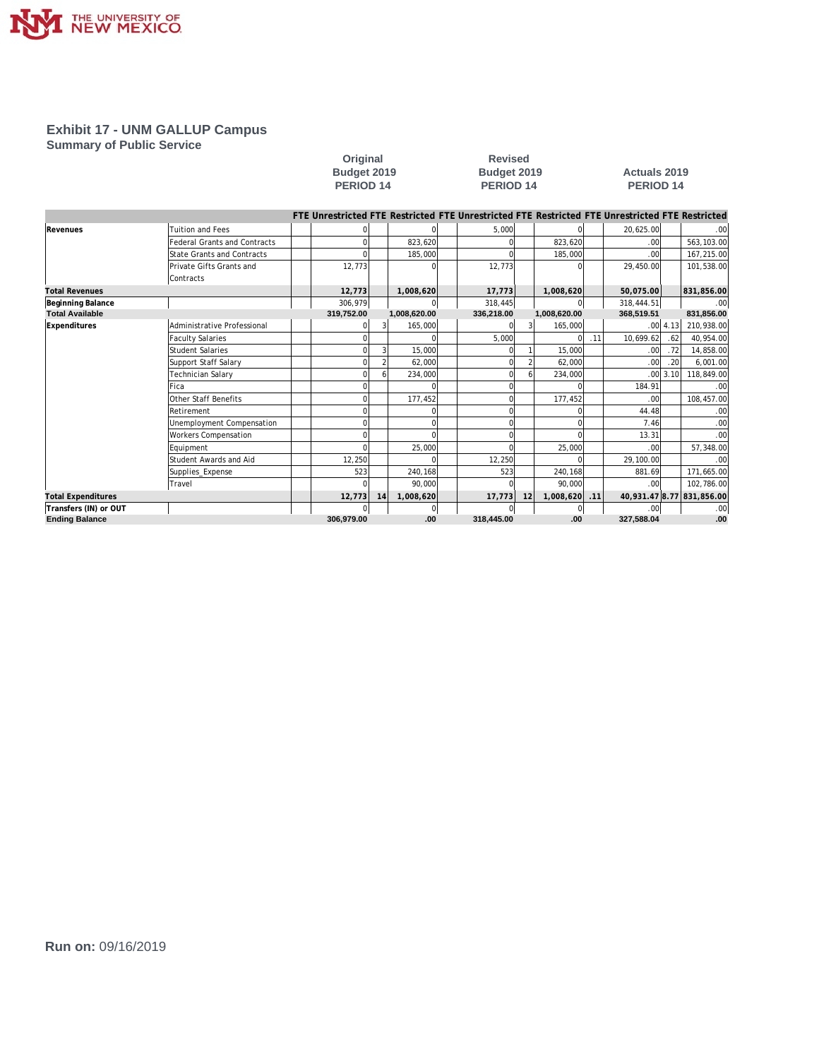# Exhibit 17 - UNM GALLUP Campus

## Summary of Public Service

| | | Original Budget 2019 PERIOD 14 | | | | Revised Budget 2019 PERIOD 14 | | | | Actuals 2019 PERIOD 14 | | | |
|---|---|---|---|---|---|---|---|---|---|---|---|---|---|
| | | FTE | Unrestricted | FTE | Restricted | FTE | Unrestricted | FTE | Restricted | FTE | Unrestricted | FTE | Restricted |
| **Revenues** | Tuition and Fees | | 0 | | 0 | | 5,000 | | 0 | | 20,625.00 | | .00 |
| | Federal Grants and Contracts | | 0 | | 823,620 | | 0 | | 823,620 | | .00 | | 563,103.00 |
| | State Grants and Contracts | | 0 | | 185,000 | | 0 | | 185,000 | | .00 | | 167,215.00 |
| | Private Gifts Grants and Contracts | | 12,773 | | 0 | | 12,773 | | 0 | | 29,450.00 | | 101,538.00 |
| **Total Revenues** | | | **12,773** | | **1,008,620** | | **17,773** | | **1,008,620** | | **50,075.00** | | **831,856.00** |
| **Beginning Balance** | | | 306,979 | | 0 | | 318,445 | | 0 | | 318,444.51 | | .00 |
| **Total Available** | | | **319,752.00** | | **1,008,620.00** | | **336,218.00** | | **1,008,620.00** | | **368,519.51** | | **831,856.00** |
| **Expenditures** | Administrative Professional | | 0 | 3 | 165,000 | | 0 | 3 | 165,000 | | .00 | 4.13 | 210,938.00 |
| | Faculty Salaries | | 0 | | 0 | | 5,000 | | 0 | .11 | 10,699.62 | .62 | 40,954.00 |
| | Student Salaries | | 0 | 3 | 15,000 | | 0 | 1 | 15,000 | | .00 | .72 | 14,858.00 |
| | Support Staff Salary | | 0 | 2 | 62,000 | | 0 | 2 | 62,000 | | .00 | .20 | 6,001.00 |
| | Technician Salary | | 0 | 6 | 234,000 | | 0 | 6 | 234,000 | | .00 | 3.10 | 118,849.00 |
| | Fica | | 0 | | 0 | | 0 | | 0 | | 184.91 | | .00 |
| | Other Staff Benefits | | 0 | | 177,452 | | 0 | | 177,452 | | .00 | | 108,457.00 |
| | Retirement | | 0 | | 0 | | 0 | | 0 | | 44.48 | | .00 |
| | Unemployment Compensation | | 0 | | 0 | | 0 | | 0 | | 7.46 | | .00 |
| | Workers Compensation | | 0 | | 0 | | 0 | | 0 | | 13.31 | | .00 |
| | Equipment | | 0 | | 25,000 | | 0 | | 25,000 | | .00 | | 57,348.00 |
| | Student Awards and Aid | | 12,250 | | 0 | | 12,250 | | 0 | | 29,100.00 | | .00 |
| | Supplies_Expense | | 523 | | 240,168 | | 523 | | 240,168 | | 881.69 | | 171,665.00 |
| | Travel | | 0 | | 90,000 | | 0 | | 90,000 | | .00 | | 102,786.00 |
| **Total Expenditures** | | | **12,773** | **14** | **1,008,620** | | **17,773** | **12** | **1,008,620** | **.11** | **40,931.47** | **8.77** | **831,856.00** |
| **Transfers (IN) or OUT** | | | 0 | | 0 | | 0 | | 0 | | .00 | | .00 |
| **Ending Balance** | | | **306,979.00** | | **.00** | | **318,445.00** | | **.00** | | **327,588.04** | | **.00** |

**Run on:** 09/16/2019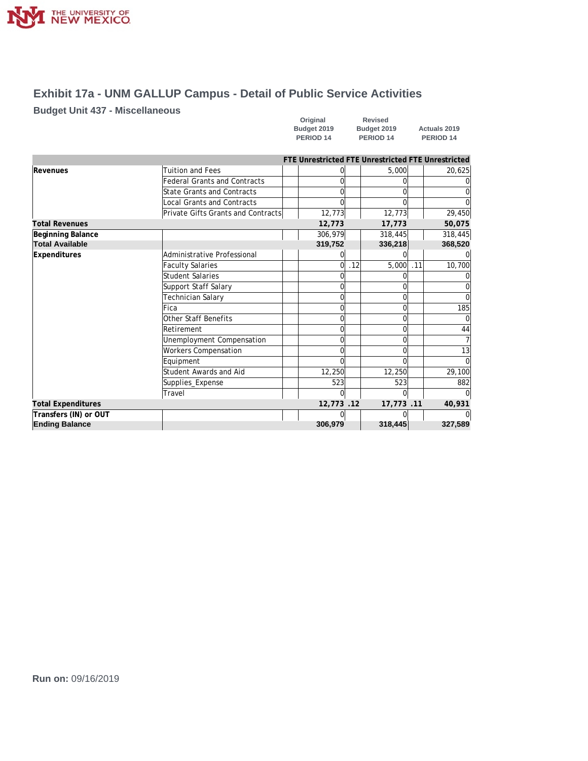# Exhibit 17a - UNM GALLUP Campus - Detail of Public Service Activities

## Budget Unit 437 - Miscellaneous

| | | Original Budget 2019 PERIOD 14 | | Revised Budget 2019 PERIOD 14 | | Actuals 2019 PERIOD 14 | |
|---|---|---|---|---|---|---|---|
| | | FTE | Unrestricted | FTE | Unrestricted | FTE | Unrestricted |
| **Revenues** | Tuition and Fees | | 0 | | 5,000 | | 20,625 |
| | Federal Grants and Contracts | | 0 | | 0 | | 0 |
| | State Grants and Contracts | | 0 | | 0 | | 0 |
| | Local Grants and Contracts | | 0 | | 0 | | 0 |
| | Private Gifts Grants and Contracts | | 12,773 | | 12,773 | | 29,450 |
| **Total Revenues** | | | **12,773** | | **17,773** | | **50,075** |
| **Beginning Balance** | | | 306,979 | | 318,445 | | 318,445 |
| **Total Available** | | | **319,752** | | **336,218** | | **368,520** |
| **Expenditures** | Administrative Professional | | 0 | | 0 | | 0 |
| | Faculty Salaries | | 0 | .12 | 5,000 | .11 | 10,700 |
| | Student Salaries | | 0 | | 0 | | 0 |
| | Support Staff Salary | | 0 | | 0 | | 0 |
| | Technician Salary | | 0 | | 0 | | 0 |
| | Fica | | 0 | | 0 | | 185 |
| | Other Staff Benefits | | 0 | | 0 | | 0 |
| | Retirement | | 0 | | 0 | | 44 |
| | Unemployment Compensation | | 0 | | 0 | | 7 |
| | Workers Compensation | | 0 | | 0 | | 13 |
| | Equipment | | 0 | | 0 | | 0 |
| | Student Awards and Aid | | 12,250 | | 12,250 | | 29,100 |
| | Supplies_Expense | | 523 | | 523 | | 882 |
| | Travel | | 0 | | 0 | | 0 |
| **Total Expenditures** | | | **12,773** | **.12** | **17,773** | **.11** | **40,931** |
| **Transfers (IN) or OUT** | | | 0 | | 0 | | 0 |
| **Ending Balance** | | | **306,979** | | **318,445** | | **327,589** |

**Run on:** 09/16/2019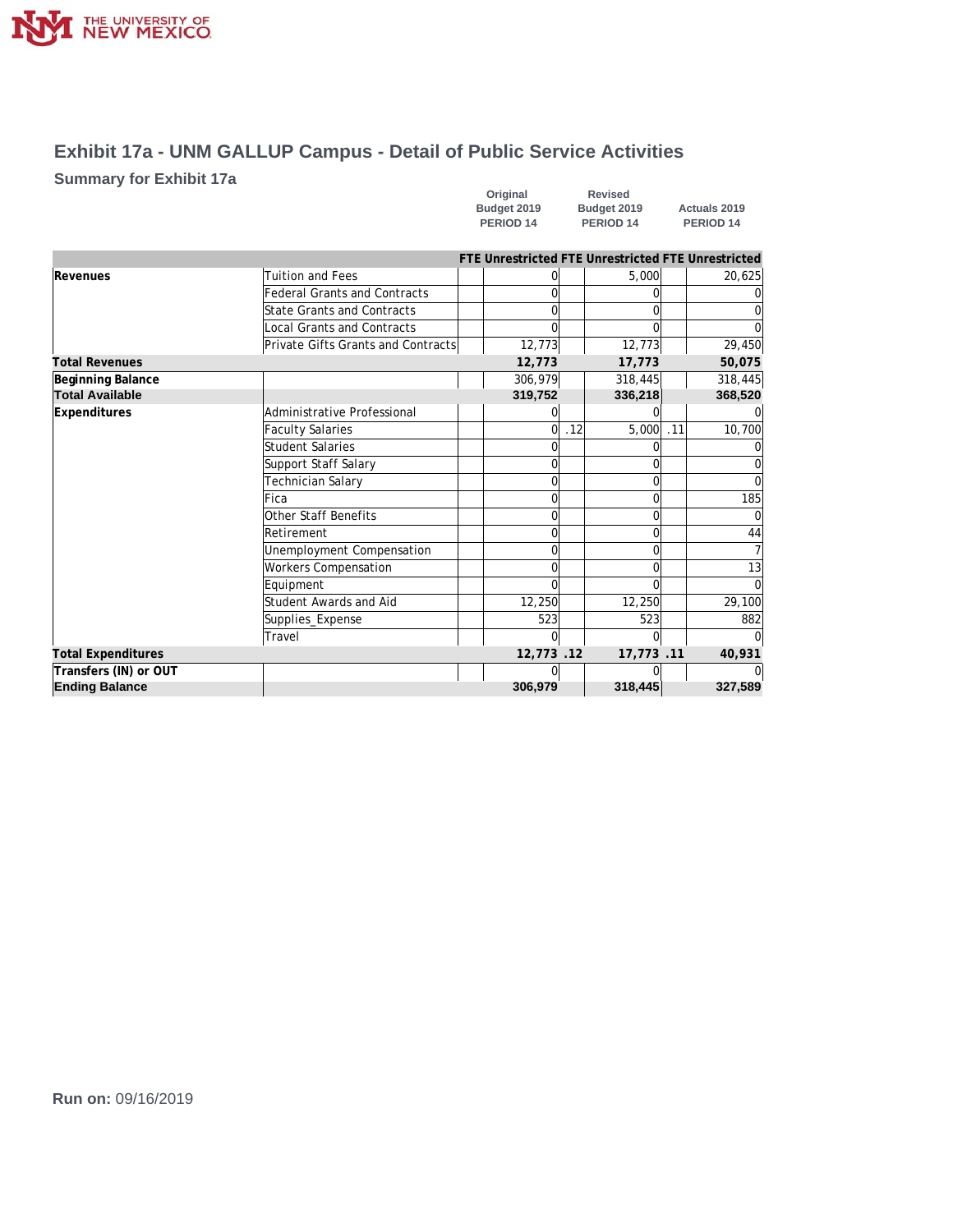# Exhibit 17a - UNM GALLUP Campus - Detail of Public Service Activities

## Summary for Exhibit 17a

| | | Original Budget 2019 PERIOD 14 | | Revised Budget 2019 PERIOD 14 | | Actuals 2019 PERIOD 14 | |
|---|---|---|---|---|---|---|---|
| | | FTE | Unrestricted | FTE | Unrestricted | FTE | Unrestricted |
| Revenues | Tuition and Fees | | 0 | | 5,000 | | 20,625 |
| | Federal Grants and Contracts | | 0 | | 0 | | 0 |
| | State Grants and Contracts | | 0 | | 0 | | 0 |
| | Local Grants and Contracts | | 0 | | 0 | | 0 |
| | Private Gifts Grants and Contracts | | 12,773 | | 12,773 | | 29,450 |
| Total Revenues | | | 12,773 | | 17,773 | | 50,075 |
| Beginning Balance | | | 306,979 | | 318,445 | | 318,445 |
| Total Available | | | 319,752 | | 336,218 | | 368,520 |
| Expenditures | Administrative Professional | | 0 | | 0 | | 0 |
| | Faculty Salaries | | 0 | .12 | 5,000 | .11 | 10,700 |
| | Student Salaries | | 0 | | 0 | | 0 |
| | Support Staff Salary | | 0 | | 0 | | 0 |
| | Technician Salary | | 0 | | 0 | | 0 |
| | Fica | | 0 | | 0 | | 185 |
| | Other Staff Benefits | | 0 | | 0 | | 0 |
| | Retirement | | 0 | | 0 | | 44 |
| | Unemployment Compensation | | 0 | | 0 | | 7 |
| | Workers Compensation | | 0 | | 0 | | 13 |
| | Equipment | | 0 | | 0 | | 0 |
| | Student Awards and Aid | | 12,250 | | 12,250 | | 29,100 |
| | Supplies_Expense | | 523 | | 523 | | 882 |
| | Travel | | 0 | | 0 | | 0 |
| Total Expenditures | | | 12,773 | .12 | 17,773 | .11 | 40,931 |
| Transfers (IN) or OUT | | | 0 | | 0 | | 0 |
| Ending Balance | | | 306,979 | | 318,445 | | 327,589 |

**Run on:** 09/16/2019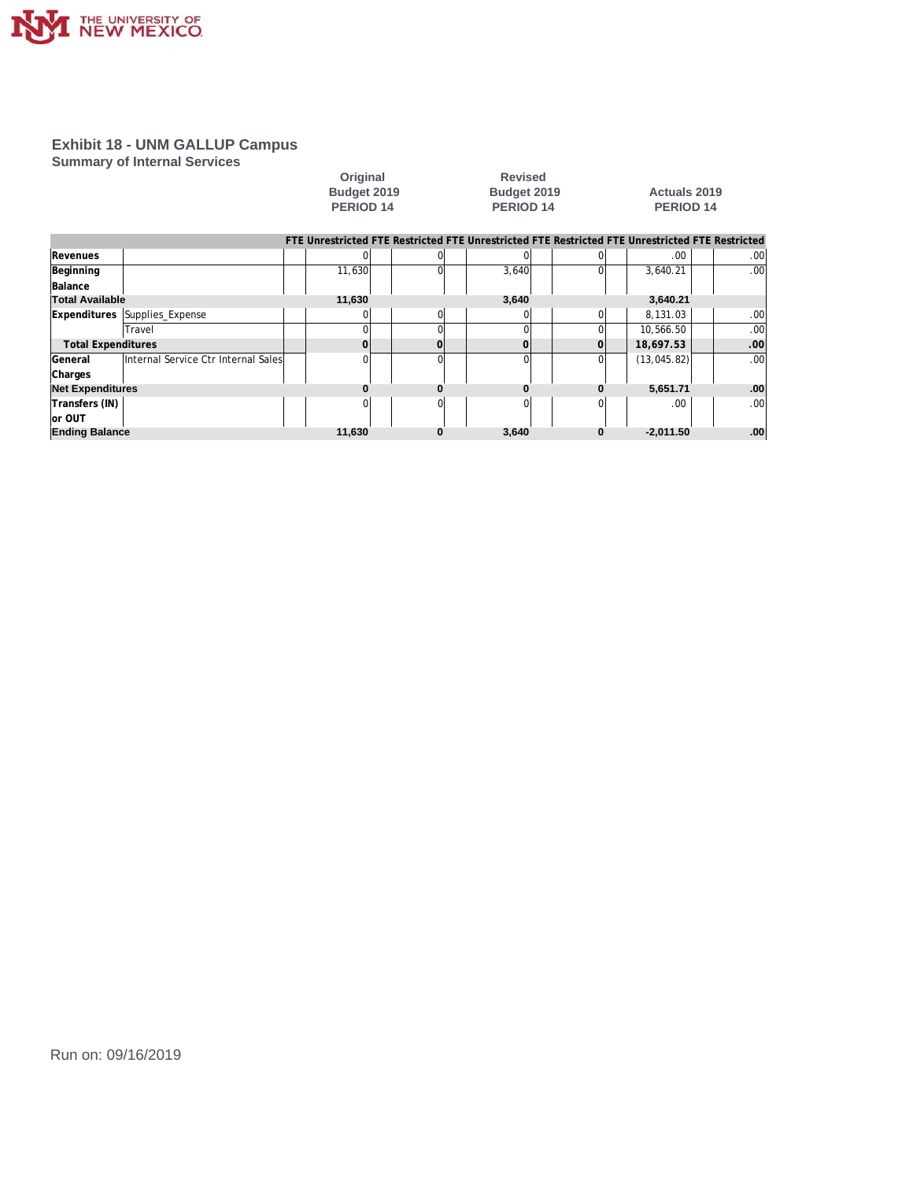## Exhibit 18 - UNM GALLUP Campus

### Summary of Internal Services

| | | Original Budget 2019 PERIOD 14 | | | | Revised Budget 2019 PERIOD 14 | | | | Actuals 2019 PERIOD 14 | | | |
|---|---|---|---|---|---|---|---|---|---|---|---|---|---|
| | | FTE | Unrestricted | FTE | Restricted | FTE | Unrestricted | FTE | Restricted | FTE | Unrestricted | FTE | Restricted |
| Revenues | | | 0 | | 0 | | 0 | | 0 | | .00 | | .00 |
| Beginning Balance | | | 11,630 | | 0 | | 3,640 | | 0 | | 3,640.21 | | .00 |
| Total Available | | | 11,630 | | | | 3,640 | | | | 3,640.21 | | |
| Expenditures | Supplies_Expense | | 0 | | 0 | | 0 | | 0 | | 8,131.03 | | .00 |
| | Travel | | 0 | | 0 | | 0 | | 0 | | 10,566.50 | | .00 |
| Total Expenditures | | | 0 | | 0 | | 0 | | 0 | | 18,697.53 | | .00 |
| General Charges | Internal Service Ctr Internal Sales | | 0 | | 0 | | 0 | | 0 | | (13,045.82) | | .00 |
| Net Expenditures | | | 0 | | 0 | | 0 | | 0 | | 5,651.71 | | .00 |
| Transfers (IN) or OUT | | | 0 | | 0 | | 0 | | 0 | | .00 | | .00 |
| Ending Balance | | | 11,630 | | 0 | | 3,640 | | 0 | | -2,011.50 | | .00 |

Run on: 09/16/2019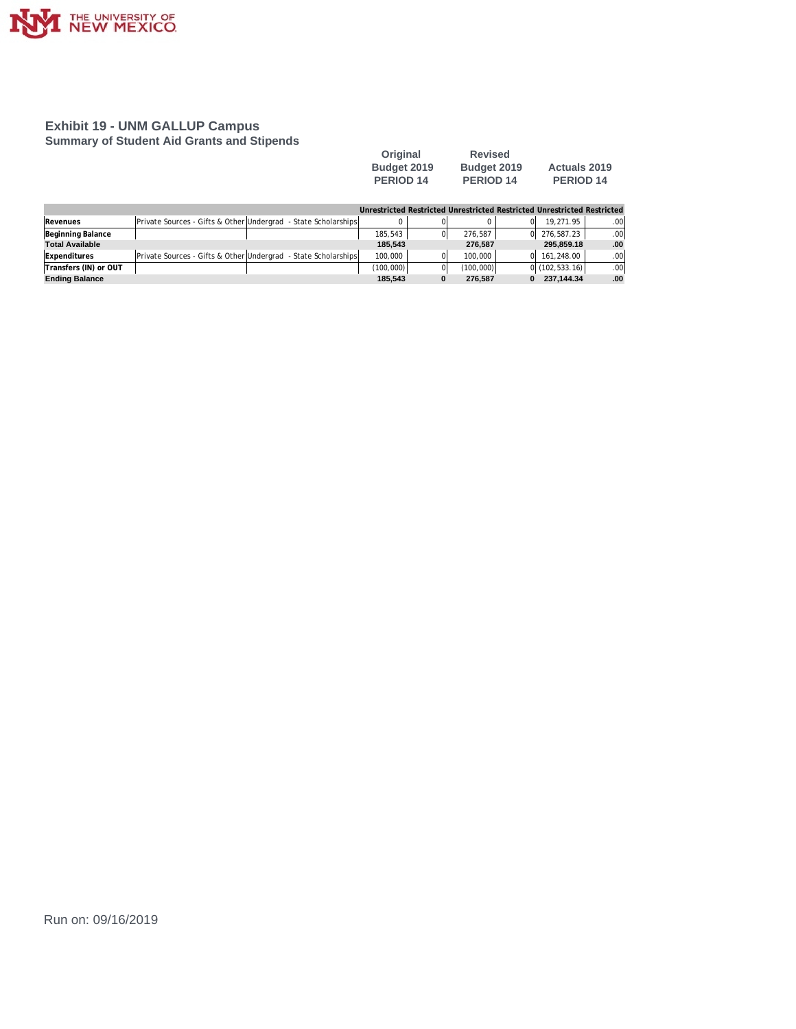## Exhibit 19 - UNM GALLUP Campus

### Summary of Student Aid Grants and Stipends

| | | | Original Budget 2019 PERIOD 14 | | Revised Budget 2019 PERIOD 14 | | Actuals 2019 PERIOD 14 | |
|---|---|---|---|---|---|---|---|---|
| | | | Unrestricted | Restricted | Unrestricted | Restricted | Unrestricted | Restricted |
| **Revenues** | Private Sources - Gifts & Other | Undergrad - State Scholarships | 0 | 0 | 0 | 0 | 19,271.95 | .00 |
| **Beginning Balance** | | | 185,543 | 0 | 276,587 | 0 | 276,587.23 | .00 |
| **Total Available** | | | **185,543** | | **276,587** | | **295,859.18** | **.00** |
| **Expenditures** | Private Sources - Gifts & Other | Undergrad - State Scholarships | 100,000 | 0 | 100,000 | 0 | 161,248.00 | .00 |
| **Transfers (IN) or OUT** | | | (100,000) | 0 | (100,000) | 0 | (102,533.16) | .00 |
| **Ending Balance** | | | **185,543** | **0** | **276,587** | **0** | **237,144.34** | **.00** |

Run on: 09/16/2019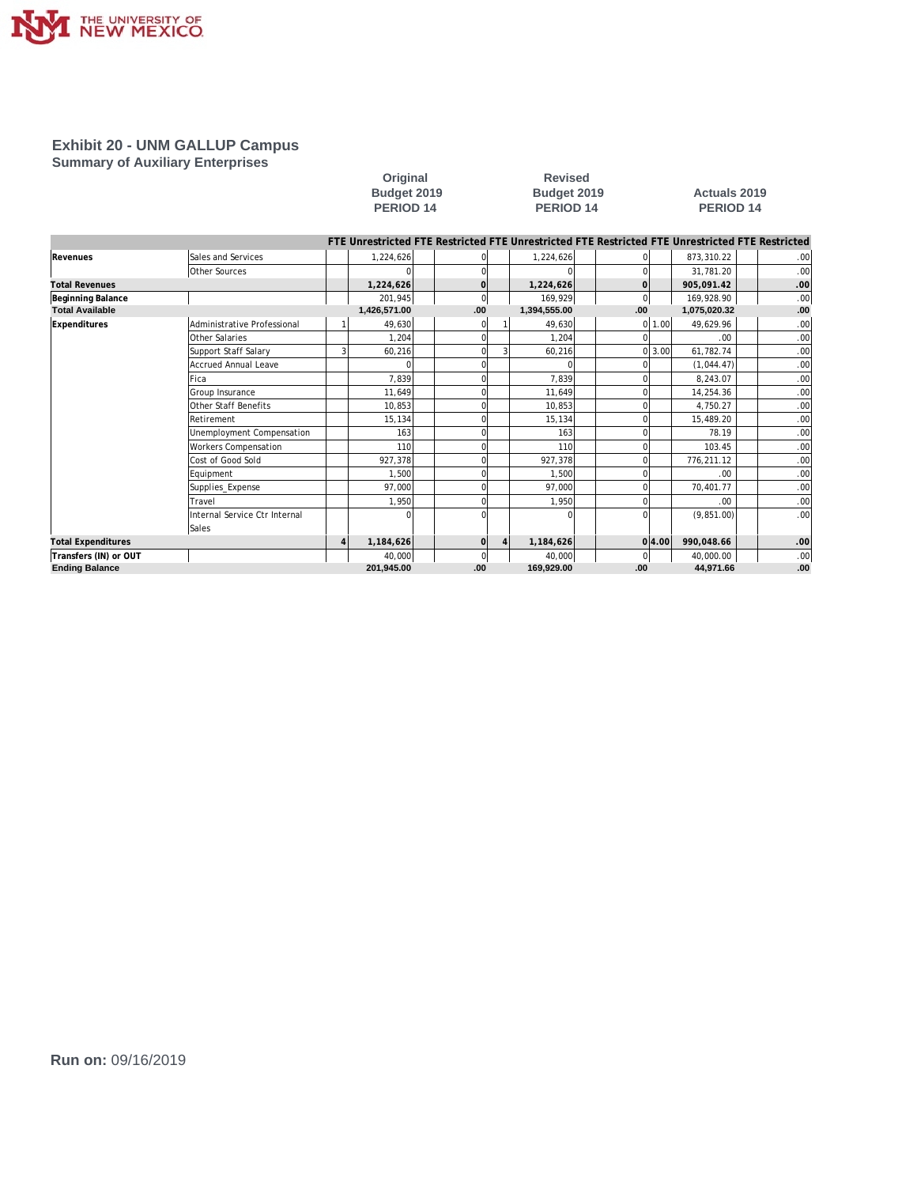# Exhibit 20 - UNM GALLUP Campus

## Summary of Auxiliary Enterprises

| | | Original Budget 2019 PERIOD 14 | | | | Revised Budget 2019 PERIOD 14 | | | | Actuals 2019 PERIOD 14 | | | |
|---|---|---|---|---|---|---|---|---|---|---|---|---|---|
| | | FTE | Unrestricted | FTE | Restricted | FTE | Unrestricted | FTE | Restricted | FTE | Unrestricted | FTE | Restricted |
| **Revenues** | Sales and Services | | 1,224,626 | | 0 | | 1,224,626 | | 0 | | 873,310.22 | | .00 |
| | Other Sources | | 0 | | 0 | | 0 | | 0 | | 31,781.20 | | .00 |
| **Total Revenues** | | | **1,224,626** | | **0** | | **1,224,626** | | **0** | | **905,091.42** | | **.00** |
| **Beginning Balance** | | | 201,945 | | 0 | | 169,929 | | 0 | | 169,928.90 | | .00 |
| **Total Available** | | | **1,426,571.00** | | **.00** | | **1,394,555.00** | | **.00** | | **1,075,020.32** | | **.00** |
| **Expenditures** | Administrative Professional | 1 | 49,630 | | 0 | 1 | 49,630 | | 0 | 1.00 | 49,629.96 | | .00 |
| | Other Salaries | | 1,204 | | 0 | | 1,204 | | 0 | | .00 | | .00 |
| | Support Staff Salary | 3 | 60,216 | | 0 | 3 | 60,216 | | 0 | 3.00 | 61,782.74 | | .00 |
| | Accrued Annual Leave | | 0 | | 0 | | 0 | | 0 | | (1,044.47) | | .00 |
| | Fica | | 7,839 | | 0 | | 7,839 | | 0 | | 8,243.07 | | .00 |
| | Group Insurance | | 11,649 | | 0 | | 11,649 | | 0 | | 14,254.36 | | .00 |
| | Other Staff Benefits | | 10,853 | | 0 | | 10,853 | | 0 | | 4,750.27 | | .00 |
| | Retirement | | 15,134 | | 0 | | 15,134 | | 0 | | 15,489.20 | | .00 |
| | Unemployment Compensation | | 163 | | 0 | | 163 | | 0 | | 78.19 | | .00 |
| | Workers Compensation | | 110 | | 0 | | 110 | | 0 | | 103.45 | | .00 |
| | Cost of Good Sold | | 927,378 | | 0 | | 927,378 | | 0 | | 776,211.12 | | .00 |
| | Equipment | | 1,500 | | 0 | | 1,500 | | 0 | | .00 | | .00 |
| | Supplies_Expense | | 97,000 | | 0 | | 97,000 | | 0 | | 70,401.77 | | .00 |
| | Travel | | 1,950 | | 0 | | 1,950 | | 0 | | .00 | | .00 |
| | Internal Service Ctr Internal Sales | | 0 | | 0 | | 0 | | 0 | | (9,851.00) | | .00 |
| **Total Expenditures** | | **4** | **1,184,626** | | **0** | **4** | **1,184,626** | | **0** | **4.00** | **990,048.66** | | **.00** |
| **Transfers (IN) or OUT** | | | 40,000 | | 0 | | 40,000 | | 0 | | 40,000.00 | | .00 |
| **Ending Balance** | | | **201,945.00** | | **.00** | | **169,929.00** | | **.00** | | **44,971.66** | | **.00** |

**Run on:** 09/16/2019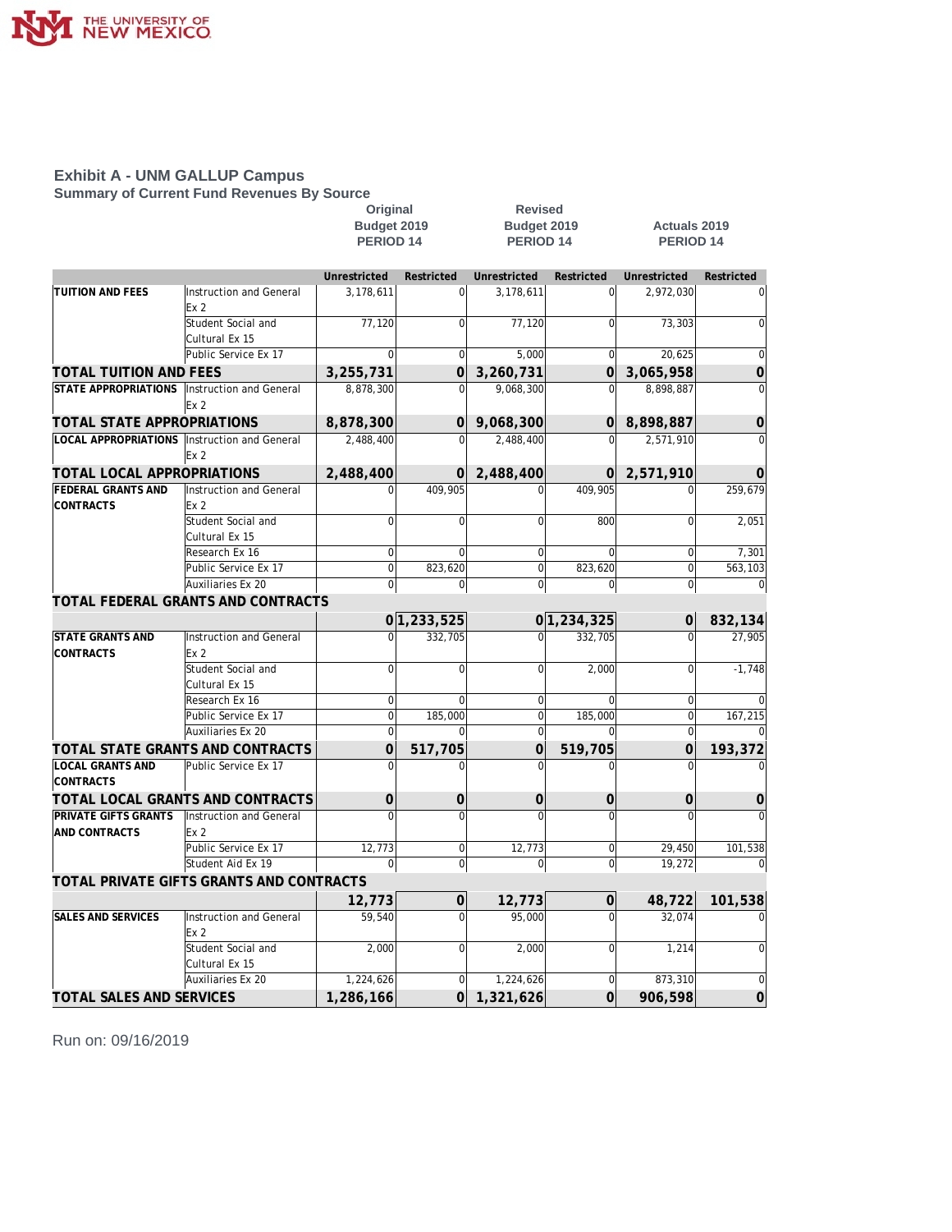# Exhibit A - UNM GALLUP Campus

## Summary of Current Fund Revenues By Source

| | | Original Budget 2019 PERIOD 14 | | Revised Budget 2019 PERIOD 14 | | Actuals 2019 PERIOD 14 | |
|---|---|---|---|---|---|---|---|
| | | Unrestricted | Restricted | Unrestricted | Restricted | Unrestricted | Restricted |
| TUITION AND FEES | Instruction and General Ex 2 | 3,178,611 | 0 | 3,178,611 | 0 | 2,972,030 | 0 |
| | Student Social and Cultural Ex 15 | 77,120 | 0 | 77,120 | 0 | 73,303 | 0 |
| | Public Service Ex 17 | 0 | 0 | 5,000 | 0 | 20,625 | 0 |
| **TOTAL TUITION AND FEES** | | **3,255,731** | **0** | **3,260,731** | **0** | **3,065,958** | **0** |
| STATE APPROPRIATIONS | Instruction and General Ex 2 | 8,878,300 | 0 | 9,068,300 | 0 | 8,898,887 | 0 |
| **TOTAL STATE APPROPRIATIONS** | | **8,878,300** | **0** | **9,068,300** | **0** | **8,898,887** | **0** |
| LOCAL APPROPRIATIONS | Instruction and General Ex 2 | 2,488,400 | 0 | 2,488,400 | 0 | 2,571,910 | 0 |
| **TOTAL LOCAL APPROPRIATIONS** | | **2,488,400** | **0** | **2,488,400** | **0** | **2,571,910** | **0** |
| FEDERAL GRANTS AND CONTRACTS | Instruction and General Ex 2 | 0 | 409,905 | 0 | 409,905 | 0 | 259,679 |
| | Student Social and Cultural Ex 15 | 0 | 0 | 0 | 800 | 0 | 2,051 |
| | Research Ex 16 | 0 | 0 | 0 | 0 | 0 | 7,301 |
| | Public Service Ex 17 | 0 | 823,620 | 0 | 823,620 | 0 | 563,103 |
| | Auxiliaries Ex 20 | 0 | 0 | 0 | 0 | 0 | 0 |
| **TOTAL FEDERAL GRANTS AND CONTRACTS** | | **0** | **1,233,525** | **0** | **1,234,325** | **0** | **832,134** |
| STATE GRANTS AND CONTRACTS | Instruction and General Ex 2 | 0 | 332,705 | 0 | 332,705 | 0 | 27,905 |
| | Student Social and Cultural Ex 15 | 0 | 0 | 0 | 2,000 | 0 | -1,748 |
| | Research Ex 16 | 0 | 0 | 0 | 0 | 0 | 0 |
| | Public Service Ex 17 | 0 | 185,000 | 0 | 185,000 | 0 | 167,215 |
| | Auxiliaries Ex 20 | 0 | 0 | 0 | 0 | 0 | 0 |
| **TOTAL STATE GRANTS AND CONTRACTS** | | **0** | **517,705** | **0** | **519,705** | **0** | **193,372** |
| LOCAL GRANTS AND CONTRACTS | Public Service Ex 17 | 0 | 0 | 0 | 0 | 0 | 0 |
| **TOTAL LOCAL GRANTS AND CONTRACTS** | | **0** | **0** | **0** | **0** | **0** | **0** |
| PRIVATE GIFTS GRANTS AND CONTRACTS | Instruction and General Ex 2 | 0 | 0 | 0 | 0 | 0 | 0 |
| | Public Service Ex 17 | 12,773 | 0 | 12,773 | 0 | 29,450 | 101,538 |
| | Student Aid Ex 19 | 0 | 0 | 0 | 0 | 19,272 | 0 |
| **TOTAL PRIVATE GIFTS GRANTS AND CONTRACTS** | | **12,773** | **0** | **12,773** | **0** | **48,722** | **101,538** |
| SALES AND SERVICES | Instruction and General Ex 2 | 59,540 | 0 | 95,000 | 0 | 32,074 | 0 |
| | Student Social and Cultural Ex 15 | 2,000 | 0 | 2,000 | 0 | 1,214 | 0 |
| | Auxiliaries Ex 20 | 1,224,626 | 0 | 1,224,626 | 0 | 873,310 | 0 |
| **TOTAL SALES AND SERVICES** | | **1,286,166** | **0** | **1,321,626** | **0** | **906,598** | **0** |

Run on: 09/16/2019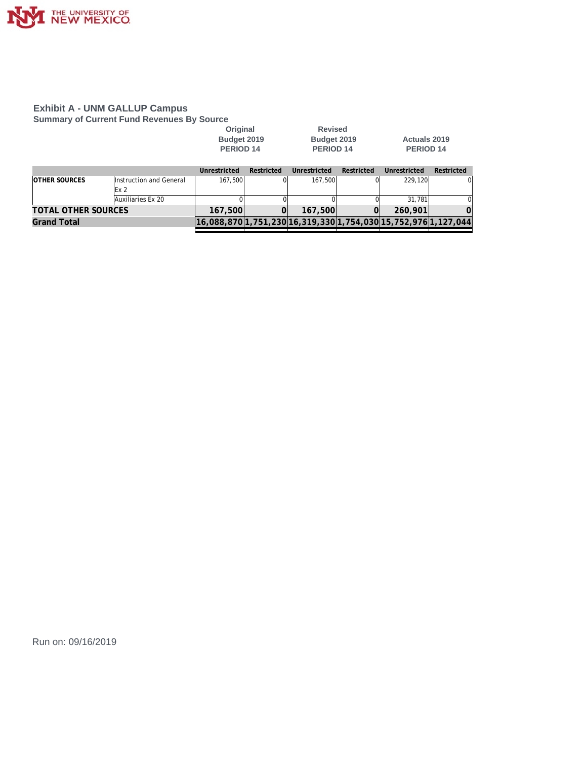## Exhibit A - UNM GALLUP Campus

### Summary of Current Fund Revenues By Source

| | | Original Budget 2019 PERIOD 14 | | Revised Budget 2019 PERIOD 14 | | Actuals 2019 PERIOD 14 | |
|---|---|---|---|---|---|---|---|
| | | Unrestricted | Restricted | Unrestricted | Restricted | Unrestricted | Restricted |
| **OTHER SOURCES** | Instruction and General Ex 2 | 167,500 | 0 | 167,500 | 0 | 229,120 | 0 |
| | Auxiliaries Ex 20 | 0 | 0 | 0 | 0 | 31,781 | 0 |
| **TOTAL OTHER SOURCES** | | **167,500** | **0** | **167,500** | **0** | **260,901** | **0** |
| **Grand Total** | | **16,088,870** | **1,751,230** | **16,319,330** | **1,754,030** | **15,752,976** | **1,127,044** |

Run on: 09/16/2019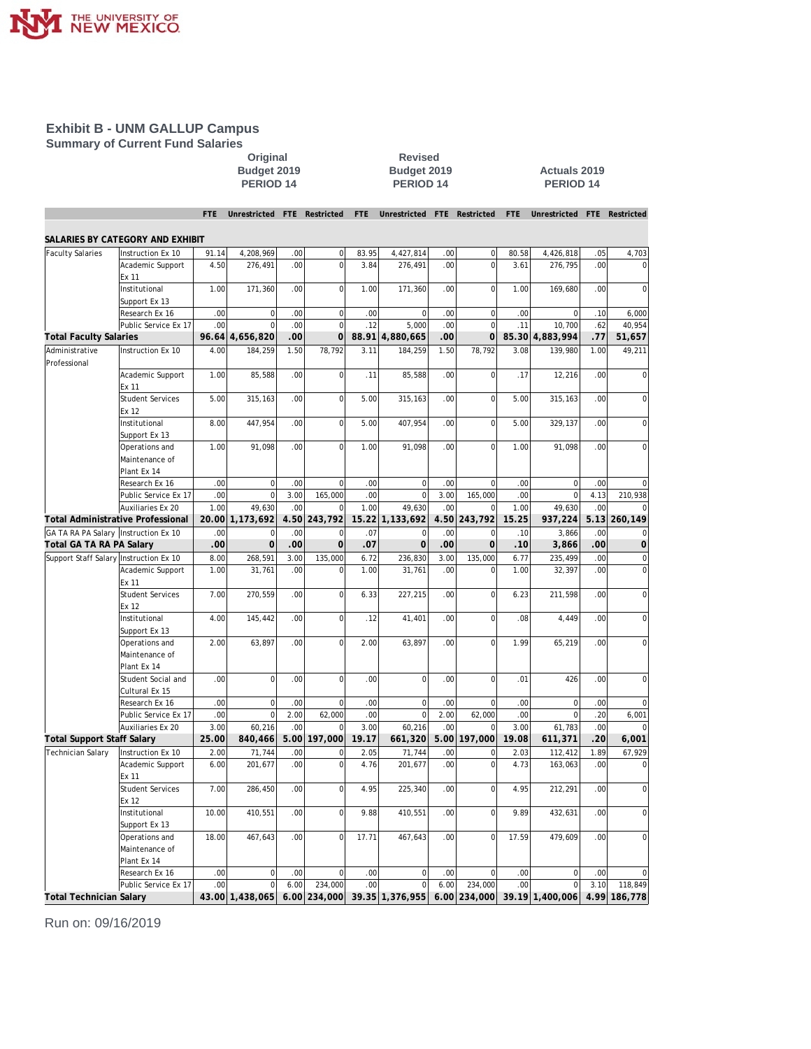# Exhibit B - UNM GALLUP Campus

## Summary of Current Fund Salaries

| | | Original Budget 2019 PERIOD 14 | | | | Revised Budget 2019 PERIOD 14 | | | | Actuals 2019 PERIOD 14 | | | |
|---|---|---|---|---|---|---|---|---|---|---|---|---|---|
| | | FTE | Unrestricted | FTE | Restricted | FTE | Unrestricted | FTE | Restricted | FTE | Unrestricted | FTE | Restricted |
| **SALARIES BY CATEGORY AND EXHIBIT** | | | | | | | | | | | | | |
| Faculty Salaries | Instruction Ex 10 | 91.14 | 4,208,969 | .00 | 0 | 83.95 | 4,427,814 | .00 | 0 | 80.58 | 4,426,818 | .05 | 4,703 |
| | Academic Support Ex 11 | 4.50 | 276,491 | .00 | 0 | 3.84 | 276,491 | .00 | 0 | 3.61 | 276,795 | .00 | 0 |
| | Institutional Support Ex 13 | 1.00 | 171,360 | .00 | 0 | 1.00 | 171,360 | .00 | 0 | 1.00 | 169,680 | .00 | 0 |
| | Research Ex 16 | .00 | 0 | .00 | 0 | .00 | 0 | .00 | 0 | .00 | 0 | .10 | 6,000 |
| | Public Service Ex 17 | .00 | 0 | .00 | 0 | .12 | 5,000 | .00 | 0 | .11 | 10,700 | .62 | 40,954 |
| **Total Faculty Salaries** | | **96.64** | **4,656,820** | **.00** | **0** | **88.91** | **4,880,665** | **.00** | **0** | **85.30** | **4,883,994** | **.77** | **51,657** |
| Administrative Professional | Instruction Ex 10 | 4.00 | 184,259 | 1.50 | 78,792 | 3.11 | 184,259 | 1.50 | 78,792 | 3.08 | 139,980 | 1.00 | 49,211 |
| | Academic Support Ex 11 | 1.00 | 85,588 | .00 | 0 | .11 | 85,588 | .00 | 0 | .17 | 12,216 | .00 | 0 |
| | Student Services Ex 12 | 5.00 | 315,163 | .00 | 0 | 5.00 | 315,163 | .00 | 0 | 5.00 | 315,163 | .00 | 0 |
| | Institutional Support Ex 13 | 8.00 | 447,954 | .00 | 0 | 5.00 | 407,954 | .00 | 0 | 5.00 | 329,137 | .00 | 0 |
| | Operations and Maintenance of Plant Ex 14 | 1.00 | 91,098 | .00 | 0 | 1.00 | 91,098 | .00 | 0 | 1.00 | 91,098 | .00 | 0 |
| | Research Ex 16 | .00 | 0 | .00 | 0 | .00 | 0 | .00 | 0 | .00 | 0 | .00 | 0 |
| | Public Service Ex 17 | .00 | 0 | 3.00 | 165,000 | .00 | 0 | 3.00 | 165,000 | .00 | 0 | 4.13 | 210,938 |
| | Auxiliaries Ex 20 | 1.00 | 49,630 | .00 | 0 | 1.00 | 49,630 | .00 | 0 | 1.00 | 49,630 | .00 | 0 |
| **Total Administrative Professional** | | **20.00** | **1,173,692** | **4.50** | **243,792** | **15.22** | **1,133,692** | **4.50** | **243,792** | **15.25** | **937,224** | **5.13** | **260,149** |
| GA TA RA PA Salary | Instruction Ex 10 | .00 | 0 | .00 | 0 | .07 | 0 | .00 | 0 | .10 | 3,866 | .00 | 0 |
| **Total GA TA RA PA Salary** | | **.00** | **0** | **.00** | **0** | **.07** | **0** | **.00** | **0** | **.10** | **3,866** | **.00** | **0** |
| Support Staff Salary | Instruction Ex 10 | 8.00 | 268,591 | 3.00 | 135,000 | 6.72 | 236,830 | 3.00 | 135,000 | 6.77 | 235,499 | .00 | 0 |
| | Academic Support Ex 11 | 1.00 | 31,761 | .00 | 0 | 1.00 | 31,761 | .00 | 0 | 1.00 | 32,397 | .00 | 0 |
| | Student Services Ex 12 | 7.00 | 270,559 | .00 | 0 | 6.33 | 227,215 | .00 | 0 | 6.23 | 211,598 | .00 | 0 |
| | Institutional Support Ex 13 | 4.00 | 145,442 | .00 | 0 | .12 | 41,401 | .00 | 0 | .08 | 4,449 | .00 | 0 |
| | Operations and Maintenance of Plant Ex 14 | 2.00 | 63,897 | .00 | 0 | 2.00 | 63,897 | .00 | 0 | 1.99 | 65,219 | .00 | 0 |
| | Student Social and Cultural Ex 15 | .00 | 0 | .00 | 0 | .00 | 0 | .00 | 0 | .01 | 426 | .00 | 0 |
| | Research Ex 16 | .00 | 0 | .00 | 0 | .00 | 0 | .00 | 0 | .00 | 0 | .00 | 0 |
| | Public Service Ex 17 | .00 | 0 | 2.00 | 62,000 | .00 | 0 | 2.00 | 62,000 | .00 | 0 | .20 | 6,001 |
| | Auxiliaries Ex 20 | 3.00 | 60,216 | .00 | 0 | 3.00 | 60,216 | .00 | 0 | 3.00 | 61,783 | .00 | 0 |
| **Total Support Staff Salary** | | **25.00** | **840,466** | **5.00** | **197,000** | **19.17** | **661,320** | **5.00** | **197,000** | **19.08** | **611,371** | **.20** | **6,001** |
| Technician Salary | Instruction Ex 10 | 2.00 | 71,744 | .00 | 0 | 2.05 | 71,744 | .00 | 0 | 2.03 | 112,412 | 1.89 | 67,929 |
| | Academic Support Ex 11 | 6.00 | 201,677 | .00 | 0 | 4.76 | 201,677 | .00 | 0 | 4.73 | 163,063 | .00 | 0 |
| | Student Services Ex 12 | 7.00 | 286,450 | .00 | 0 | 4.95 | 225,340 | .00 | 0 | 4.95 | 212,291 | .00 | 0 |
| | Institutional Support Ex 13 | 10.00 | 410,551 | .00 | 0 | 9.88 | 410,551 | .00 | 0 | 9.89 | 432,631 | .00 | 0 |
| | Operations and Maintenance of Plant Ex 14 | 18.00 | 467,643 | .00 | 0 | 17.71 | 467,643 | .00 | 0 | 17.59 | 479,609 | .00 | 0 |
| | Research Ex 16 | .00 | 0 | .00 | 0 | .00 | 0 | .00 | 0 | .00 | 0 | .00 | 0 |
| | Public Service Ex 17 | .00 | 0 | 6.00 | 234,000 | .00 | 0 | 6.00 | 234,000 | .00 | 0 | 3.10 | 118,849 |
| **Total Technician Salary** | | **43.00** | **1,438,065** | **6.00** | **234,000** | **39.35** | **1,376,955** | **6.00** | **234,000** | **39.19** | **1,400,006** | **4.99** | **186,778** |

Run on: 09/16/2019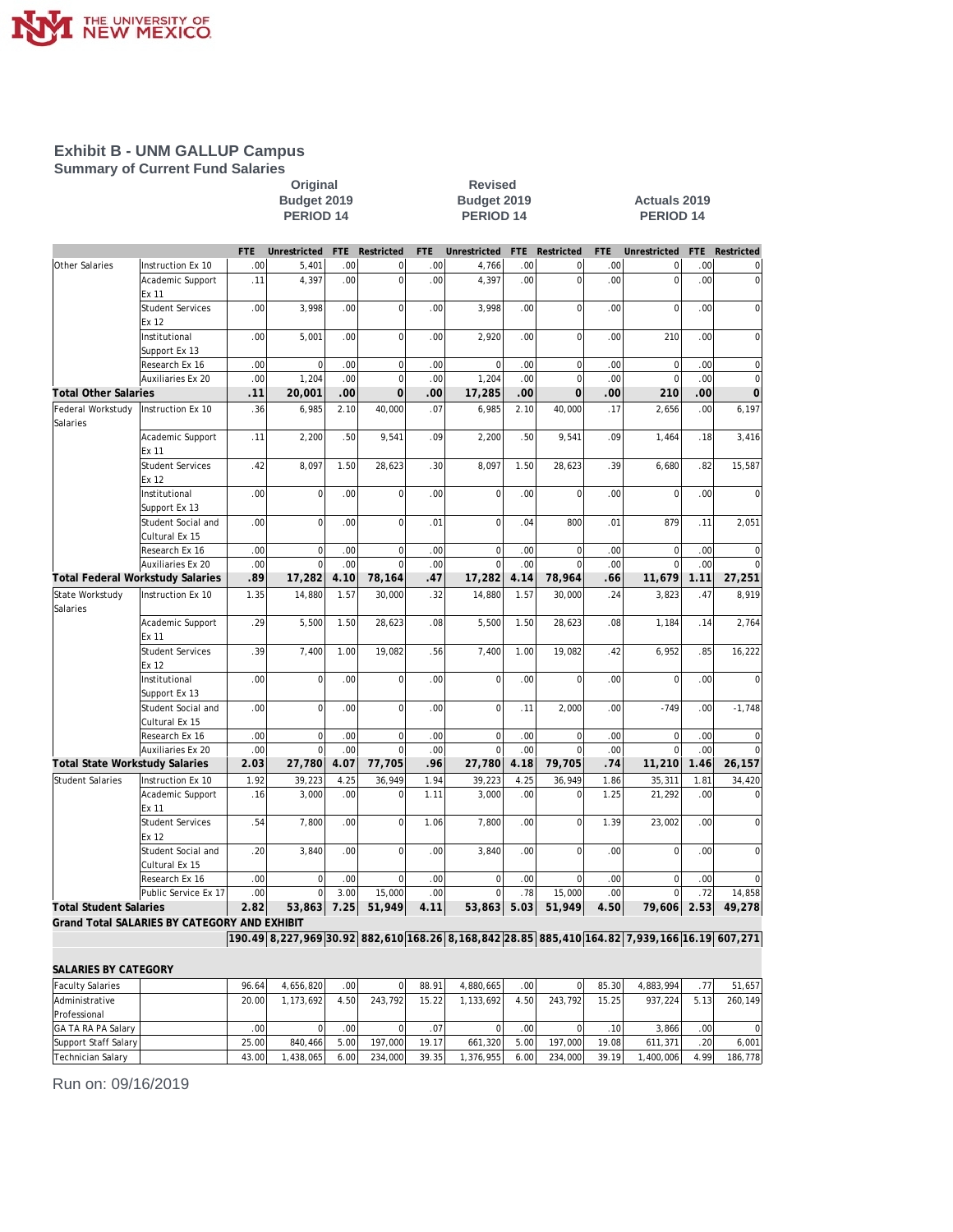## Exhibit B - UNM GALLUP Campus

### Summary of Current Fund Salaries

| | | Original Budget 2019 PERIOD 14 | | | | Revised Budget 2019 PERIOD 14 | | | | Actuals 2019 PERIOD 14 | | | |
|---|---|---|---|---|---|---|---|---|---|---|---|---|---|
| | | FTE | Unrestricted | FTE | Restricted | FTE | Unrestricted | FTE | Restricted | FTE | Unrestricted | FTE | Restricted |
| Other Salaries | Instruction Ex 10 | .00 | 5,401 | .00 | 0 | .00 | 4,766 | .00 | 0 | .00 | 0 | .00 | 0 |
| | Academic Support Ex 11 | .11 | 4,397 | .00 | 0 | .00 | 4,397 | .00 | 0 | .00 | 0 | .00 | 0 |
| | Student Services Ex 12 | .00 | 3,998 | .00 | 0 | .00 | 3,998 | .00 | 0 | .00 | 0 | .00 | 0 |
| | Institutional Support Ex 13 | .00 | 5,001 | .00 | 0 | .00 | 2,920 | .00 | 0 | .00 | 210 | .00 | 0 |
| | Research Ex 16 | .00 | 0 | .00 | 0 | .00 | 0 | .00 | 0 | .00 | 0 | .00 | 0 |
| | Auxiliaries Ex 20 | .00 | 1,204 | .00 | 0 | .00 | 1,204 | .00 | 0 | .00 | 0 | .00 | 0 |
| **Total Other Salaries** | | **.11** | **20,001** | **.00** | **0** | **.00** | **17,285** | **.00** | **0** | **.00** | **210** | **.00** | **0** |
| Federal Workstudy Salaries | Instruction Ex 10 | .36 | 6,985 | 2.10 | 40,000 | .07 | 6,985 | 2.10 | 40,000 | .17 | 2,656 | .00 | 6,197 |
| | Academic Support Ex 11 | .11 | 2,200 | .50 | 9,541 | .09 | 2,200 | .50 | 9,541 | .09 | 1,464 | .18 | 3,416 |
| | Student Services Ex 12 | .42 | 8,097 | 1.50 | 28,623 | .30 | 8,097 | 1.50 | 28,623 | .39 | 6,680 | .82 | 15,587 |
| | Institutional Support Ex 13 | .00 | 0 | .00 | 0 | .00 | 0 | .00 | 0 | .00 | 0 | .00 | 0 |
| | Student Social and Cultural Ex 15 | .00 | 0 | .00 | 0 | .01 | 0 | .04 | 800 | .01 | 879 | .11 | 2,051 |
| | Research Ex 16 | .00 | 0 | .00 | 0 | .00 | 0 | .00 | 0 | .00 | 0 | .00 | 0 |
| | Auxiliaries Ex 20 | .00 | 0 | .00 | 0 | .00 | 0 | .00 | 0 | .00 | 0 | .00 | 0 |
| **Total Federal Workstudy Salaries** | | **.89** | **17,282** | **4.10** | **78,164** | **.47** | **17,282** | **4.14** | **78,964** | **.66** | **11,679** | **1.11** | **27,251** |
| State Workstudy Salaries | Instruction Ex 10 | 1.35 | 14,880 | 1.57 | 30,000 | .32 | 14,880 | 1.57 | 30,000 | .24 | 3,823 | .47 | 8,919 |
| | Academic Support Ex 11 | .29 | 5,500 | 1.50 | 28,623 | .08 | 5,500 | 1.50 | 28,623 | .08 | 1,184 | .14 | 2,764 |
| | Student Services Ex 12 | .39 | 7,400 | 1.00 | 19,082 | .56 | 7,400 | 1.00 | 19,082 | .42 | 6,952 | .85 | 16,222 |
| | Institutional Support Ex 13 | .00 | 0 | .00 | 0 | .00 | 0 | .00 | 0 | .00 | 0 | .00 | 0 |
| | Student Social and Cultural Ex 15 | .00 | 0 | .00 | 0 | .00 | 0 | .11 | 2,000 | .00 | -749 | .00 | -1,748 |
| | Research Ex 16 | .00 | 0 | .00 | 0 | .00 | 0 | .00 | 0 | .00 | 0 | .00 | 0 |
| | Auxiliaries Ex 20 | .00 | 0 | .00 | 0 | .00 | 0 | .00 | 0 | .00 | 0 | .00 | 0 |
| **Total State Workstudy Salaries** | | **2.03** | **27,780** | **4.07** | **77,705** | **.96** | **27,780** | **4.18** | **79,705** | **.74** | **11,210** | **1.46** | **26,157** |
| Student Salaries | Instruction Ex 10 | 1.92 | 39,223 | 4.25 | 36,949 | 1.94 | 39,223 | 4.25 | 36,949 | 1.86 | 35,311 | 1.81 | 34,420 |
| | Academic Support Ex 11 | .16 | 3,000 | .00 | 0 | 1.11 | 3,000 | .00 | 0 | 1.25 | 21,292 | .00 | 0 |
| | Student Services Ex 12 | .54 | 7,800 | .00 | 0 | 1.06 | 7,800 | .00 | 0 | 1.39 | 23,002 | .00 | 0 |
| | Student Social and Cultural Ex 15 | .20 | 3,840 | .00 | 0 | .00 | 3,840 | .00 | 0 | .00 | 0 | .00 | 0 |
| | Research Ex 16 | .00 | 0 | .00 | 0 | .00 | 0 | .00 | 0 | .00 | 0 | .00 | 0 |
| | Public Service Ex 17 | .00 | 0 | 3.00 | 15,000 | .00 | 0 | .78 | 15,000 | .00 | 0 | .72 | 14,858 |
| **Total Student Salaries** | | **2.82** | **53,863** | **7.25** | **51,949** | **4.11** | **53,863** | **5.03** | **51,949** | **4.50** | **79,606** | **2.53** | **49,278** |
| **Grand Total SALARIES BY CATEGORY AND EXHIBIT** | | **190.49** | **8,227,969** | **30.92** | **882,610** | **168.26** | **8,168,842** | **28.85** | **885,410** | **164.82** | **7,939,166** | **16.19** | **607,271** |
| **SALARIES BY CATEGORY** | | | | | | | | | | | | | |
| Faculty Salaries | | 96.64 | 4,656,820 | .00 | 0 | 88.91 | 4,880,665 | .00 | 0 | 85.30 | 4,883,994 | .77 | 51,657 |
| Administrative Professional | | 20.00 | 1,173,692 | 4.50 | 243,792 | 15.22 | 1,133,692 | 4.50 | 243,792 | 15.25 | 937,224 | 5.13 | 260,149 |
| GA TA RA PA Salary | | .00 | 0 | .00 | 0 | .07 | 0 | .00 | 0 | .10 | 3,866 | .00 | 0 |
| Support Staff Salary | | 25.00 | 840,466 | 5.00 | 197,000 | 19.17 | 661,320 | 5.00 | 197,000 | 19.08 | 611,371 | .20 | 6,001 |
| Technician Salary | | 43.00 | 1,438,065 | 6.00 | 234,000 | 39.35 | 1,376,955 | 6.00 | 234,000 | 39.19 | 1,400,006 | 4.99 | 186,778 |

Run on: 09/16/2019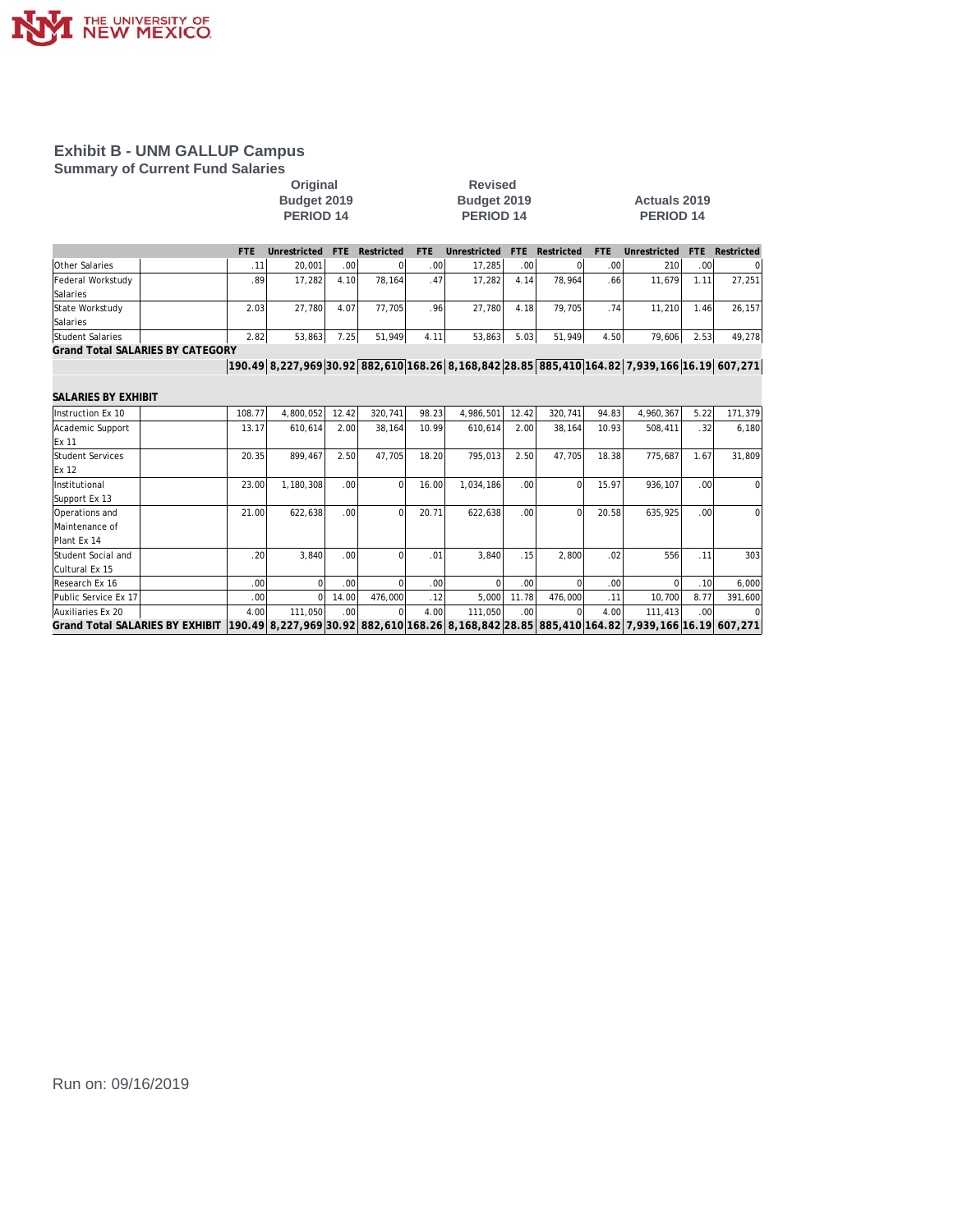# Exhibit B - UNM GALLUP Campus

## Summary of Current Fund Salaries

| | Original Budget 2019 PERIOD 14 | | | | Revised Budget 2019 PERIOD 14 | | | | Actuals 2019 PERIOD 14 | | | |
|---|---|---|---|---|---|---|---|---|---|---|---|---|
| | FTE | Unrestricted | FTE | Restricted | FTE | Unrestricted | FTE | Restricted | FTE | Unrestricted | FTE | Restricted |
| Other Salaries | .11 | 20,001 | .00 | 0 | .00 | 17,285 | .00 | 0 | .00 | 210 | .00 | 0 |
| Federal Workstudy Salaries | .89 | 17,282 | 4.10 | 78,164 | .47 | 17,282 | 4.14 | 78,964 | .66 | 11,679 | 1.11 | 27,251 |
| State Workstudy Salaries | 2.03 | 27,780 | 4.07 | 77,705 | .96 | 27,780 | 4.18 | 79,705 | .74 | 11,210 | 1.46 | 26,157 |
| Student Salaries | 2.82 | 53,863 | 7.25 | 51,949 | 4.11 | 53,863 | 5.03 | 51,949 | 4.50 | 79,606 | 2.53 | 49,278 |
| **Grand Total SALARIES BY CATEGORY** | **190.49** | **8,227,969** | **30.92** | **882,610** | **168.26** | **8,168,842** | **28.85** | **885,410** | **164.82** | **7,939,166** | **16.19** | **607,271** |

**SALARIES BY EXHIBIT**

| | FTE | Unrestricted | FTE | Restricted | FTE | Unrestricted | FTE | Restricted | FTE | Unrestricted | FTE | Restricted |
|---|---|---|---|---|---|---|---|---|---|---|---|---|
| Instruction Ex 10 | 108.77 | 4,800,052 | 12.42 | 320,741 | 98.23 | 4,986,501 | 12.42 | 320,741 | 94.83 | 4,960,367 | 5.22 | 171,379 |
| Academic Support Ex 11 | 13.17 | 610,614 | 2.00 | 38,164 | 10.99 | 610,614 | 2.00 | 38,164 | 10.93 | 508,411 | .32 | 6,180 |
| Student Services Ex 12 | 20.35 | 899,467 | 2.50 | 47,705 | 18.20 | 795,013 | 2.50 | 47,705 | 18.38 | 775,687 | 1.67 | 31,809 |
| Institutional Support Ex 13 | 23.00 | 1,180,308 | .00 | 0 | 16.00 | 1,034,186 | .00 | 0 | 15.97 | 936,107 | .00 | 0 |
| Operations and Maintenance of Plant Ex 14 | 21.00 | 622,638 | .00 | 0 | 20.71 | 622,638 | .00 | 0 | 20.58 | 635,925 | .00 | 0 |
| Student Social and Cultural Ex 15 | .20 | 3,840 | .00 | 0 | .01 | 3,840 | .15 | 2,800 | .02 | 556 | .11 | 303 |
| Research Ex 16 | .00 | 0 | .00 | 0 | .00 | 0 | .00 | 0 | .00 | 0 | .10 | 6,000 |
| Public Service Ex 17 | .00 | 0 | 14.00 | 476,000 | .12 | 5,000 | 11.78 | 476,000 | .11 | 10,700 | 8.77 | 391,600 |
| Auxiliaries Ex 20 | 4.00 | 111,050 | .00 | 0 | 4.00 | 111,050 | .00 | 0 | 4.00 | 111,413 | .00 | 0 |
| **Grand Total SALARIES BY EXHIBIT** | **190.49** | **8,227,969** | **30.92** | **882,610** | **168.26** | **8,168,842** | **28.85** | **885,410** | **164.82** | **7,939,166** | **16.19** | **607,271** |

Run on: 09/16/2019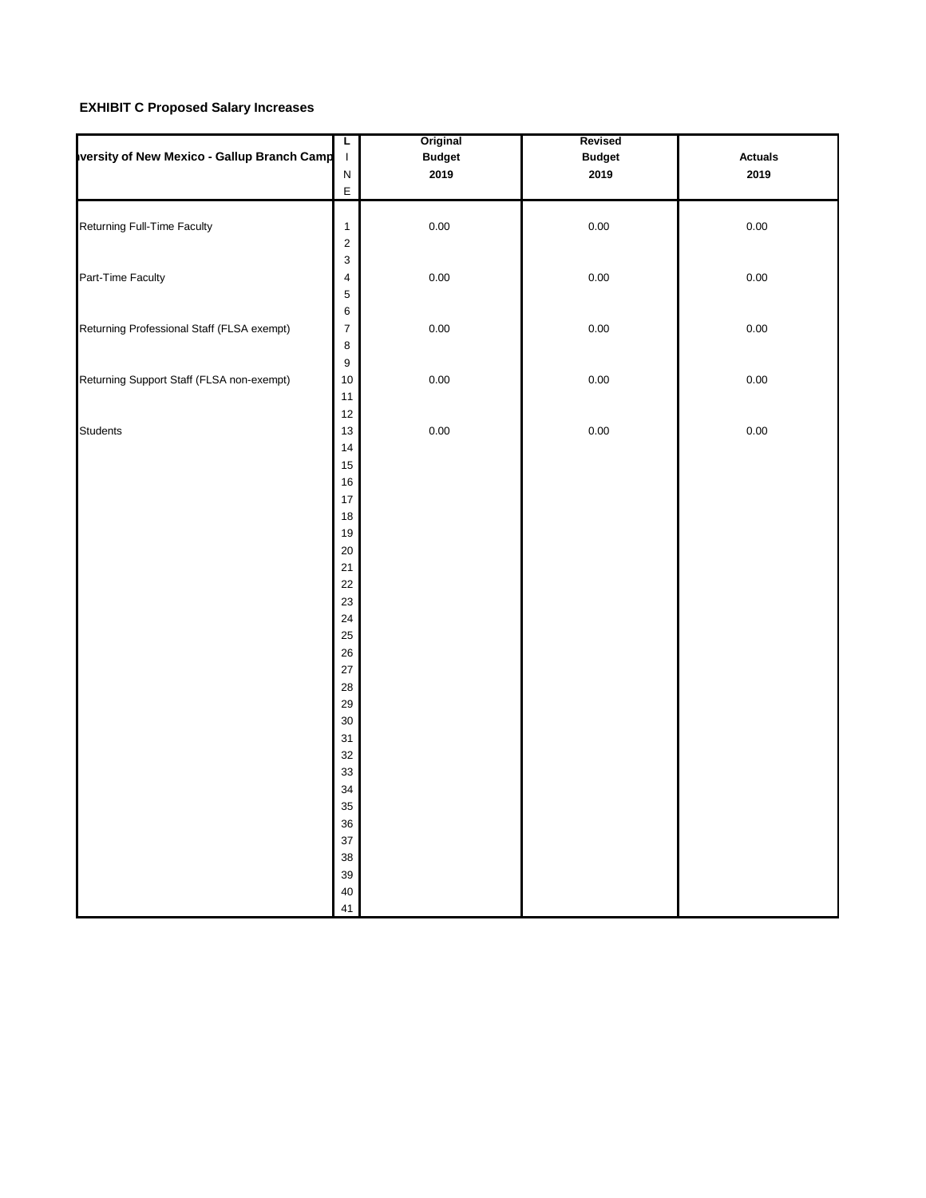**EXHIBIT C Proposed Salary Increases**

| ıversity of New Mexico - Gallup Branch Camp | LINE | Original Budget 2019 | Revised Budget 2019 | Actuals 2019 |
|---|---|---|---|---|
| Returning Full-Time Faculty | 1 | 0.00 | 0.00 | 0.00 |
| | 2 | | | |
| | 3 | | | |
| Part-Time Faculty | 4 | 0.00 | 0.00 | 0.00 |
| | 5 | | | |
| | 6 | | | |
| Returning Professional Staff (FLSA exempt) | 7 | 0.00 | 0.00 | 0.00 |
| | 8 | | | |
| | 9 | | | |
| Returning Support Staff (FLSA non-exempt) | 10 | 0.00 | 0.00 | 0.00 |
| | 11 | | | |
| | 12 | | | |
| Students | 13 | 0.00 | 0.00 | 0.00 |
| | 14 | | | |
| | 15 | | | |
| | 16 | | | |
| | 17 | | | |
| | 18 | | | |
| | 19 | | | |
| | 20 | | | |
| | 21 | | | |
| | 22 | | | |
| | 23 | | | |
| | 24 | | | |
| | 25 | | | |
| | 26 | | | |
| | 27 | | | |
| | 28 | | | |
| | 29 | | | |
| | 30 | | | |
| | 31 | | | |
| | 32 | | | |
| | 33 | | | |
| | 34 | | | |
| | 35 | | | |
| | 36 | | | |
| | 37 | | | |
| | 38 | | | |
| | 39 | | | |
| | 40 | | | |
| | 41 | | | |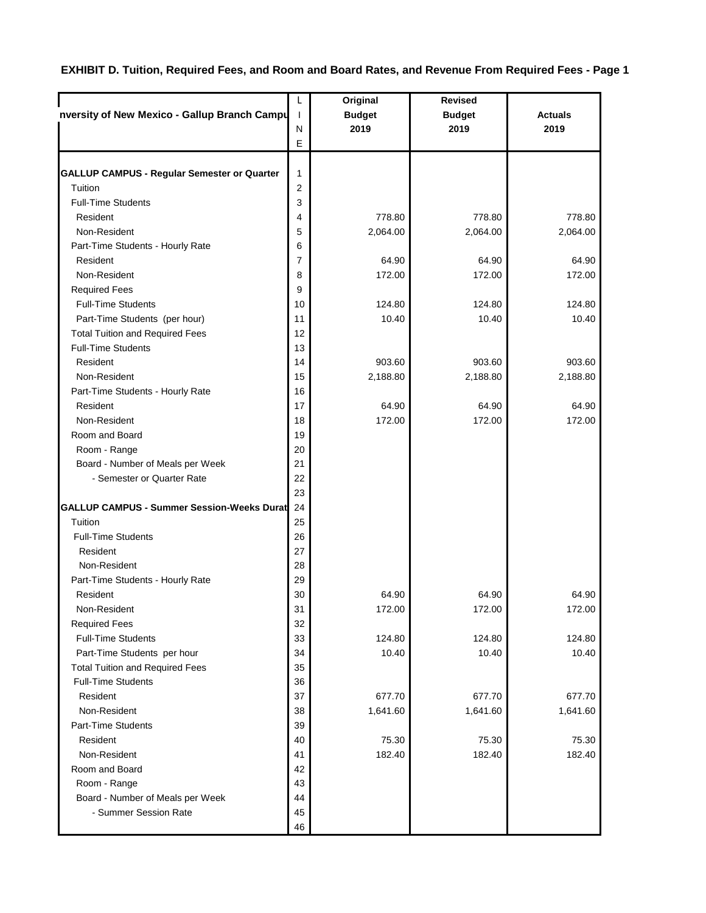**EXHIBIT D. Tuition, Required Fees, and Room and Board Rates, and Revenue From Required Fees - Page 1**

| nversity of New Mexico - Gallup Branch Campu | LINE | Original Budget 2019 | Revised Budget 2019 | Actuals 2019 |
|---|---|---|---|---|
| **GALLUP CAMPUS - Regular Semester or Quarter** | 1 | | | |
| Tuition | 2 | | | |
| Full-Time Students | 3 | | | |
| Resident | 4 | 778.80 | 778.80 | 778.80 |
| Non-Resident | 5 | 2,064.00 | 2,064.00 | 2,064.00 |
| Part-Time Students - Hourly Rate | 6 | | | |
| Resident | 7 | 64.90 | 64.90 | 64.90 |
| Non-Resident | 8 | 172.00 | 172.00 | 172.00 |
| Required Fees | 9 | | | |
| Full-Time Students | 10 | 124.80 | 124.80 | 124.80 |
| Part-Time Students (per hour) | 11 | 10.40 | 10.40 | 10.40 |
| Total Tuition and Required Fees | 12 | | | |
| Full-Time Students | 13 | | | |
| Resident | 14 | 903.60 | 903.60 | 903.60 |
| Non-Resident | 15 | 2,188.80 | 2,188.80 | 2,188.80 |
| Part-Time Students - Hourly Rate | 16 | | | |
| Resident | 17 | 64.90 | 64.90 | 64.90 |
| Non-Resident | 18 | 172.00 | 172.00 | 172.00 |
| Room and Board | 19 | | | |
| Room - Range | 20 | | | |
| Board - Number of Meals per Week | 21 | | | |
| - Semester or Quarter Rate | 22 | | | |
| | 23 | | | |
| **GALLUP CAMPUS - Summer Session-Weeks Durat** | 24 | | | |
| Tuition | 25 | | | |
| Full-Time Students | 26 | | | |
| Resident | 27 | | | |
| Non-Resident | 28 | | | |
| Part-Time Students - Hourly Rate | 29 | | | |
| Resident | 30 | 64.90 | 64.90 | 64.90 |
| Non-Resident | 31 | 172.00 | 172.00 | 172.00 |
| Required Fees | 32 | | | |
| Full-Time Students | 33 | 124.80 | 124.80 | 124.80 |
| Part-Time Students per hour | 34 | 10.40 | 10.40 | 10.40 |
| Total Tuition and Required Fees | 35 | | | |
| Full-Time Students | 36 | | | |
| Resident | 37 | 677.70 | 677.70 | 677.70 |
| Non-Resident | 38 | 1,641.60 | 1,641.60 | 1,641.60 |
| Part-Time Students | 39 | | | |
| Resident | 40 | 75.30 | 75.30 | 75.30 |
| Non-Resident | 41 | 182.40 | 182.40 | 182.40 |
| Room and Board | 42 | | | |
| Room - Range | 43 | | | |
| Board - Number of Meals per Week | 44 | | | |
| - Summer Session Rate | 45 | | | |
| | 46 | | | |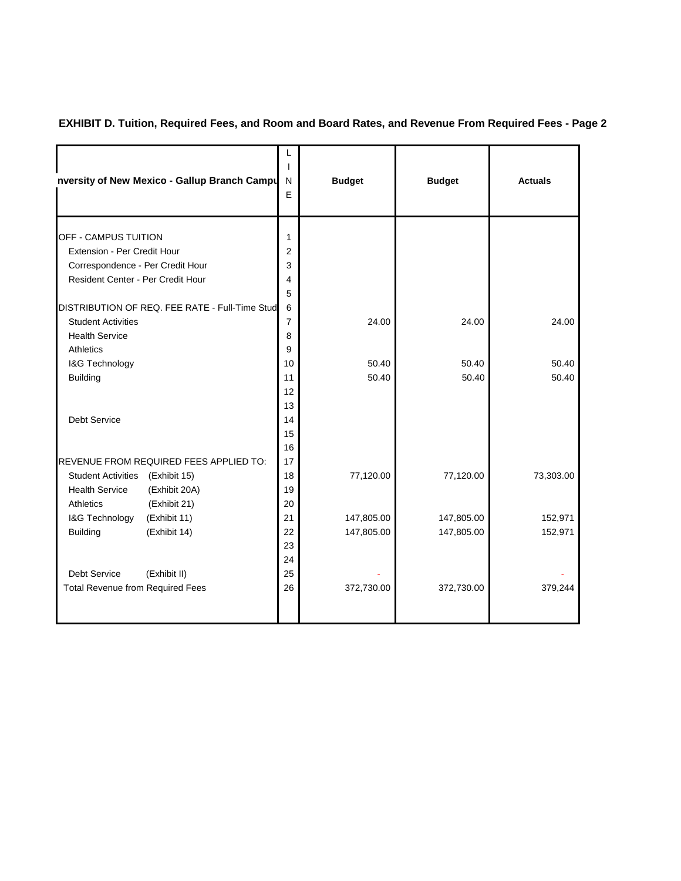**EXHIBIT D. Tuition, Required Fees, and Room and Board Rates, and Revenue From Required Fees - Page 2**

| nversity of New Mexico - Gallup Branch Campu | LINE | Budget | Budget | Actuals |
|---|---|---|---|---|
| OFF - CAMPUS TUITION | 1 | | | |
| Extension - Per Credit Hour | 2 | | | |
| Correspondence - Per Credit Hour | 3 | | | |
| Resident Center - Per Credit Hour | 4 | | | |
| | 5 | | | |
| DISTRIBUTION OF REQ. FEE RATE - Full-Time Stud | 6 | | | |
| Student Activities | 7 | 24.00 | 24.00 | 24.00 |
| Health Service | 8 | | | |
| Athletics | 9 | | | |
| I&G Technology | 10 | 50.40 | 50.40 | 50.40 |
| Building | 11 | 50.40 | 50.40 | 50.40 |
| | 12 | | | |
| | 13 | | | |
| Debt Service | 14 | | | |
| | 15 | | | |
| | 16 | | | |
| REVENUE FROM REQUIRED FEES APPLIED TO: | 17 | | | |
| Student Activities (Exhibit 15) | 18 | 77,120.00 | 77,120.00 | 73,303.00 |
| Health Service (Exhibit 20A) | 19 | | | |
| Athletics (Exhibit 21) | 20 | | | |
| I&G Technology (Exhibit 11) | 21 | 147,805.00 | 147,805.00 | 152,971 |
| Building (Exhibit 14) | 22 | 147,805.00 | 147,805.00 | 152,971 |
| | 23 | | | |
| | 24 | | | |
| Debt Service (Exhibit II) | 25 | - | | - |
| Total Revenue from Required Fees | 26 | 372,730.00 | 372,730.00 | 379,244 |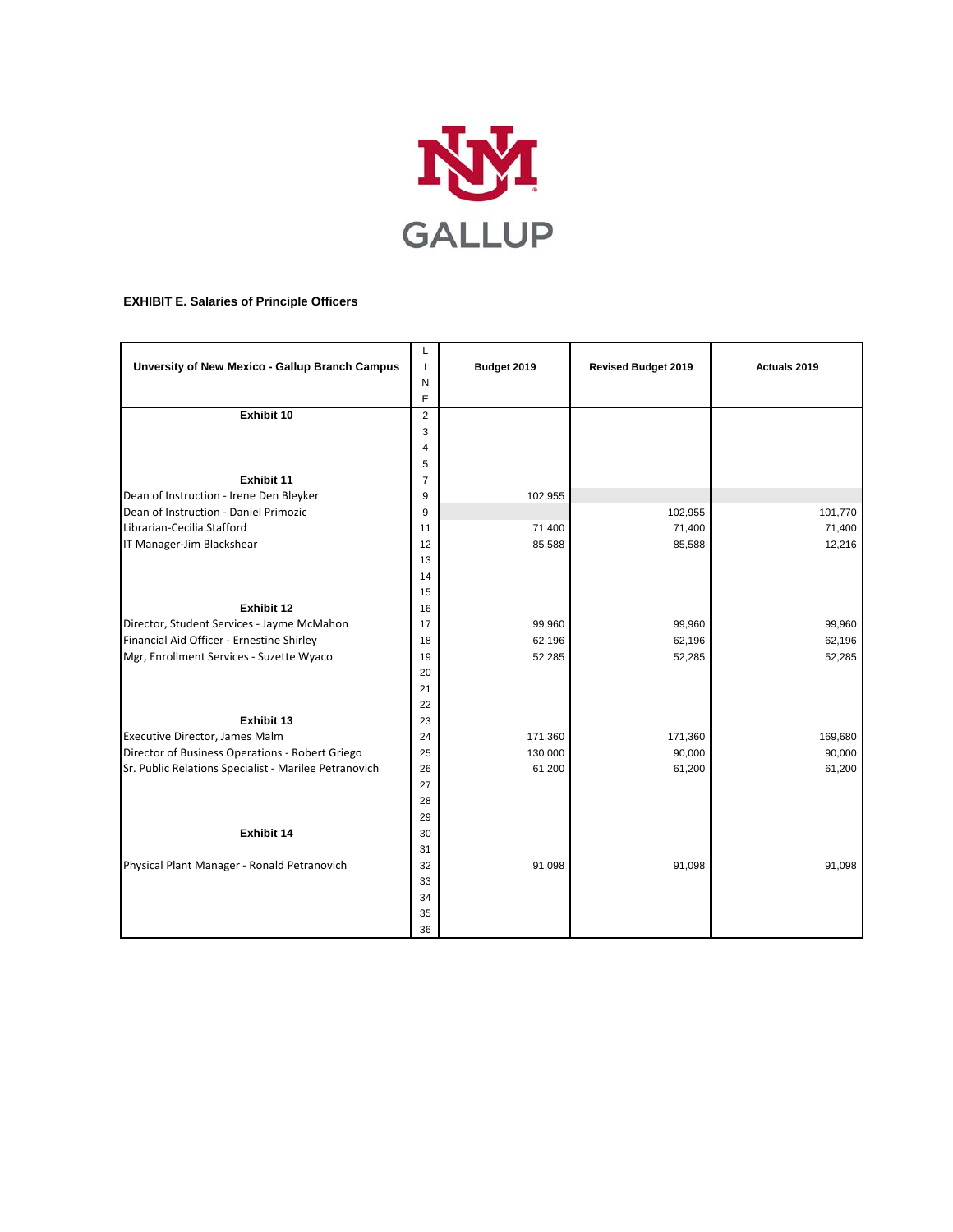**EXHIBIT E. Salaries of Principle Officers**

| Unversity of New Mexico - Gallup Branch Campus | LINE | Budget 2019 | Revised Budget 2019 | Actuals 2019 |
|---|---|---|---|---|
| **Exhibit 10** | 2 | | | |
| | 3 | | | |
| | 4 | | | |
| | 5 | | | |
| **Exhibit 11** | 7 | | | |
| Dean of Instruction - Irene Den Bleyker | 9 | 102,955 | | |
| Dean of Instruction - Daniel Primozic | 9 | | 102,955 | 101,770 |
| Librarian-Cecilia Stafford | 11 | 71,400 | 71,400 | 71,400 |
| IT Manager-Jim Blackshear | 12 | 85,588 | 85,588 | 12,216 |
| | 13 | | | |
| | 14 | | | |
| | 15 | | | |
| **Exhibit 12** | 16 | | | |
| Director, Student Services - Jayme McMahon | 17 | 99,960 | 99,960 | 99,960 |
| Financial Aid Officer - Ernestine Shirley | 18 | 62,196 | 62,196 | 62,196 |
| Mgr, Enrollment Services - Suzette Wyaco | 19 | 52,285 | 52,285 | 52,285 |
| | 20 | | | |
| | 21 | | | |
| | 22 | | | |
| **Exhibit 13** | 23 | | | |
| Executive Director, James Malm | 24 | 171,360 | 171,360 | 169,680 |
| Director of Business Operations - Robert Griego | 25 | 130,000 | 90,000 | 90,000 |
| Sr. Public Relations Specialist - Marilee Petranovich | 26 | 61,200 | 61,200 | 61,200 |
| | 27 | | | |
| | 28 | | | |
| | 29 | | | |
| **Exhibit 14** | 30 | | | |
| | 31 | | | |
| Physical Plant Manager - Ronald Petranovich | 32 | 91,098 | 91,098 | 91,098 |
| | 33 | | | |
| | 34 | | | |
| | 35 | | | |
| | 36 | | | |